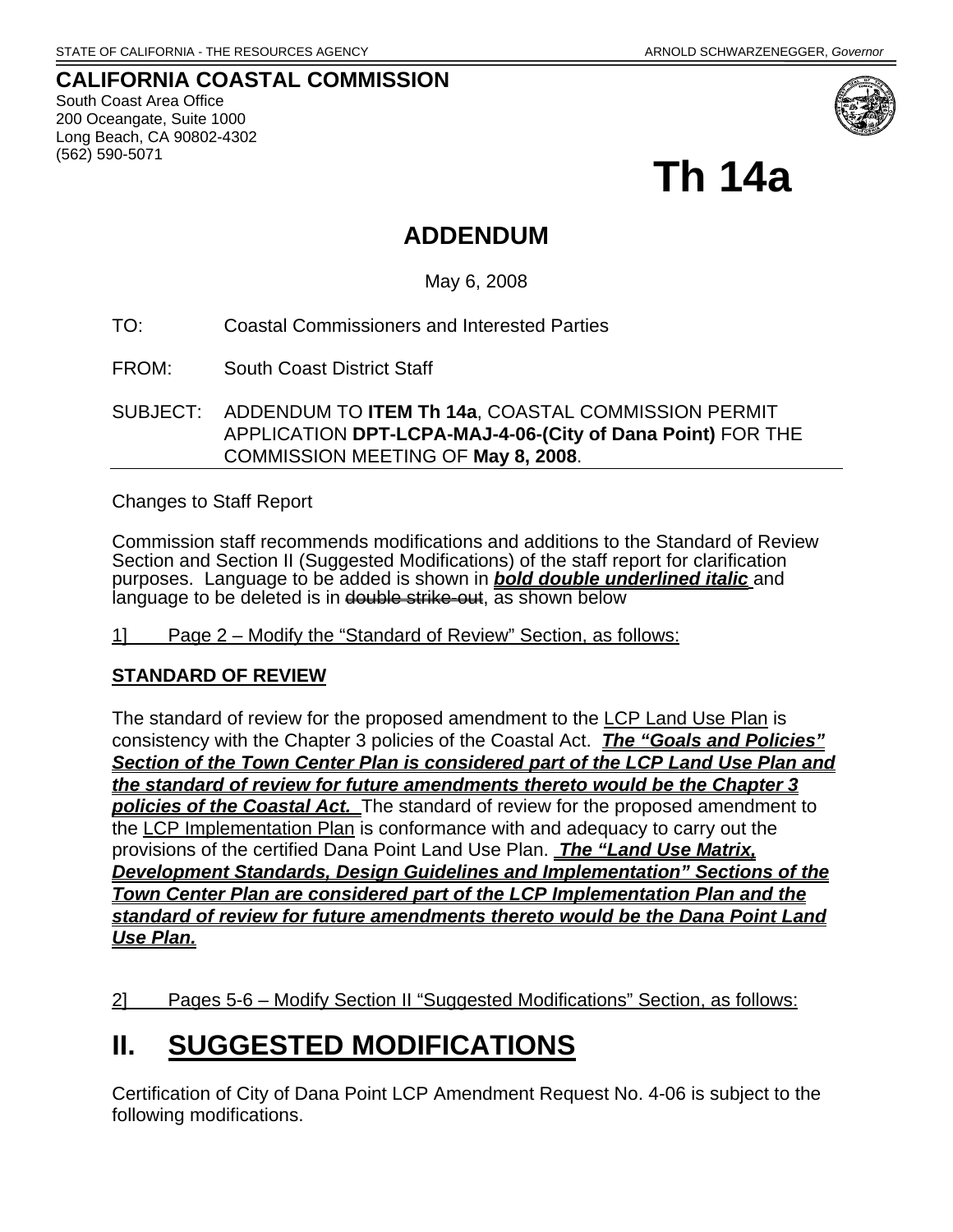STATE OF CALIFORNIA - THE RESOURCES AGENCY ARNOLD SCHWARZENEGGER, *Governor*

**CALIFORNIA COASTAL COMMISSION**
South Coast Area Office
200 Oceangate, Suite 1000
Long Beach, CA 90802-4302
(562) 590-5071

# Th 14a

## ADDENDUM

May 6, 2008

TO: Coastal Commissioners and Interested Parties

FROM: South Coast District Staff

SUBJECT: ADDENDUM TO **ITEM Th 14a**, COASTAL COMMISSION PERMIT APPLICATION **DPT-LCPA-MAJ-4-06-(City of Dana Point)** FOR THE COMMISSION MEETING OF **May 8, 2008**.

Changes to Staff Report

Commission staff recommends modifications and additions to the Standard of Review Section and Section II (Suggested Modifications) of the staff report for clarification purposes. Language to be added is shown in ***bold double underlined italic*** and language to be deleted is in ~~double strike-out~~, as shown below

1] Page 2 – Modify the "Standard of Review" Section, as follows:

**STANDARD OF REVIEW**

The standard of review for the proposed amendment to the LCP Land Use Plan is consistency with the Chapter 3 policies of the Coastal Act. ***The "Goals and Policies" Section of the Town Center Plan is considered part of the LCP Land Use Plan and the standard of review for future amendments thereto would be the Chapter 3 policies of the Coastal Act.*** The standard of review for the proposed amendment to the LCP Implementation Plan is conformance with and adequacy to carry out the provisions of the certified Dana Point Land Use Plan. ***The "Land Use Matrix, Development Standards, Design Guidelines and Implementation" Sections of the Town Center Plan are considered part of the LCP Implementation Plan and the standard of review for future amendments thereto would be the Dana Point Land Use Plan.***

2] Pages 5-6 – Modify Section II "Suggested Modifications" Section, as follows:

# II. SUGGESTED MODIFICATIONS

Certification of City of Dana Point LCP Amendment Request No. 4-06 is subject to the following modifications.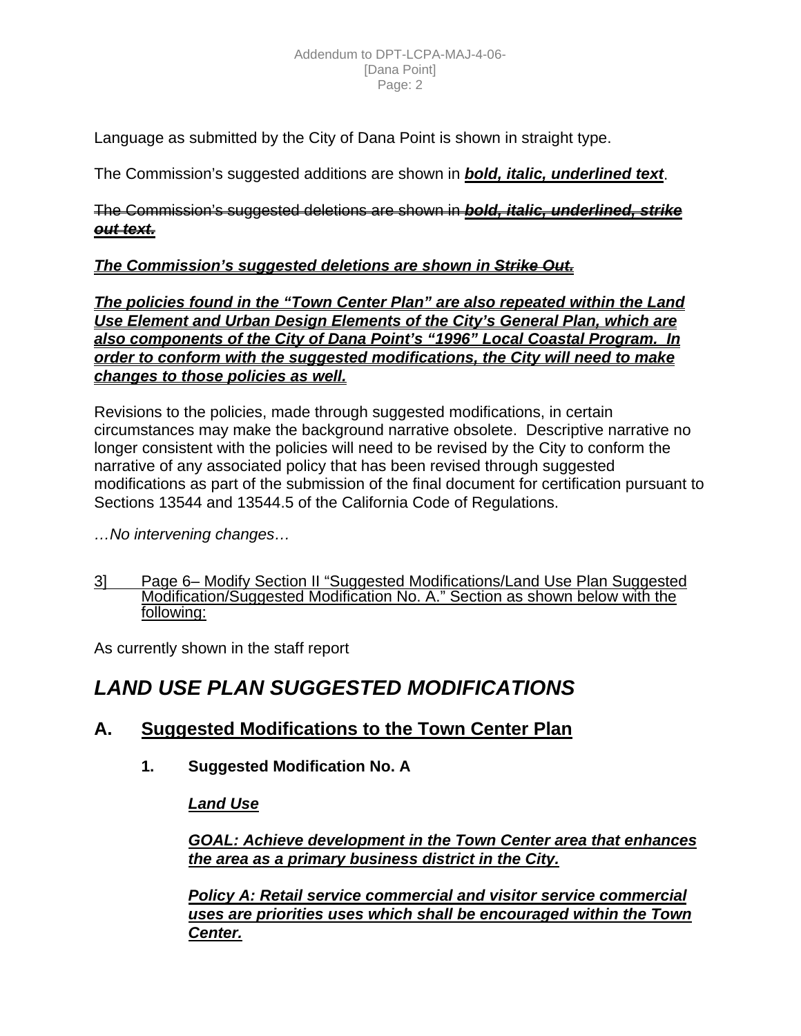Language as submitted by the City of Dana Point is shown in straight type.

The Commission's suggested additions are shown in ***<u>bold, italic, underlined text</u>***.

~~The Commission's suggested deletions are shown in~~ ***<u>~~bold, italic, underlined, strike out text.~~</u>***

***<u>The Commission's suggested deletions are shown in ~~Strike Out.~~</u>***

***<u>The policies found in the "Town Center Plan" are also repeated within the Land Use Element and Urban Design Elements of the City's General Plan, which are also components of the City of Dana Point's "1996" Local Coastal Program. In order to conform with the suggested modifications, the City will need to make changes to those policies as well.</u>***

Revisions to the policies, made through suggested modifications, in certain circumstances may make the background narrative obsolete. Descriptive narrative no longer consistent with the policies will need to be revised by the City to conform the narrative of any associated policy that has been revised through suggested modifications as part of the submission of the final document for certification pursuant to Sections 13544 and 13544.5 of the California Code of Regulations.

*…No intervening changes…*

<u>3] Page 6– Modify Section II "Suggested Modifications/Land Use Plan Suggested Modification/Suggested Modification No. A." Section as shown below with the following:</u>

As currently shown in the staff report

# *LAND USE PLAN SUGGESTED MODIFICATIONS*

## A. <u>Suggested Modifications to the Town Center Plan</u>

### 1. Suggested Modification No. A

***<u>Land Use</u>***

***<u>GOAL: Achieve development in the Town Center area that enhances the area as a primary business district in the City.</u>***

***<u>Policy A: Retail service commercial and visitor service commercial uses are priorities uses which shall be encouraged within the Town Center.</u>***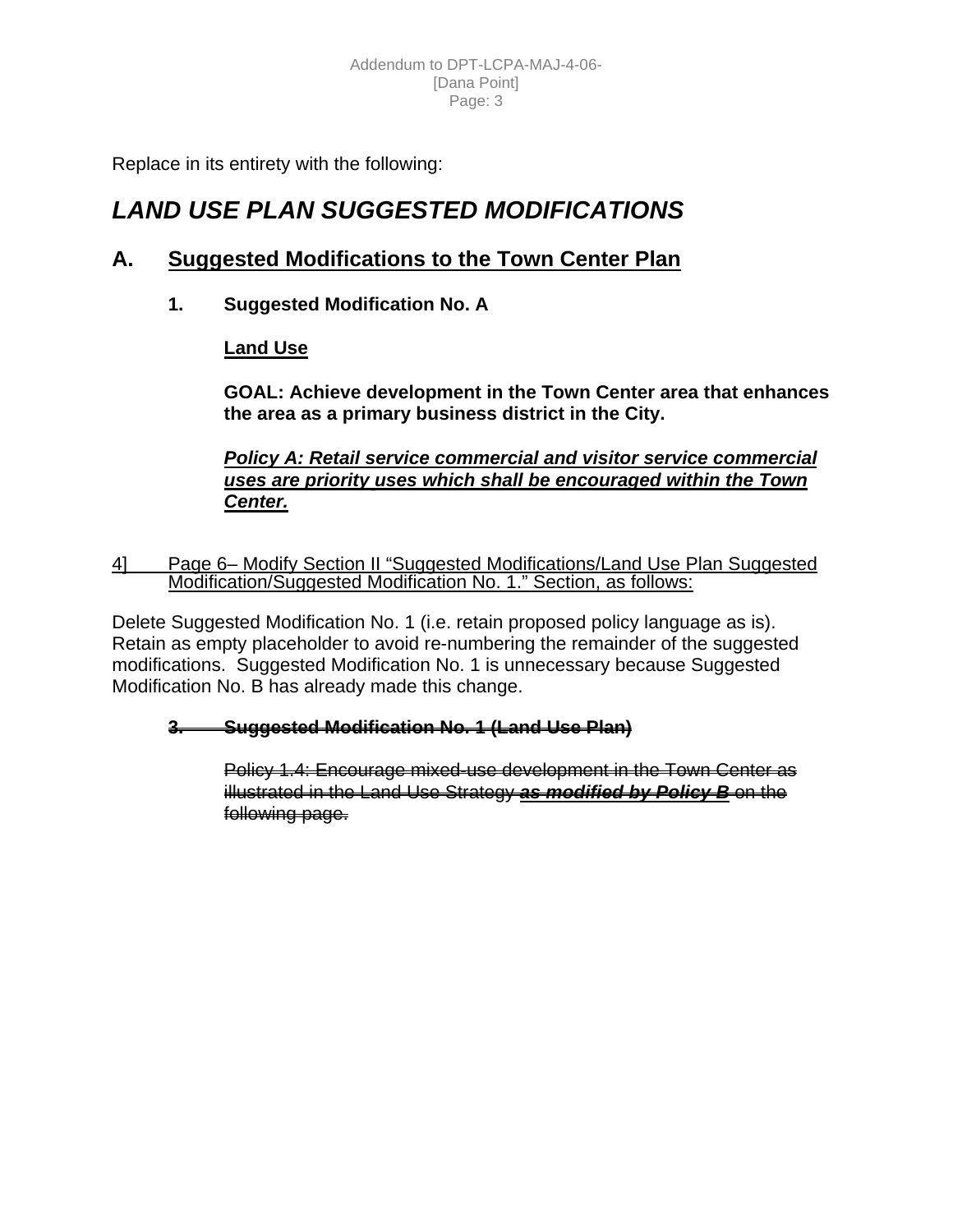Replace in its entirety with the following:

# *LAND USE PLAN SUGGESTED MODIFICATIONS*

## A. <u>Suggested Modifications to the Town Center Plan</u>

### 1. Suggested Modification No. A

**<u>Land Use</u>**

**GOAL: Achieve development in the Town Center area that enhances the area as a primary business district in the City.**

***<u>Policy A: Retail service commercial and visitor service commercial uses are priority uses which shall be encouraged within the Town Center.</u>***

<u>4] Page 6– Modify Section II "Suggested Modifications/Land Use Plan Suggested Modification/Suggested Modification No. 1." Section, as follows:</u>

Delete Suggested Modification No. 1 (i.e. retain proposed policy language as is). Retain as empty placeholder to avoid re-numbering the remainder of the suggested modifications. Suggested Modification No. 1 is unnecessary because Suggested Modification No. B has already made this change.

**~~3. Suggested Modification No. 1 (Land Use Plan)~~**

~~Policy 1.4: Encourage mixed-use development in the Town Center as illustrated in the Land Use Strategy~~ ~~***<u>as modified by Policy B</u>***~~ ~~on the following page.~~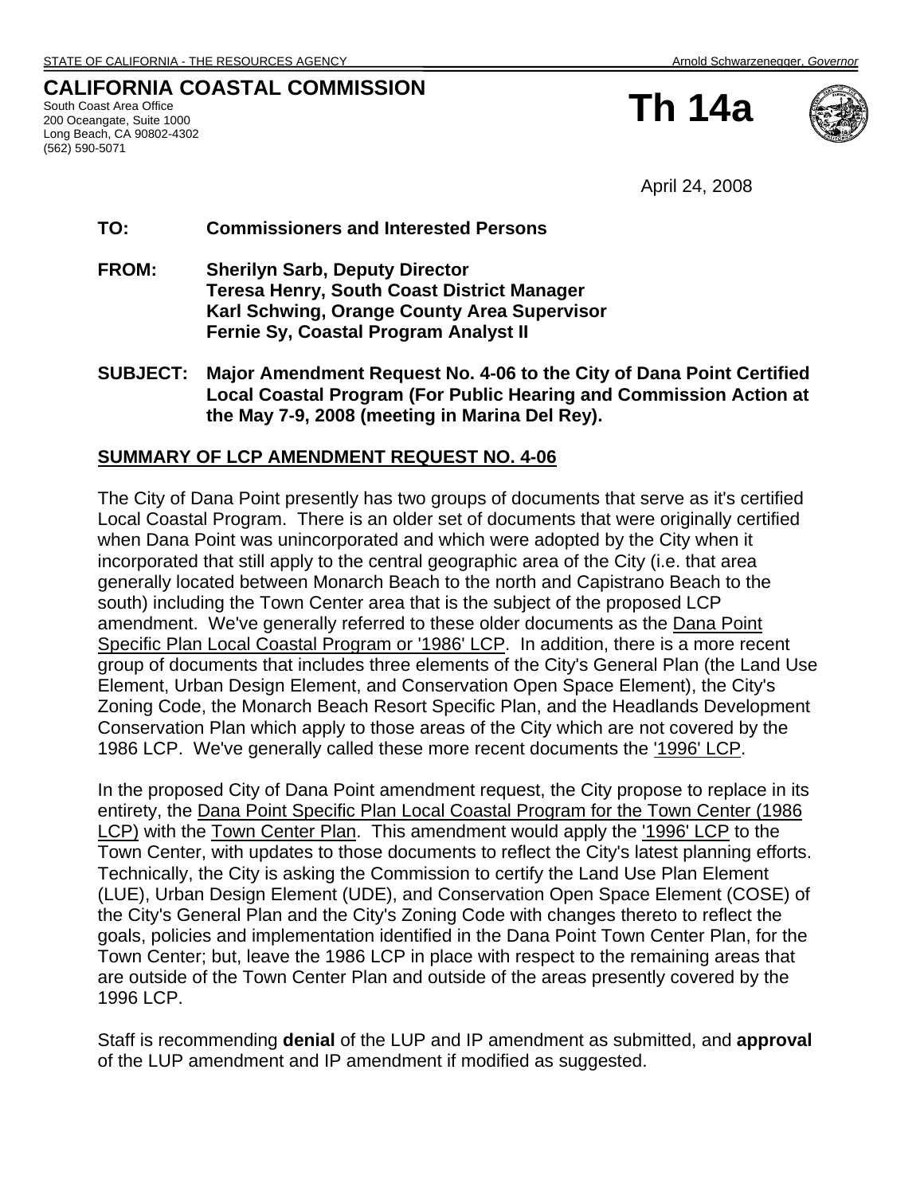STATE OF CALIFORNIA - THE RESOURCES AGENCY Arnold Schwarzenegger, *Governor*

# CALIFORNIA COASTAL COMMISSION

South Coast Area Office
200 Oceangate, Suite 1000
Long Beach, CA 90802-4302
(562) 590-5071

**Th 14a**

April 24, 2008

**TO:** **Commissioners and Interested Persons**

**FROM:** **Sherilyn Sarb, Deputy Director**
**Teresa Henry, South Coast District Manager**
**Karl Schwing, Orange County Area Supervisor**
**Fernie Sy, Coastal Program Analyst II**

**SUBJECT:** **Major Amendment Request No. 4-06 to the City of Dana Point Certified Local Coastal Program (For Public Hearing and Commission Action at the May 7-9, 2008 (meeting in Marina Del Rey).**

## SUMMARY OF LCP AMENDMENT REQUEST NO. 4-06

The City of Dana Point presently has two groups of documents that serve as it's certified Local Coastal Program. There is an older set of documents that were originally certified when Dana Point was unincorporated and which were adopted by the City when it incorporated that still apply to the central geographic area of the City (i.e. that area generally located between Monarch Beach to the north and Capistrano Beach to the south) including the Town Center area that is the subject of the proposed LCP amendment. We've generally referred to these older documents as the Dana Point Specific Plan Local Coastal Program or '1986' LCP. In addition, there is a more recent group of documents that includes three elements of the City's General Plan (the Land Use Element, Urban Design Element, and Conservation Open Space Element), the City's Zoning Code, the Monarch Beach Resort Specific Plan, and the Headlands Development Conservation Plan which apply to those areas of the City which are not covered by the 1986 LCP. We've generally called these more recent documents the '1996' LCP.

In the proposed City of Dana Point amendment request, the City propose to replace in its entirety, the Dana Point Specific Plan Local Coastal Program for the Town Center (1986 LCP) with the Town Center Plan. This amendment would apply the '1996' LCP to the Town Center, with updates to those documents to reflect the City's latest planning efforts. Technically, the City is asking the Commission to certify the Land Use Plan Element (LUE), Urban Design Element (UDE), and Conservation Open Space Element (COSE) of the City's General Plan and the City's Zoning Code with changes thereto to reflect the goals, policies and implementation identified in the Dana Point Town Center Plan, for the Town Center; but, leave the 1986 LCP in place with respect to the remaining areas that are outside of the Town Center Plan and outside of the areas presently covered by the 1996 LCP.

Staff is recommending **denial** of the LUP and IP amendment as submitted, and **approval** of the LUP amendment and IP amendment if modified as suggested.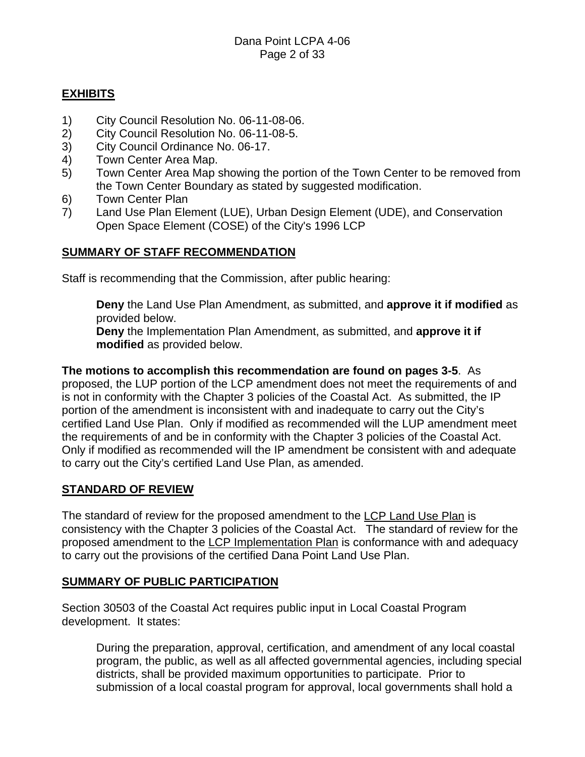## EXHIBITS

1) City Council Resolution No. 06-11-08-06.
2) City Council Resolution No. 06-11-08-5.
3) City Council Ordinance No. 06-17.
4) Town Center Area Map.
5) Town Center Area Map showing the portion of the Town Center to be removed from the Town Center Boundary as stated by suggested modification.
6) Town Center Plan
7) Land Use Plan Element (LUE), Urban Design Element (UDE), and Conservation Open Space Element (COSE) of the City's 1996 LCP

## SUMMARY OF STAFF RECOMMENDATION

Staff is recommending that the Commission, after public hearing:

> **Deny** the Land Use Plan Amendment, as submitted, and **approve it if modified** as provided below.
> **Deny** the Implementation Plan Amendment, as submitted, and **approve it if modified** as provided below.

**The motions to accomplish this recommendation are found on pages 3-5**. As proposed, the LUP portion of the LCP amendment does not meet the requirements of and is not in conformity with the Chapter 3 policies of the Coastal Act. As submitted, the IP portion of the amendment is inconsistent with and inadequate to carry out the City's certified Land Use Plan. Only if modified as recommended will the LUP amendment meet the requirements of and be in conformity with the Chapter 3 policies of the Coastal Act. Only if modified as recommended will the IP amendment be consistent with and adequate to carry out the City's certified Land Use Plan, as amended.

## STANDARD OF REVIEW

The standard of review for the proposed amendment to the LCP Land Use Plan is consistency with the Chapter 3 policies of the Coastal Act. The standard of review for the proposed amendment to the LCP Implementation Plan is conformance with and adequacy to carry out the provisions of the certified Dana Point Land Use Plan.

## SUMMARY OF PUBLIC PARTICIPATION

Section 30503 of the Coastal Act requires public input in Local Coastal Program development. It states:

> During the preparation, approval, certification, and amendment of any local coastal program, the public, as well as all affected governmental agencies, including special districts, shall be provided maximum opportunities to participate. Prior to submission of a local coastal program for approval, local governments shall hold a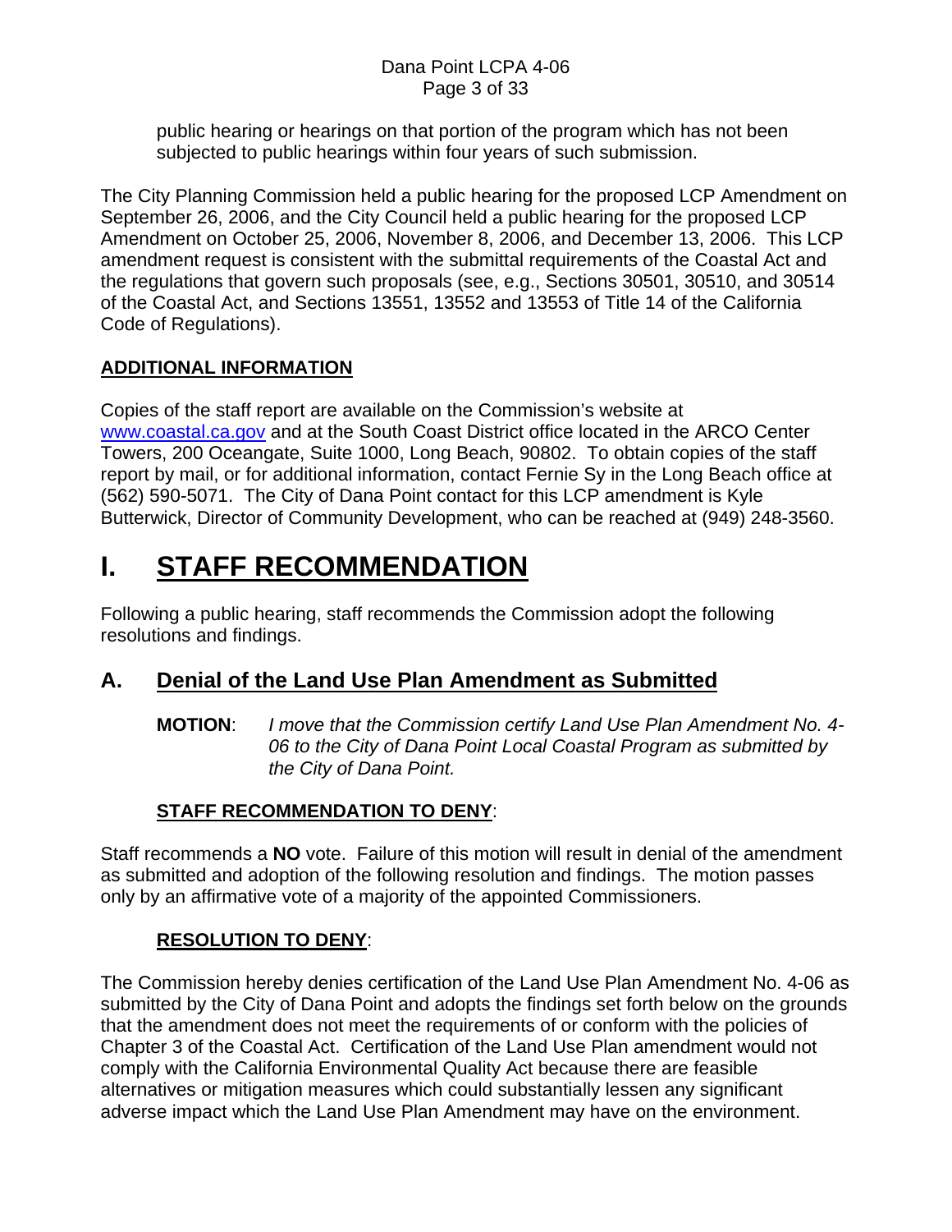public hearing or hearings on that portion of the program which has not been subjected to public hearings within four years of such submission.

The City Planning Commission held a public hearing for the proposed LCP Amendment on September 26, 2006, and the City Council held a public hearing for the proposed LCP Amendment on October 25, 2006, November 8, 2006, and December 13, 2006. This LCP amendment request is consistent with the submittal requirements of the Coastal Act and the regulations that govern such proposals (see, e.g., Sections 30501, 30510, and 30514 of the Coastal Act, and Sections 13551, 13552 and 13553 of Title 14 of the California Code of Regulations).

**ADDITIONAL INFORMATION**

Copies of the staff report are available on the Commission's website at www.coastal.ca.gov and at the South Coast District office located in the ARCO Center Towers, 200 Oceangate, Suite 1000, Long Beach, 90802. To obtain copies of the staff report by mail, or for additional information, contact Fernie Sy in the Long Beach office at (562) 590-5071. The City of Dana Point contact for this LCP amendment is Kyle Butterwick, Director of Community Development, who can be reached at (949) 248-3560.

# I. STAFF RECOMMENDATION

Following a public hearing, staff recommends the Commission adopt the following resolutions and findings.

## A. Denial of the Land Use Plan Amendment as Submitted

**MOTION**: *I move that the Commission certify Land Use Plan Amendment No. 4-06 to the City of Dana Point Local Coastal Program as submitted by the City of Dana Point.*

**STAFF RECOMMENDATION TO DENY**:

Staff recommends a **NO** vote. Failure of this motion will result in denial of the amendment as submitted and adoption of the following resolution and findings. The motion passes only by an affirmative vote of a majority of the appointed Commissioners.

**RESOLUTION TO DENY**:

The Commission hereby denies certification of the Land Use Plan Amendment No. 4-06 as submitted by the City of Dana Point and adopts the findings set forth below on the grounds that the amendment does not meet the requirements of or conform with the policies of Chapter 3 of the Coastal Act. Certification of the Land Use Plan amendment would not comply with the California Environmental Quality Act because there are feasible alternatives or mitigation measures which could substantially lessen any significant adverse impact which the Land Use Plan Amendment may have on the environment.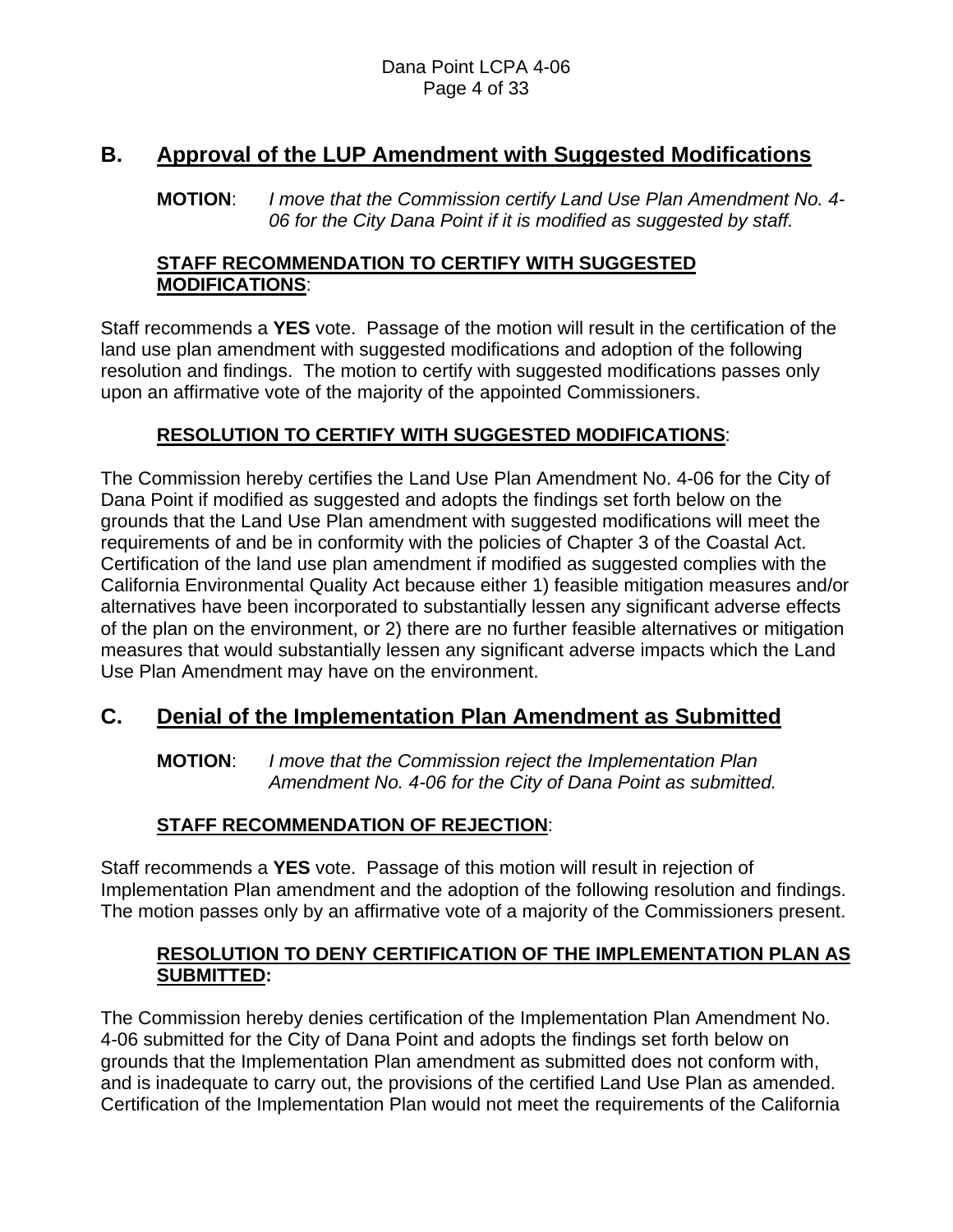## B. Approval of the LUP Amendment with Suggested Modifications

**MOTION**: *I move that the Commission certify Land Use Plan Amendment No. 4-06 for the City Dana Point if it is modified as suggested by staff.*

**STAFF RECOMMENDATION TO CERTIFY WITH SUGGESTED MODIFICATIONS**:

Staff recommends a **YES** vote. Passage of the motion will result in the certification of the land use plan amendment with suggested modifications and adoption of the following resolution and findings. The motion to certify with suggested modifications passes only upon an affirmative vote of the majority of the appointed Commissioners.

**RESOLUTION TO CERTIFY WITH SUGGESTED MODIFICATIONS**:

The Commission hereby certifies the Land Use Plan Amendment No. 4-06 for the City of Dana Point if modified as suggested and adopts the findings set forth below on the grounds that the Land Use Plan amendment with suggested modifications will meet the requirements of and be in conformity with the policies of Chapter 3 of the Coastal Act. Certification of the land use plan amendment if modified as suggested complies with the California Environmental Quality Act because either 1) feasible mitigation measures and/or alternatives have been incorporated to substantially lessen any significant adverse effects of the plan on the environment, or 2) there are no further feasible alternatives or mitigation measures that would substantially lessen any significant adverse impacts which the Land Use Plan Amendment may have on the environment.

## C. Denial of the Implementation Plan Amendment as Submitted

**MOTION**: *I move that the Commission reject the Implementation Plan Amendment No. 4-06 for the City of Dana Point as submitted.*

**STAFF RECOMMENDATION OF REJECTION**:

Staff recommends a **YES** vote. Passage of this motion will result in rejection of Implementation Plan amendment and the adoption of the following resolution and findings. The motion passes only by an affirmative vote of a majority of the Commissioners present.

**RESOLUTION TO DENY CERTIFICATION OF THE IMPLEMENTATION PLAN AS SUBMITTED:**

The Commission hereby denies certification of the Implementation Plan Amendment No. 4-06 submitted for the City of Dana Point and adopts the findings set forth below on grounds that the Implementation Plan amendment as submitted does not conform with, and is inadequate to carry out, the provisions of the certified Land Use Plan as amended. Certification of the Implementation Plan would not meet the requirements of the California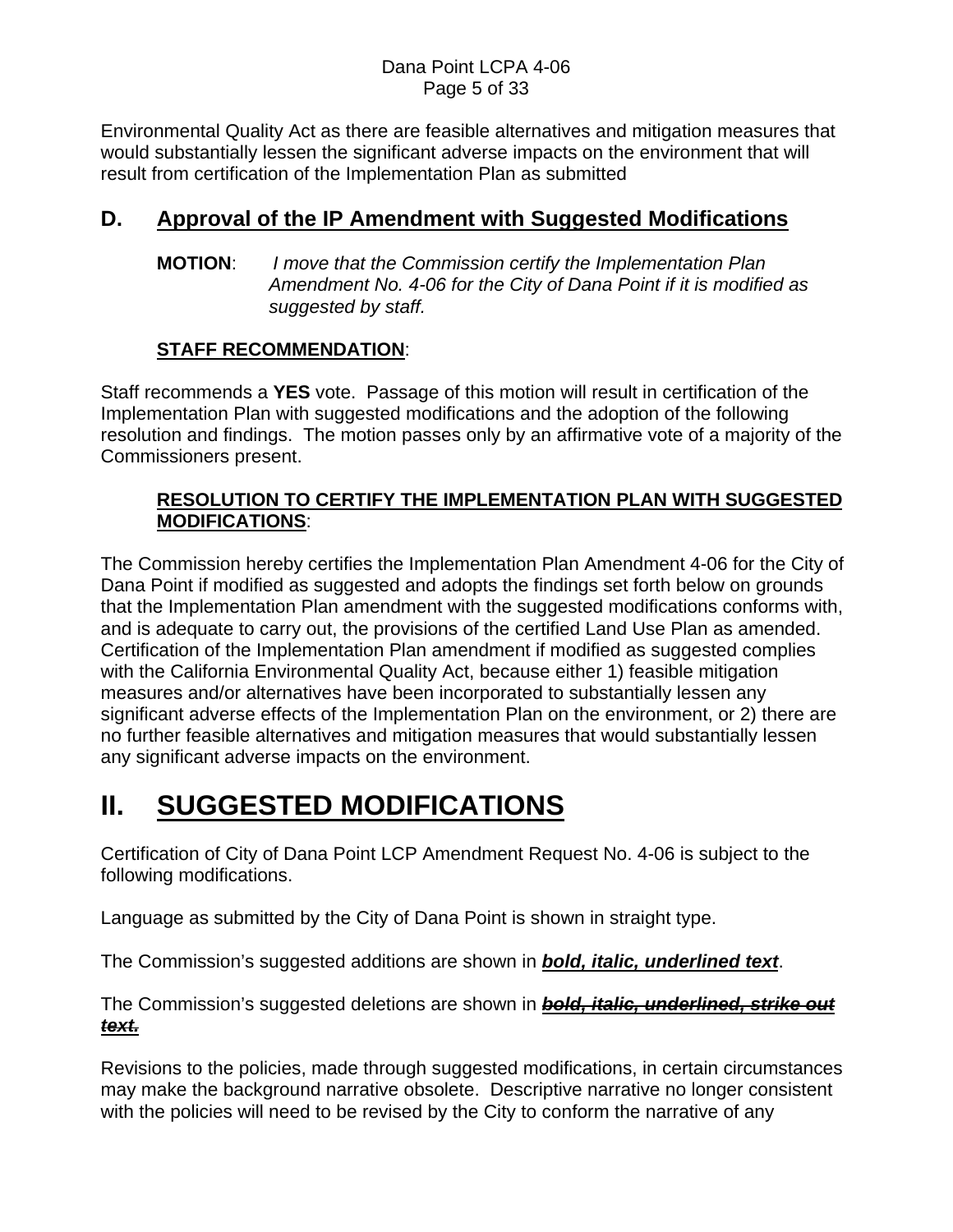Environmental Quality Act as there are feasible alternatives and mitigation measures that would substantially lessen the significant adverse impacts on the environment that will result from certification of the Implementation Plan as submitted

## D. Approval of the IP Amendment with Suggested Modifications

**MOTION**: *I move that the Commission certify the Implementation Plan Amendment No. 4-06 for the City of Dana Point if it is modified as suggested by staff.*

**STAFF RECOMMENDATION**:

Staff recommends a **YES** vote. Passage of this motion will result in certification of the Implementation Plan with suggested modifications and the adoption of the following resolution and findings. The motion passes only by an affirmative vote of a majority of the Commissioners present.

**RESOLUTION TO CERTIFY THE IMPLEMENTATION PLAN WITH SUGGESTED MODIFICATIONS**:

The Commission hereby certifies the Implementation Plan Amendment 4-06 for the City of Dana Point if modified as suggested and adopts the findings set forth below on grounds that the Implementation Plan amendment with the suggested modifications conforms with, and is adequate to carry out, the provisions of the certified Land Use Plan as amended. Certification of the Implementation Plan amendment if modified as suggested complies with the California Environmental Quality Act, because either 1) feasible mitigation measures and/or alternatives have been incorporated to substantially lessen any significant adverse effects of the Implementation Plan on the environment, or 2) there are no further feasible alternatives and mitigation measures that would substantially lessen any significant adverse impacts on the environment.

# II. SUGGESTED MODIFICATIONS

Certification of City of Dana Point LCP Amendment Request No. 4-06 is subject to the following modifications.

Language as submitted by the City of Dana Point is shown in straight type.

The Commission's suggested additions are shown in ***bold, italic, underlined text***.

The Commission's suggested deletions are shown in ~~***bold, italic, underlined, strike out text.***~~

Revisions to the policies, made through suggested modifications, in certain circumstances may make the background narrative obsolete. Descriptive narrative no longer consistent with the policies will need to be revised by the City to conform the narrative of any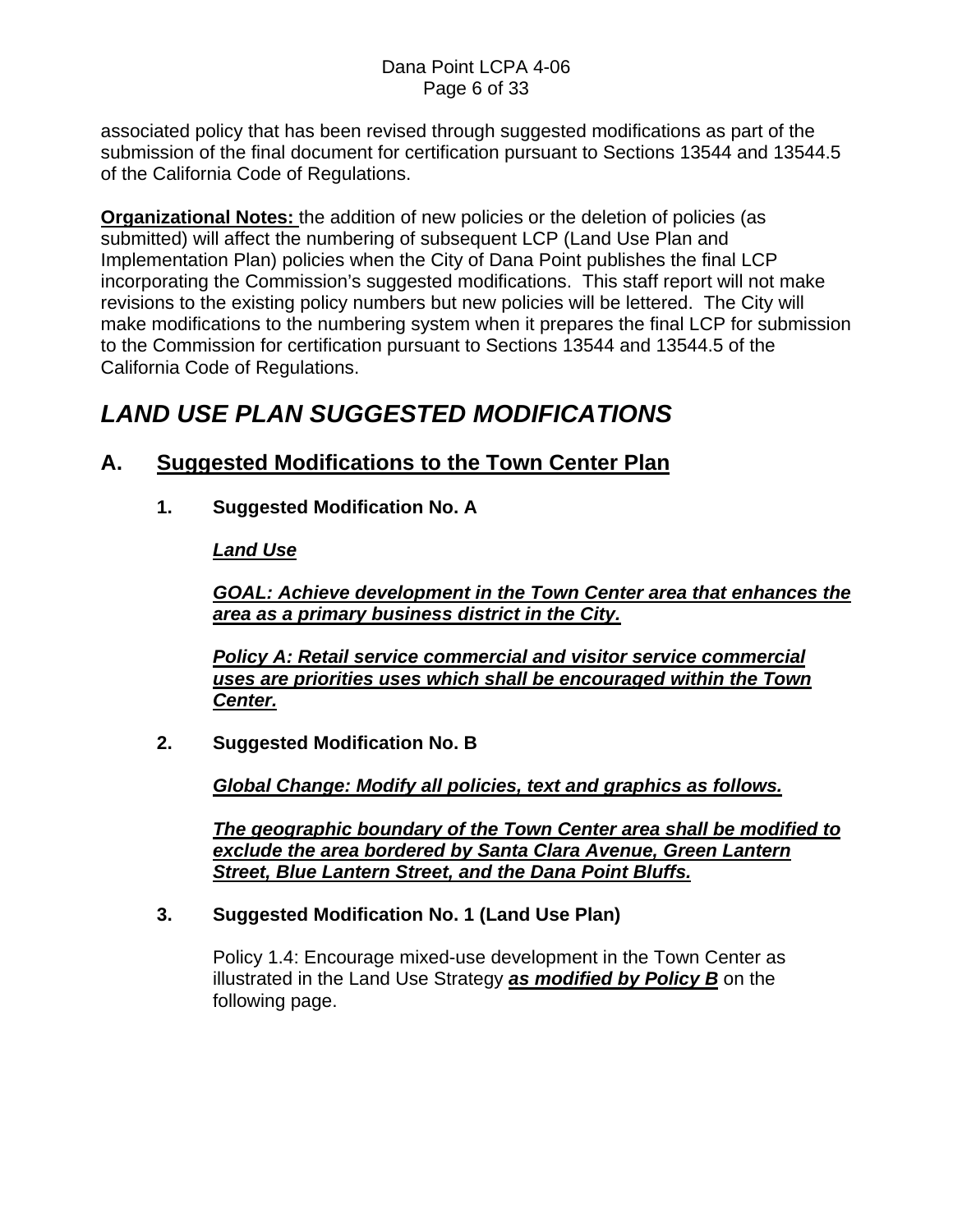associated policy that has been revised through suggested modifications as part of the submission of the final document for certification pursuant to Sections 13544 and 13544.5 of the California Code of Regulations.

**<u>Organizational Notes:</u>** the addition of new policies or the deletion of policies (as submitted) will affect the numbering of subsequent LCP (Land Use Plan and Implementation Plan) policies when the City of Dana Point publishes the final LCP incorporating the Commission's suggested modifications. This staff report will not make revisions to the existing policy numbers but new policies will be lettered. The City will make modifications to the numbering system when it prepares the final LCP for submission to the Commission for certification pursuant to Sections 13544 and 13544.5 of the California Code of Regulations.

# *LAND USE PLAN SUGGESTED MODIFICATIONS*

## A. <u>Suggested Modifications to the Town Center Plan</u>

### 1. Suggested Modification No. A

***<u>Land Use</u>***

***<u>GOAL: Achieve development in the Town Center area that enhances the area as a primary business district in the City.</u>***

***<u>Policy A: Retail service commercial and visitor service commercial uses are priorities uses which shall be encouraged within the Town Center.</u>***

### 2. Suggested Modification No. B

***<u>Global Change: Modify all policies, text and graphics as follows.</u>***

***<u>The geographic boundary of the Town Center area shall be modified to exclude the area bordered by Santa Clara Avenue, Green Lantern Street, Blue Lantern Street, and the Dana Point Bluffs.</u>***

### 3. Suggested Modification No. 1 (Land Use Plan)

Policy 1.4: Encourage mixed-use development in the Town Center as illustrated in the Land Use Strategy ***<u>as modified by Policy B</u>*** on the following page.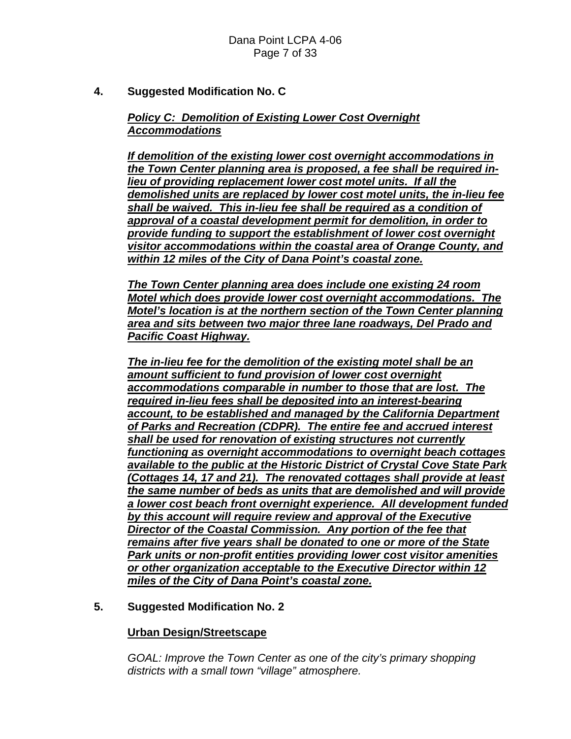**4. Suggested Modification No. C**

***Policy C: Demolition of Existing Lower Cost Overnight Accommodations***

***If demolition of the existing lower cost overnight accommodations in the Town Center planning area is proposed, a fee shall be required in-lieu of providing replacement lower cost motel units. If all the demolished units are replaced by lower cost motel units, the in-lieu fee shall be waived. This in-lieu fee shall be required as a condition of approval of a coastal development permit for demolition, in order to provide funding to support the establishment of lower cost overnight visitor accommodations within the coastal area of Orange County, and within 12 miles of the City of Dana Point's coastal zone.***

***The Town Center planning area does include one existing 24 room Motel which does provide lower cost overnight accommodations. The Motel's location is at the northern section of the Town Center planning area and sits between two major three lane roadways, Del Prado and Pacific Coast Highway.***

***The in-lieu fee for the demolition of the existing motel shall be an amount sufficient to fund provision of lower cost overnight accommodations comparable in number to those that are lost. The required in-lieu fees shall be deposited into an interest-bearing account, to be established and managed by the California Department of Parks and Recreation (CDPR). The entire fee and accrued interest shall be used for renovation of existing structures not currently functioning as overnight accommodations to overnight beach cottages available to the public at the Historic District of Crystal Cove State Park (Cottages 14, 17 and 21). The renovated cottages shall provide at least the same number of beds as units that are demolished and will provide a lower cost beach front overnight experience. All development funded by this account will require review and approval of the Executive Director of the Coastal Commission. Any portion of the fee that remains after five years shall be donated to one or more of the State Park units or non-profit entities providing lower cost visitor amenities or other organization acceptable to the Executive Director within 12 miles of the City of Dana Point's coastal zone.***

**5. Suggested Modification No. 2**

**Urban Design/Streetscape**

*GOAL: Improve the Town Center as one of the city's primary shopping districts with a small town "village" atmosphere.*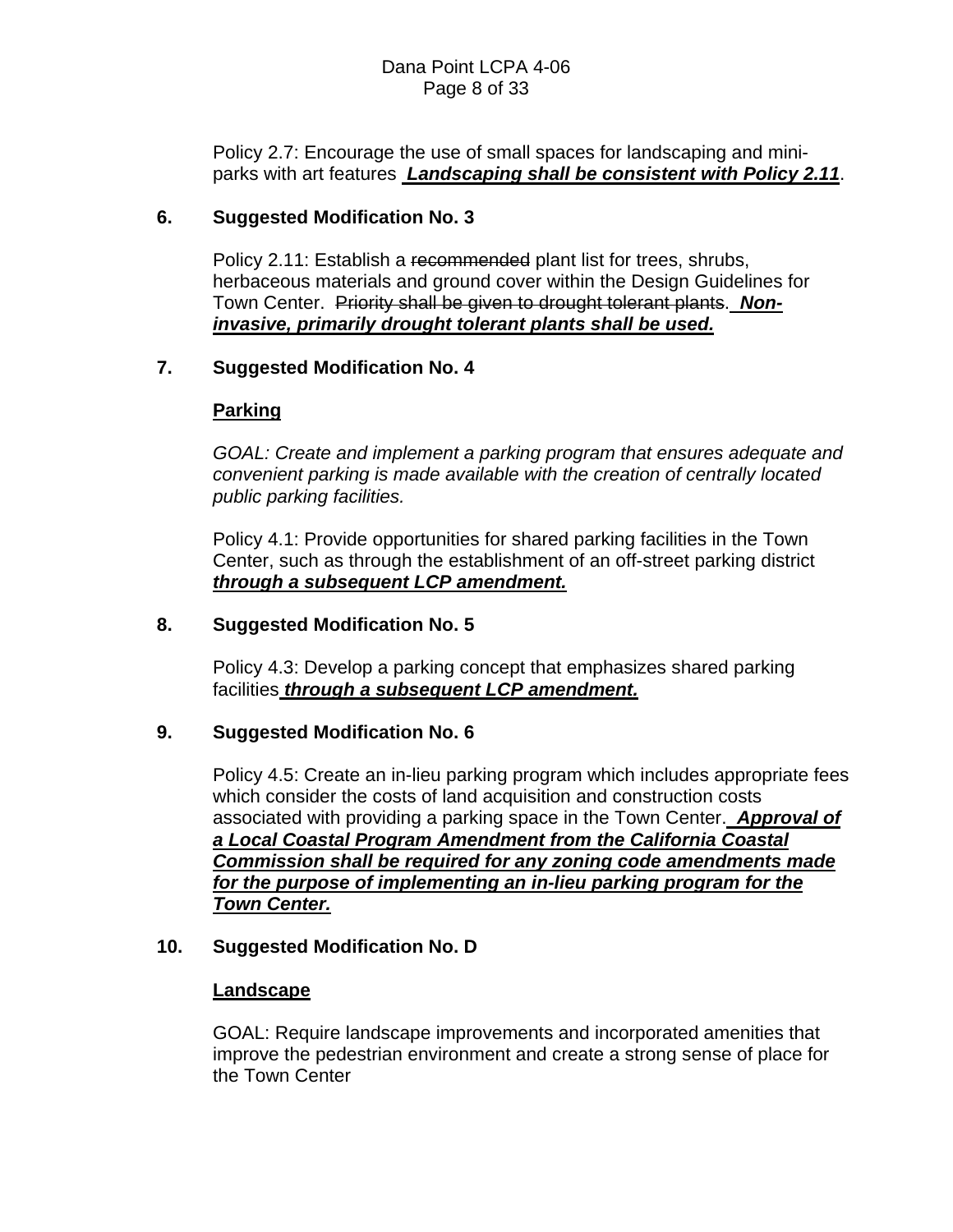Policy 2.7: Encourage the use of small spaces for landscaping and mini-parks with art features  ***Landscaping shall be consistent with Policy 2.11***.

**6. Suggested Modification No. 3**

Policy 2.11: Establish a ~~recommended~~ plant list for trees, shrubs, herbaceous materials and ground cover within the Design Guidelines for Town Center.  ~~Priority shall be given to drought tolerant plants.~~  ***Non-invasive, primarily drought tolerant plants shall be used.***

**7. Suggested Modification No. 4**

**Parking**

*GOAL: Create and implement a parking program that ensures adequate and convenient parking is made available with the creation of centrally located public parking facilities.*

Policy 4.1: Provide opportunities for shared parking facilities in the Town Center, such as through the establishment of an off-street parking district ***through a subsequent LCP amendment.***

**8. Suggested Modification No. 5**

Policy 4.3: Develop a parking concept that emphasizes shared parking facilities ***through a subsequent LCP amendment.***

**9. Suggested Modification No. 6**

Policy 4.5: Create an in-lieu parking program which includes appropriate fees which consider the costs of land acquisition and construction costs associated with providing a parking space in the Town Center.  ***Approval of a Local Coastal Program Amendment from the California Coastal Commission shall be required for any zoning code amendments made for the purpose of implementing an in-lieu parking program for the Town Center.***

**10. Suggested Modification No. D**

**Landscape**

GOAL: Require landscape improvements and incorporated amenities that improve the pedestrian environment and create a strong sense of place for the Town Center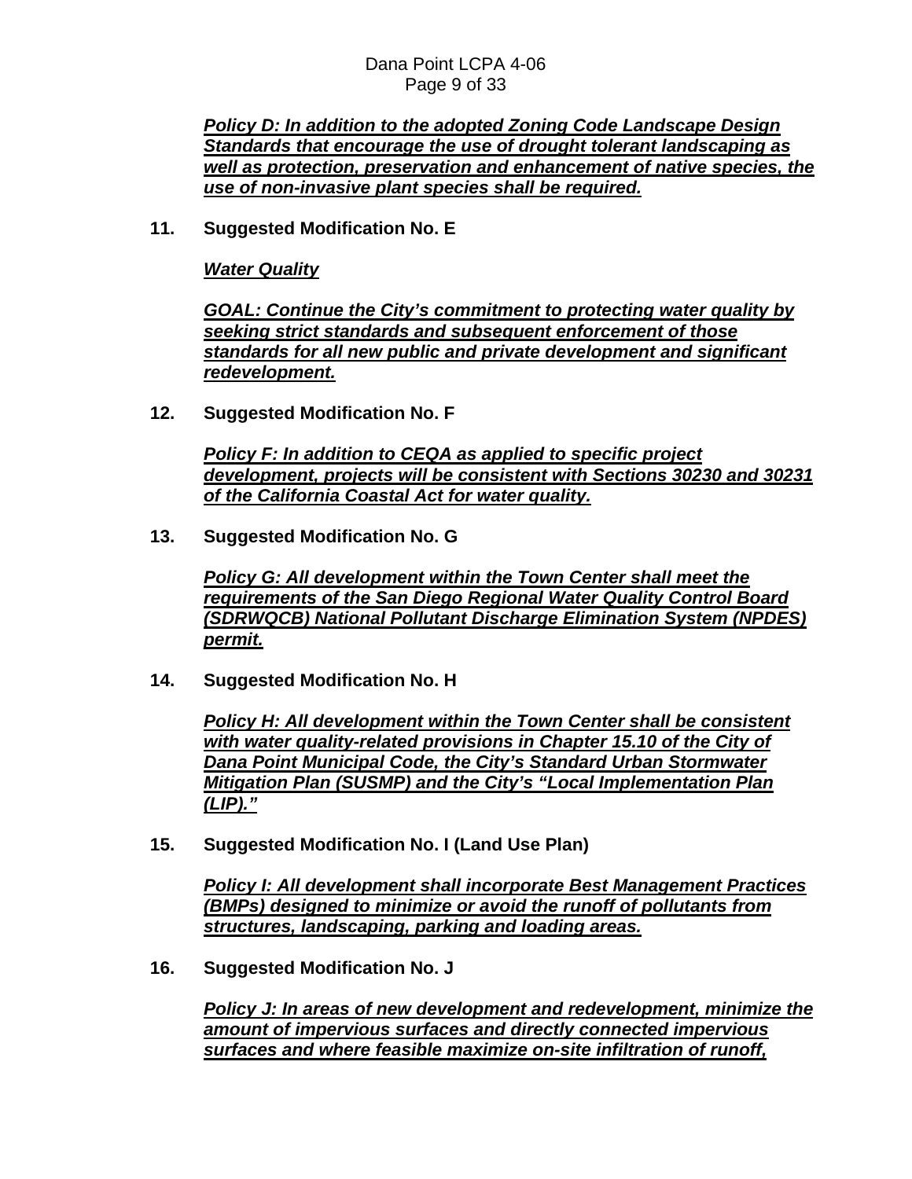***Policy D: In addition to the adopted Zoning Code Landscape Design Standards that encourage the use of drought tolerant landscaping as well as protection, preservation and enhancement of native species, the use of non-invasive plant species shall be required.***

**11. Suggested Modification No. E**

***Water Quality***

***GOAL: Continue the City's commitment to protecting water quality by seeking strict standards and subsequent enforcement of those standards for all new public and private development and significant redevelopment.***

**12. Suggested Modification No. F**

***Policy F: In addition to CEQA as applied to specific project development, projects will be consistent with Sections 30230 and 30231 of the California Coastal Act for water quality.***

**13. Suggested Modification No. G**

***Policy G: All development within the Town Center shall meet the requirements of the San Diego Regional Water Quality Control Board (SDRWQCB) National Pollutant Discharge Elimination System (NPDES) permit.***

**14. Suggested Modification No. H**

***Policy H: All development within the Town Center shall be consistent with water quality-related provisions in Chapter 15.10 of the City of Dana Point Municipal Code, the City's Standard Urban Stormwater Mitigation Plan (SUSMP) and the City's "Local Implementation Plan (LIP)."***

**15. Suggested Modification No. I (Land Use Plan)**

***Policy I: All development shall incorporate Best Management Practices (BMPs) designed to minimize or avoid the runoff of pollutants from structures, landscaping, parking and loading areas.***

**16. Suggested Modification No. J**

***Policy J: In areas of new development and redevelopment, minimize the amount of impervious surfaces and directly connected impervious surfaces and where feasible maximize on-site infiltration of runoff,***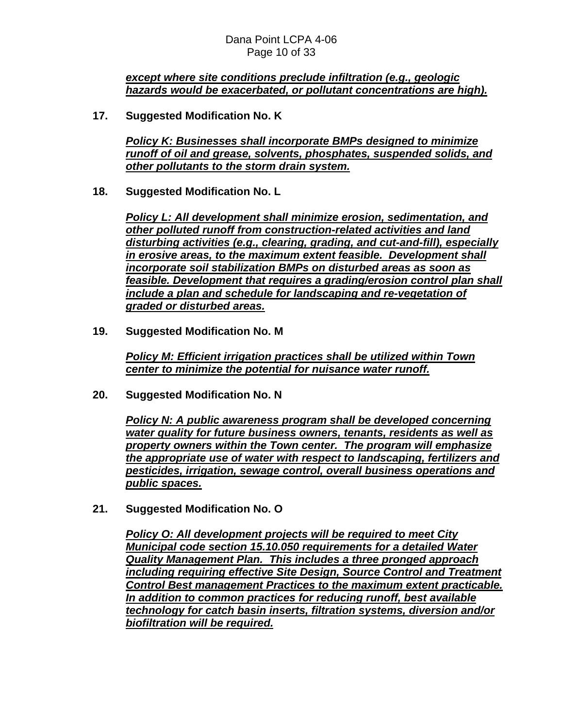***except where site conditions preclude infiltration (e.g., geologic hazards would be exacerbated, or pollutant concentrations are high).***

**17. Suggested Modification No. K**

***Policy K: Businesses shall incorporate BMPs designed to minimize runoff of oil and grease, solvents, phosphates, suspended solids, and other pollutants to the storm drain system.***

**18. Suggested Modification No. L**

***Policy L: All development shall minimize erosion, sedimentation, and other polluted runoff from construction-related activities and land disturbing activities (e.g., clearing, grading, and cut-and-fill), especially in erosive areas, to the maximum extent feasible. Development shall incorporate soil stabilization BMPs on disturbed areas as soon as feasible. Development that requires a grading/erosion control plan shall include a plan and schedule for landscaping and re-vegetation of graded or disturbed areas.***

**19. Suggested Modification No. M**

***Policy M: Efficient irrigation practices shall be utilized within Town center to minimize the potential for nuisance water runoff.***

**20. Suggested Modification No. N**

***Policy N: A public awareness program shall be developed concerning water quality for future business owners, tenants, residents as well as property owners within the Town center. The program will emphasize the appropriate use of water with respect to landscaping, fertilizers and pesticides, irrigation, sewage control, overall business operations and public spaces.***

**21. Suggested Modification No. O**

***Policy O: All development projects will be required to meet City Municipal code section 15.10.050 requirements for a detailed Water Quality Management Plan. This includes a three pronged approach including requiring effective Site Design, Source Control and Treatment Control Best management Practices to the maximum extent practicable. In addition to common practices for reducing runoff, best available technology for catch basin inserts, filtration systems, diversion and/or biofiltration will be required.***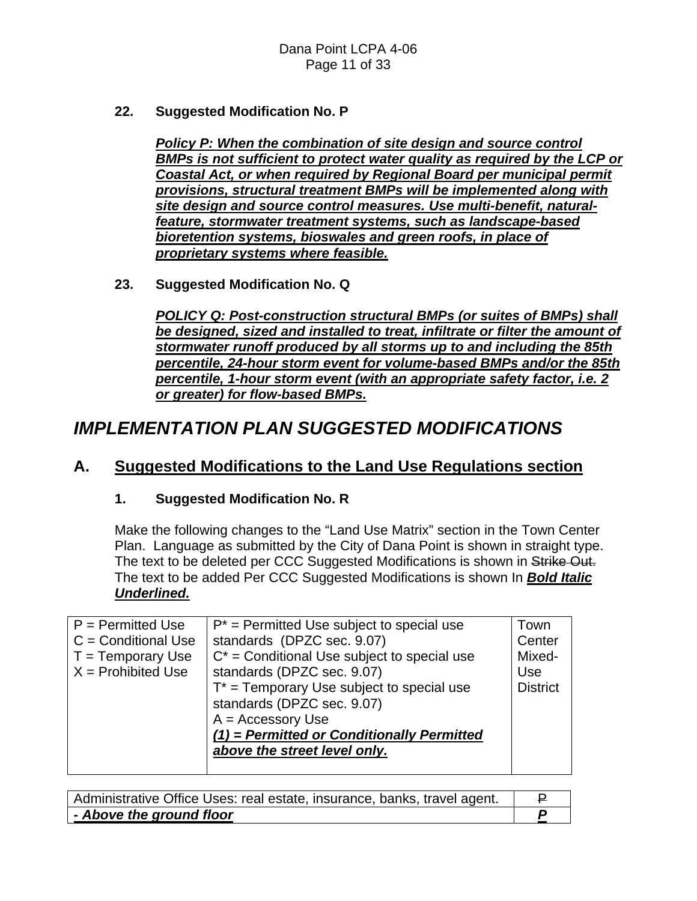**22. Suggested Modification No. P**

***<u>Policy P: When the combination of site design and source control BMPs is not sufficient to protect water quality as required by the LCP or Coastal Act, or when required by Regional Board per municipal permit provisions, structural treatment BMPs will be implemented along with site design and source control measures. Use multi-benefit, natural-feature, stormwater treatment systems, such as landscape-based bioretention systems, bioswales and green roofs, in place of proprietary systems where feasible.</u>***

**23. Suggested Modification No. Q**

***<u>POLICY Q: Post-construction structural BMPs (or suites of BMPs) shall be designed, sized and installed to treat, infiltrate or filter the amount of stormwater runoff produced by all storms up to and including the 85th percentile, 24-hour storm event for volume-based BMPs and/or the 85th percentile, 1-hour storm event (with an appropriate safety factor, i.e. 2 or greater) for flow-based BMPs.</u>***

# *IMPLEMENTATION PLAN SUGGESTED MODIFICATIONS*

## A. <u>Suggested Modifications to the Land Use Regulations section</u>

**1. Suggested Modification No. R**

Make the following changes to the "Land Use Matrix" section in the Town Center Plan. Language as submitted by the City of Dana Point is shown in straight type. The text to be deleted per CCC Suggested Modifications is shown in ~~Strike Out.~~ The text to be added Per CCC Suggested Modifications is shown In ***<u>Bold Italic Underlined.</u>***

| P = Permitted Use<br>C = Conditional Use<br>T = Temporary Use<br>X = Prohibited Use | P* = Permitted Use subject to special use standards (DPZC sec. 9.07)<br>C* = Conditional Use subject to special use standards (DPZC sec. 9.07)<br>T* = Temporary Use subject to special use standards (DPZC sec. 9.07)<br>A = Accessory Use<br>***<u>(1) = Permitted or Conditionally Permitted above the street level only.</u>*** | Town Center Mixed-Use District |
|---|---|---|

| Administrative Office Uses: real estate, insurance, banks, travel agent. | ~~P~~ |
|---|---|
| ***<u>- Above the ground floor</u>*** | ***<u>P</u>*** |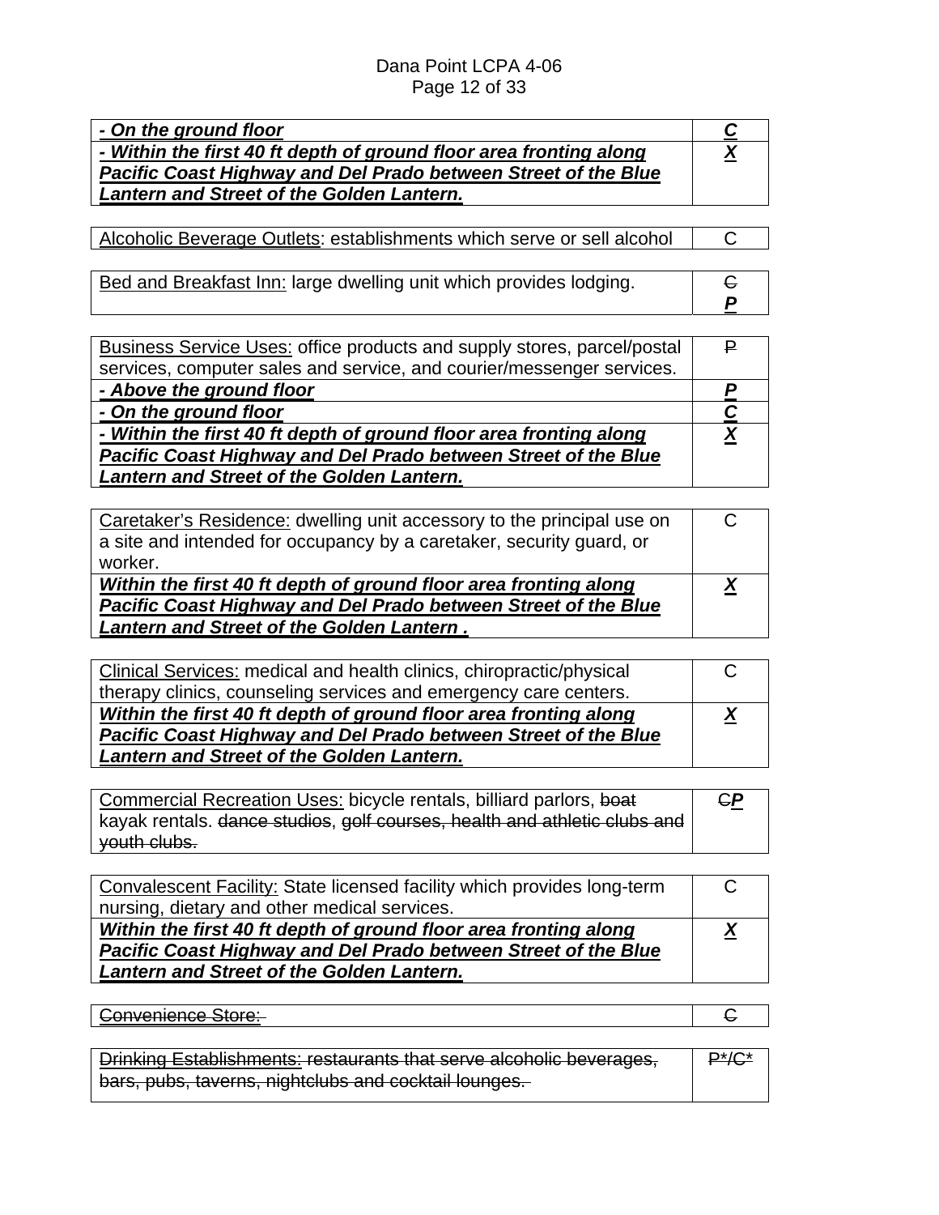| | |
|---|---|
| ***- On the ground floor*** | ***C*** |
| ***- Within the first 40 ft depth of ground floor area fronting along Pacific Coast Highway and Del Prado between Street of the Blue Lantern and Street of the Golden Lantern.*** | ***X*** |

| | |
|---|---|
| Alcoholic Beverage Outlets: establishments which serve or sell alcohol | C |

| | |
|---|---|
| Bed and Breakfast Inn: large dwelling unit which provides lodging. | ~~C~~ ***P*** |

| | |
|---|---|
| Business Service Uses: office products and supply stores, parcel/postal services, computer sales and service, and courier/messenger services. | ~~P~~ |
| ***- Above the ground floor*** | ***P*** |
| ***- On the ground floor*** | ***C*** |
| ***- Within the first 40 ft depth of ground floor area fronting along Pacific Coast Highway and Del Prado between Street of the Blue Lantern and Street of the Golden Lantern.*** | ***X*** |

| | |
|---|---|
| Caretaker's Residence: dwelling unit accessory to the principal use on a site and intended for occupancy by a caretaker, security guard, or worker. | C |
| ***Within the first 40 ft depth of ground floor area fronting along Pacific Coast Highway and Del Prado between Street of the Blue Lantern and Street of the Golden Lantern .*** | ***X*** |

| | |
|---|---|
| Clinical Services: medical and health clinics, chiropractic/physical therapy clinics, counseling services and emergency care centers. | C |
| ***Within the first 40 ft depth of ground floor area fronting along Pacific Coast Highway and Del Prado between Street of the Blue Lantern and Street of the Golden Lantern.*** | ***X*** |

| | |
|---|---|
| Commercial Recreation Uses: bicycle rentals, billiard parlors, ~~boat~~ kayak rentals. ~~dance studios~~, ~~golf courses, health and athletic clubs and youth clubs.~~ | ~~C~~***P*** |

| | |
|---|---|
| Convalescent Facility: State licensed facility which provides long-term nursing, dietary and other medical services. | C |
| ***Within the first 40 ft depth of ground floor area fronting along Pacific Coast Highway and Del Prado between Street of the Blue Lantern and Street of the Golden Lantern.*** | ***X*** |

| | |
|---|---|
| ~~Convenience Store:~~ | ~~C~~ |

| | |
|---|---|
| ~~Drinking Establishments: restaurants that serve alcoholic beverages, bars, pubs, taverns, nightclubs and cocktail lounges.~~ | ~~P*/C*~~ |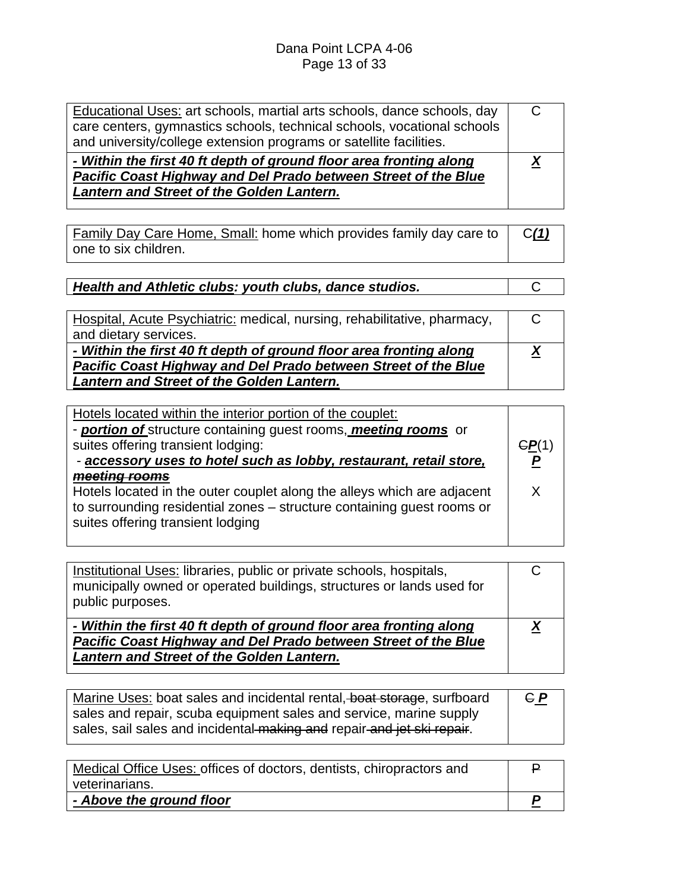| | |
|---|---|
| Educational Uses: art schools, martial arts schools, dance schools, day care centers, gymnastics schools, technical schools, vocational schools and university/college extension programs or satellite facilities. | C |
| ***- Within the first 40 ft depth of ground floor area fronting along Pacific Coast Highway and Del Prado between Street of the Blue Lantern and Street of the Golden Lantern.*** | ***X*** |

| | |
|---|---|
| Family Day Care Home, Small: home which provides family day care to one to six children. | C***(1)*** |

| | |
|---|---|
| ***Health and Athletic clubs: youth clubs, dance studios.*** | C |

| | |
|---|---|
| Hospital, Acute Psychiatric: medical, nursing, rehabilitative, pharmacy, and dietary services. | C |
| ***- Within the first 40 ft depth of ground floor area fronting along Pacific Coast Highway and Del Prado between Street of the Blue Lantern and Street of the Golden Lantern.*** | ***X*** |

| | |
|---|---|
| Hotels located within the interior portion of the couplet:<br>- ***portion of*** structure containing guest rooms, ***meeting rooms*** or suites offering transient lodging:<br>- ***accessory uses to hotel such as lobby, restaurant, retail store,*** ~~meeting rooms~~ | ~~C~~***P***(1)<br>***P*** |
| Hotels located in the outer couplet along the alleys which are adjacent to surrounding residential zones – structure containing guest rooms or suites offering transient lodging | X |

| | |
|---|---|
| Institutional Uses: libraries, public or private schools, hospitals, municipally owned or operated buildings, structures or lands used for public purposes. | C |
| ***- Within the first 40 ft depth of ground floor area fronting along Pacific Coast Highway and Del Prado between Street of the Blue Lantern and Street of the Golden Lantern.*** | ***X*** |

| | |
|---|---|
| Marine Uses: boat sales and incidental rental, ~~boat storage~~, surfboard sales and repair, scuba equipment sales and service, marine supply sales, sail sales and incidental ~~making and~~ repair ~~and jet ski repair~~. | ~~C~~ ***P*** |

| | |
|---|---|
| Medical Office Uses: offices of doctors, dentists, chiropractors and veterinarians. | ~~P~~ |
| ***- Above the ground floor*** | ***P*** |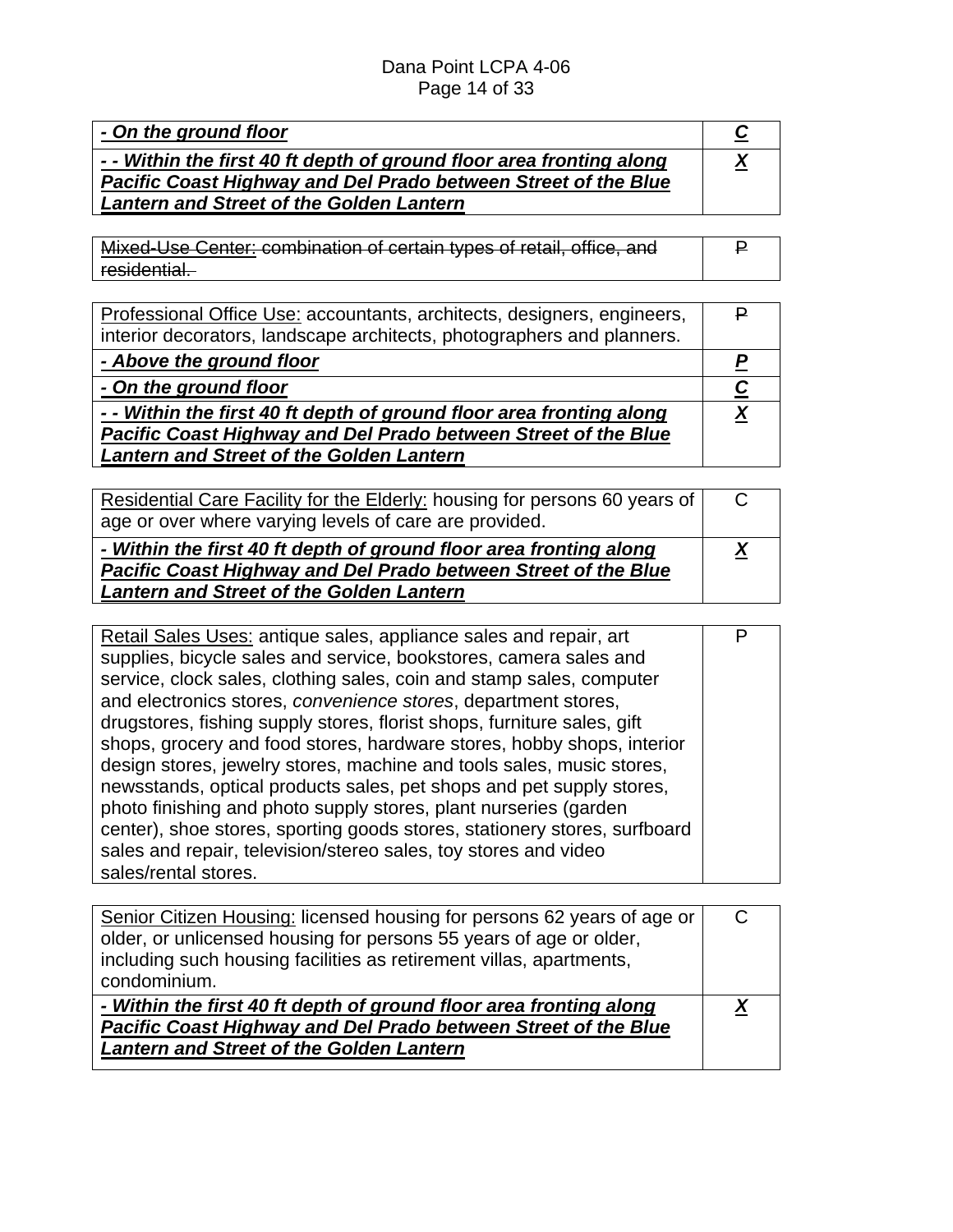| | |
|---|---|
| ***<u>- On the ground floor</u>*** | ***<u>C</u>*** |
| ***<u>- - Within the first 40 ft depth of ground floor area fronting along Pacific Coast Highway and Del Prado between Street of the Blue Lantern and Street of the Golden Lantern</u>*** | ***<u>X</u>*** |

| | |
|---|---|
| ~~Mixed-Use Center: combination of certain types of retail, office, and residential.~~ | ~~P~~ |

| | |
|---|---|
| <u>Professional Office Use:</u> accountants, architects, designers, engineers, interior decorators, landscape architects, photographers and planners. | ~~P~~ |
| ***<u>- Above the ground floor</u>*** | ***<u>P</u>*** |
| ***<u>- On the ground floor</u>*** | ***<u>C</u>*** |
| ***<u>- - Within the first 40 ft depth of ground floor area fronting along Pacific Coast Highway and Del Prado between Street of the Blue Lantern and Street of the Golden Lantern</u>*** | ***<u>X</u>*** |

| | |
|---|---|
| <u>Residential Care Facility for the Elderly:</u> housing for persons 60 years of age or over where varying levels of care are provided. | C |
| ***<u>- Within the first 40 ft depth of ground floor area fronting along Pacific Coast Highway and Del Prado between Street of the Blue Lantern and Street of the Golden Lantern</u>*** | ***<u>X</u>*** |

| | |
|---|---|
| <u>Retail Sales Uses:</u> antique sales, appliance sales and repair, art supplies, bicycle sales and service, bookstores, camera sales and service, clock sales, clothing sales, coin and stamp sales, computer and electronics stores, *convenience stores*, department stores, drugstores, fishing supply stores, florist shops, furniture sales, gift shops, grocery and food stores, hardware stores, hobby shops, interior design stores, jewelry stores, machine and tools sales, music stores, newsstands, optical products sales, pet shops and pet supply stores, photo finishing and photo supply stores, plant nurseries (garden center), shoe stores, sporting goods stores, stationery stores, surfboard sales and repair, television/stereo sales, toy stores and video sales/rental stores. | P |

| | |
|---|---|
| <u>Senior Citizen Housing:</u> licensed housing for persons 62 years of age or older, or unlicensed housing for persons 55 years of age or older, including such housing facilities as retirement villas, apartments, condominium. | C |
| ***<u>- Within the first 40 ft depth of ground floor area fronting along Pacific Coast Highway and Del Prado between Street of the Blue Lantern and Street of the Golden Lantern</u>*** | ***<u>X</u>*** |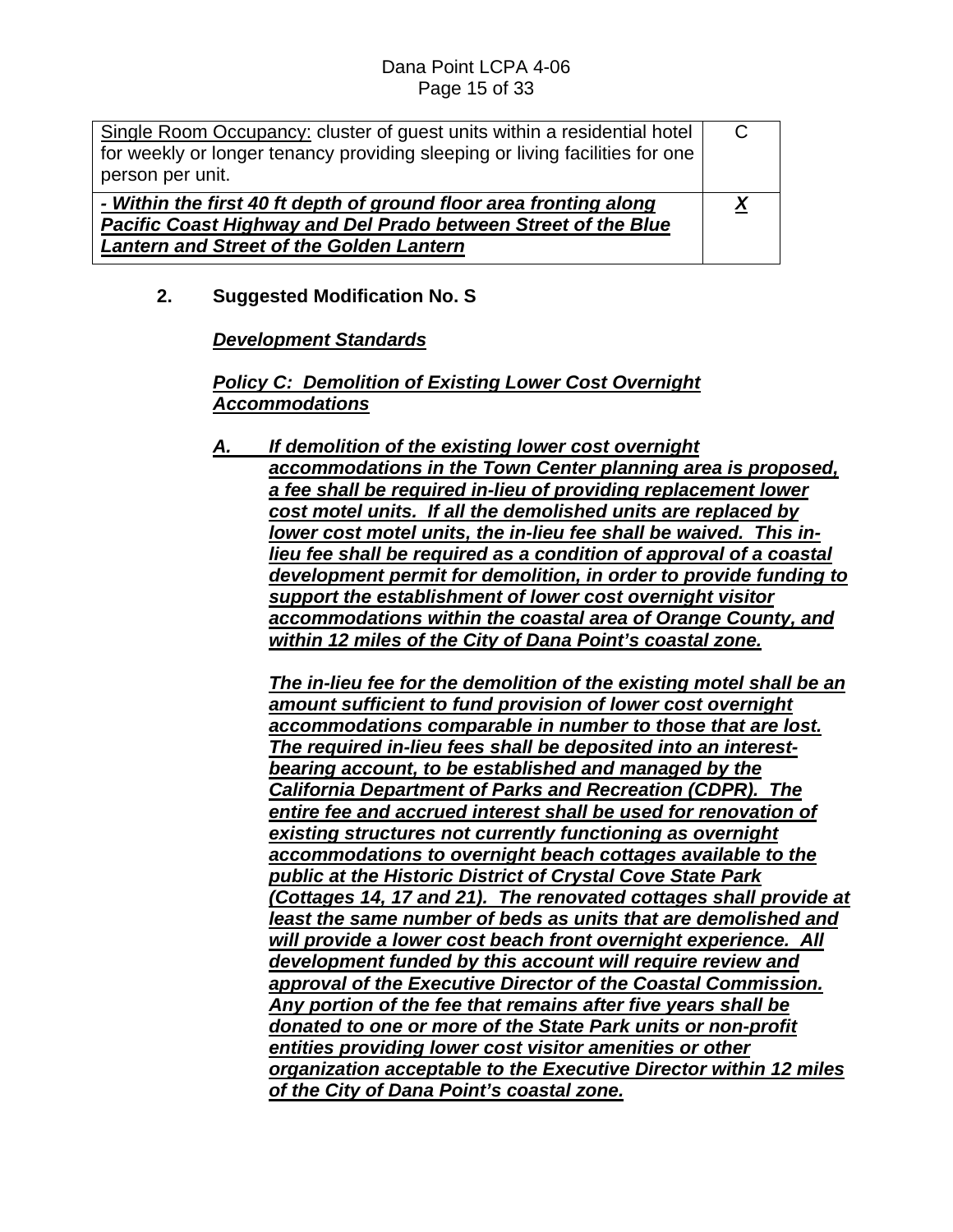| Single Room Occupancy: cluster of guest units within a residential hotel for weekly or longer tenancy providing sleeping or living facilities for one person per unit. | C |
|---|---|
| ***- Within the first 40 ft depth of ground floor area fronting along Pacific Coast Highway and Del Prado between Street of the Blue Lantern and Street of the Golden Lantern*** | ***X*** |

**2. Suggested Modification No. S**

***Development Standards***

***Policy C: Demolition of Existing Lower Cost Overnight Accommodations***

***A. If demolition of the existing lower cost overnight accommodations in the Town Center planning area is proposed, a fee shall be required in-lieu of providing replacement lower cost motel units. If all the demolished units are replaced by lower cost motel units, the in-lieu fee shall be waived. This in-lieu fee shall be required as a condition of approval of a coastal development permit for demolition, in order to provide funding to support the establishment of lower cost overnight visitor accommodations within the coastal area of Orange County, and within 12 miles of the City of Dana Point's coastal zone.***

***The in-lieu fee for the demolition of the existing motel shall be an amount sufficient to fund provision of lower cost overnight accommodations comparable in number to those that are lost. The required in-lieu fees shall be deposited into an interest-bearing account, to be established and managed by the California Department of Parks and Recreation (CDPR). The entire fee and accrued interest shall be used for renovation of existing structures not currently functioning as overnight accommodations to overnight beach cottages available to the public at the Historic District of Crystal Cove State Park (Cottages 14, 17 and 21). The renovated cottages shall provide at least the same number of beds as units that are demolished and will provide a lower cost beach front overnight experience. All development funded by this account will require review and approval of the Executive Director of the Coastal Commission. Any portion of the fee that remains after five years shall be donated to one or more of the State Park units or non-profit entities providing lower cost visitor amenities or other organization acceptable to the Executive Director within 12 miles of the City of Dana Point's coastal zone.***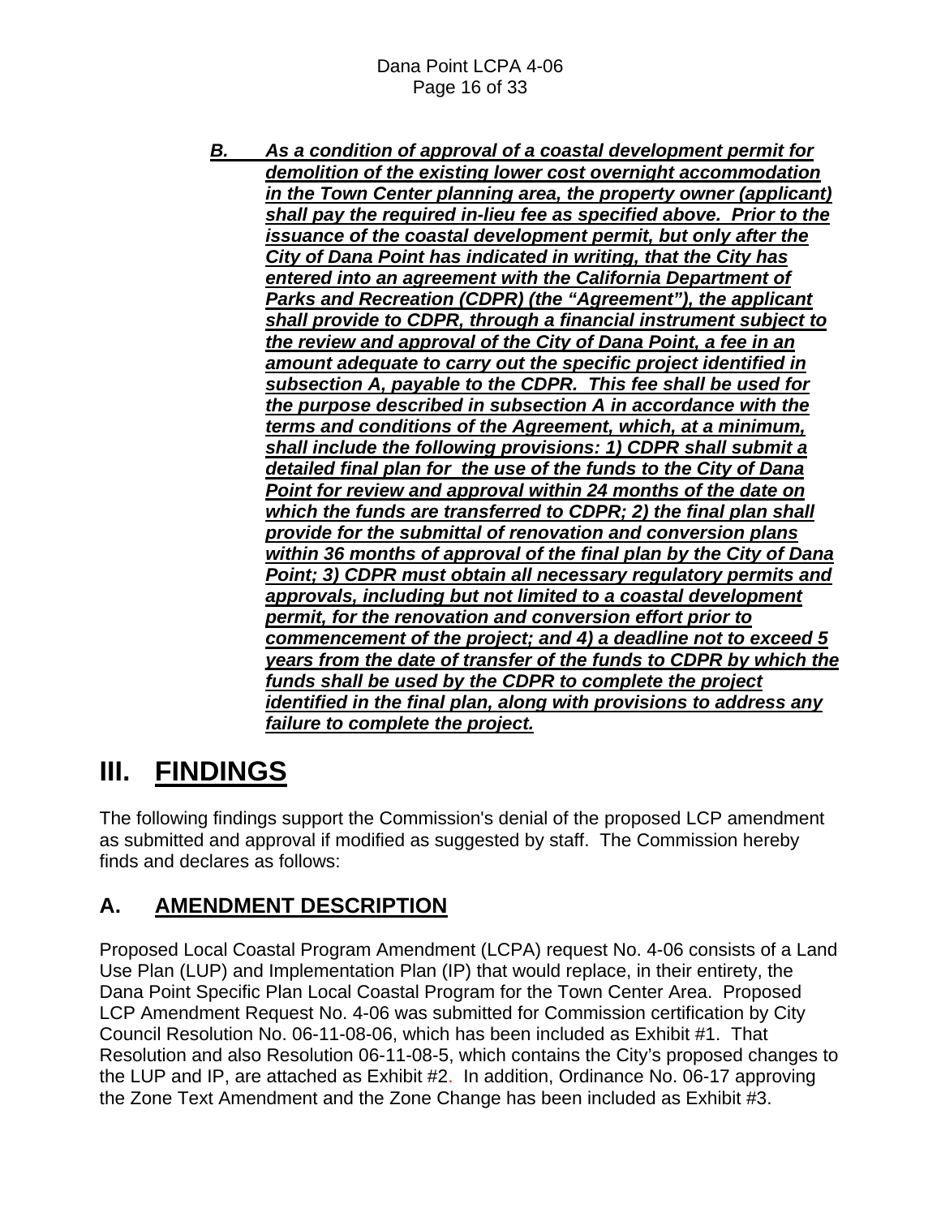***B. As a condition of approval of a coastal development permit for demolition of the existing lower cost overnight accommodation in the Town Center planning area, the property owner (applicant) shall pay the required in-lieu fee as specified above. Prior to the issuance of the coastal development permit, but only after the City of Dana Point has indicated in writing, that the City has entered into an agreement with the California Department of Parks and Recreation (CDPR) (the "Agreement"), the applicant shall provide to CDPR, through a financial instrument subject to the review and approval of the City of Dana Point, a fee in an amount adequate to carry out the specific project identified in subsection A, payable to the CDPR. This fee shall be used for the purpose described in subsection A in accordance with the terms and conditions of the Agreement, which, at a minimum, shall include the following provisions: 1) CDPR shall submit a detailed final plan for the use of the funds to the City of Dana Point for review and approval within 24 months of the date on which the funds are transferred to CDPR; 2) the final plan shall provide for the submittal of renovation and conversion plans within 36 months of approval of the final plan by the City of Dana Point; 3) CDPR must obtain all necessary regulatory permits and approvals, including but not limited to a coastal development permit, for the renovation and conversion effort prior to commencement of the project; and 4) a deadline not to exceed 5 years from the date of transfer of the funds to CDPR by which the funds shall be used by the CDPR to complete the project identified in the final plan, along with provisions to address any failure to complete the project.***

# III. FINDINGS

The following findings support the Commission's denial of the proposed LCP amendment as submitted and approval if modified as suggested by staff. The Commission hereby finds and declares as follows:

## A. AMENDMENT DESCRIPTION

Proposed Local Coastal Program Amendment (LCPA) request No. 4-06 consists of a Land Use Plan (LUP) and Implementation Plan (IP) that would replace, in their entirety, the Dana Point Specific Plan Local Coastal Program for the Town Center Area. Proposed LCP Amendment Request No. 4-06 was submitted for Commission certification by City Council Resolution No. 06-11-08-06, which has been included as Exhibit #1. That Resolution and also Resolution 06-11-08-5, which contains the City's proposed changes to the LUP and IP, are attached as Exhibit #2. In addition, Ordinance No. 06-17 approving the Zone Text Amendment and the Zone Change has been included as Exhibit #3.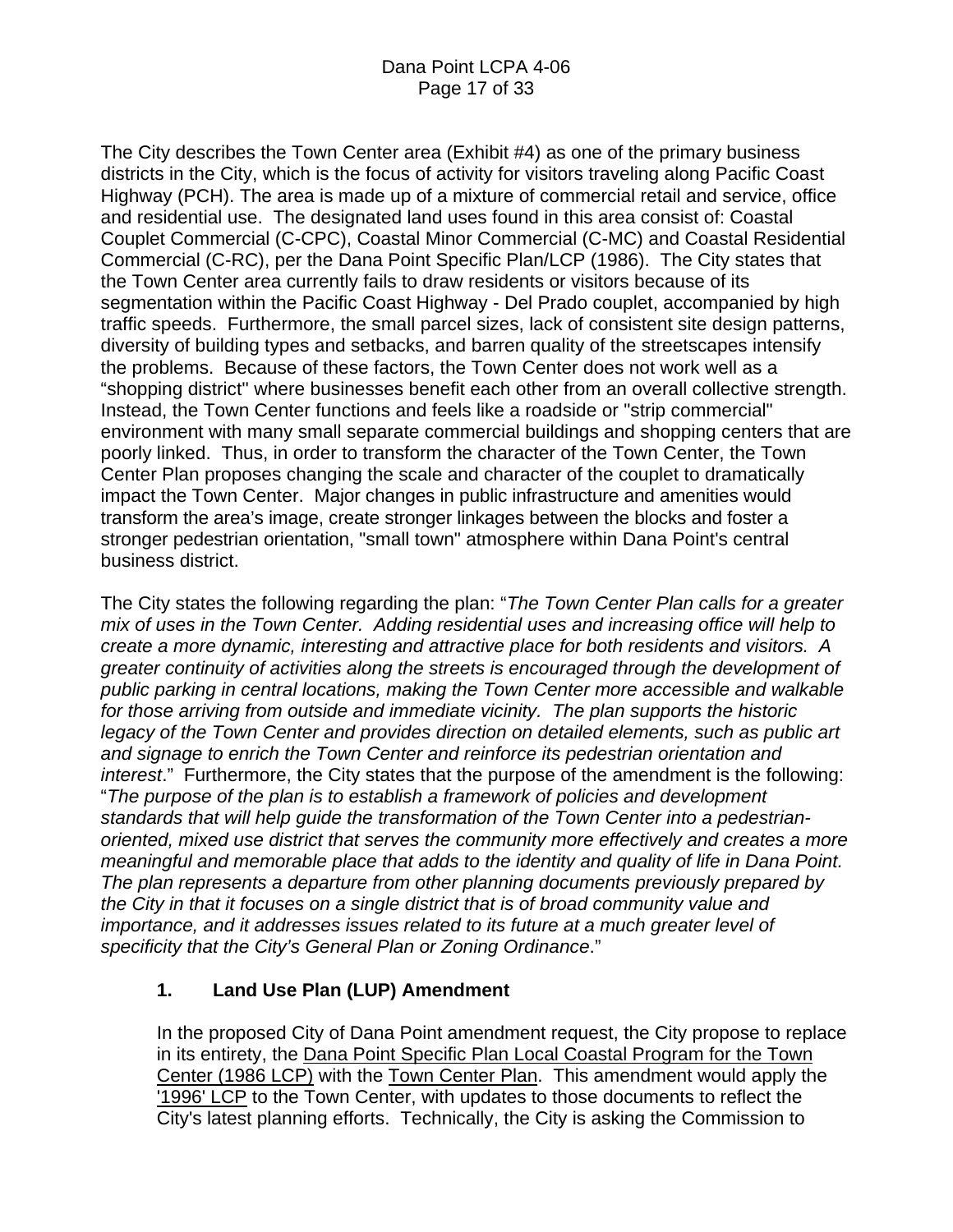The City describes the Town Center area (Exhibit #4) as one of the primary business districts in the City, which is the focus of activity for visitors traveling along Pacific Coast Highway (PCH). The area is made up of a mixture of commercial retail and service, office and residential use. The designated land uses found in this area consist of: Coastal Couplet Commercial (C-CPC), Coastal Minor Commercial (C-MC) and Coastal Residential Commercial (C-RC), per the Dana Point Specific Plan/LCP (1986). The City states that the Town Center area currently fails to draw residents or visitors because of its segmentation within the Pacific Coast Highway - Del Prado couplet, accompanied by high traffic speeds. Furthermore, the small parcel sizes, lack of consistent site design patterns, diversity of building types and setbacks, and barren quality of the streetscapes intensify the problems. Because of these factors, the Town Center does not work well as a "shopping district" where businesses benefit each other from an overall collective strength. Instead, the Town Center functions and feels like a roadside or "strip commercial" environment with many small separate commercial buildings and shopping centers that are poorly linked. Thus, in order to transform the character of the Town Center, the Town Center Plan proposes changing the scale and character of the couplet to dramatically impact the Town Center. Major changes in public infrastructure and amenities would transform the area's image, create stronger linkages between the blocks and foster a stronger pedestrian orientation, "small town" atmosphere within Dana Point's central business district.

The City states the following regarding the plan: "*The Town Center Plan calls for a greater mix of uses in the Town Center. Adding residential uses and increasing office will help to create a more dynamic, interesting and attractive place for both residents and visitors. A greater continuity of activities along the streets is encouraged through the development of public parking in central locations, making the Town Center more accessible and walkable for those arriving from outside and immediate vicinity. The plan supports the historic legacy of the Town Center and provides direction on detailed elements, such as public art and signage to enrich the Town Center and reinforce its pedestrian orientation and interest*." Furthermore, the City states that the purpose of the amendment is the following: "*The purpose of the plan is to establish a framework of policies and development standards that will help guide the transformation of the Town Center into a pedestrian-oriented, mixed use district that serves the community more effectively and creates a more meaningful and memorable place that adds to the identity and quality of life in Dana Point. The plan represents a departure from other planning documents previously prepared by the City in that it focuses on a single district that is of broad community value and importance, and it addresses issues related to its future at a much greater level of specificity that the City's General Plan or Zoning Ordinance*."

### 1. Land Use Plan (LUP) Amendment

In the proposed City of Dana Point amendment request, the City propose to replace in its entirety, the Dana Point Specific Plan Local Coastal Program for the Town Center (1986 LCP) with the Town Center Plan. This amendment would apply the '1996' LCP to the Town Center, with updates to those documents to reflect the City's latest planning efforts. Technically, the City is asking the Commission to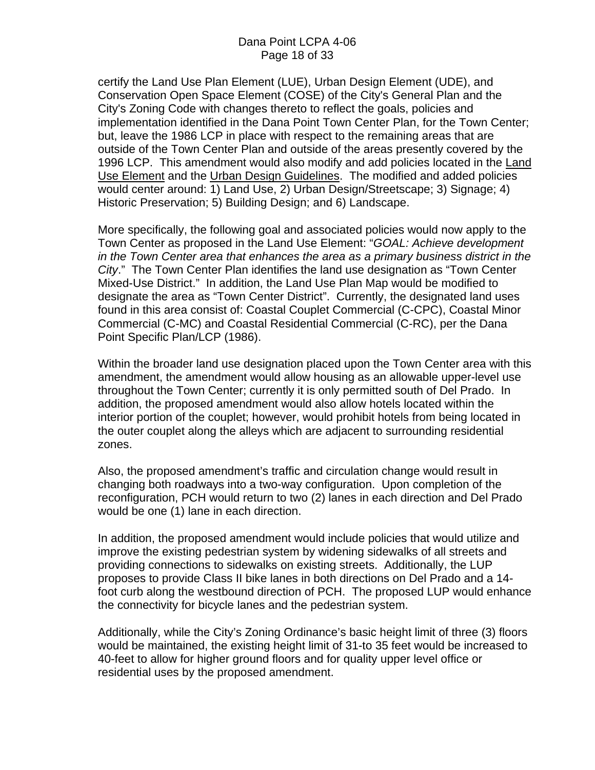certify the Land Use Plan Element (LUE), Urban Design Element (UDE), and Conservation Open Space Element (COSE) of the City's General Plan and the City's Zoning Code with changes thereto to reflect the goals, policies and implementation identified in the Dana Point Town Center Plan, for the Town Center; but, leave the 1986 LCP in place with respect to the remaining areas that are outside of the Town Center Plan and outside of the areas presently covered by the 1996 LCP. This amendment would also modify and add policies located in the <u>Land Use Element</u> and the <u>Urban Design Guidelines</u>. The modified and added policies would center around: 1) Land Use, 2) Urban Design/Streetscape; 3) Signage; 4) Historic Preservation; 5) Building Design; and 6) Landscape.

More specifically, the following goal and associated policies would now apply to the Town Center as proposed in the Land Use Element: "*GOAL: Achieve development in the Town Center area that enhances the area as a primary business district in the City*." The Town Center Plan identifies the land use designation as "Town Center Mixed-Use District." In addition, the Land Use Plan Map would be modified to designate the area as "Town Center District". Currently, the designated land uses found in this area consist of: Coastal Couplet Commercial (C-CPC), Coastal Minor Commercial (C-MC) and Coastal Residential Commercial (C-RC), per the Dana Point Specific Plan/LCP (1986).

Within the broader land use designation placed upon the Town Center area with this amendment, the amendment would allow housing as an allowable upper-level use throughout the Town Center; currently it is only permitted south of Del Prado. In addition, the proposed amendment would also allow hotels located within the interior portion of the couplet; however, would prohibit hotels from being located in the outer couplet along the alleys which are adjacent to surrounding residential zones.

Also, the proposed amendment's traffic and circulation change would result in changing both roadways into a two-way configuration. Upon completion of the reconfiguration, PCH would return to two (2) lanes in each direction and Del Prado would be one (1) lane in each direction.

In addition, the proposed amendment would include policies that would utilize and improve the existing pedestrian system by widening sidewalks of all streets and providing connections to sidewalks on existing streets. Additionally, the LUP proposes to provide Class II bike lanes in both directions on Del Prado and a 14-foot curb along the westbound direction of PCH. The proposed LUP would enhance the connectivity for bicycle lanes and the pedestrian system.

Additionally, while the City's Zoning Ordinance's basic height limit of three (3) floors would be maintained, the existing height limit of 31-to 35 feet would be increased to 40-feet to allow for higher ground floors and for quality upper level office or residential uses by the proposed amendment.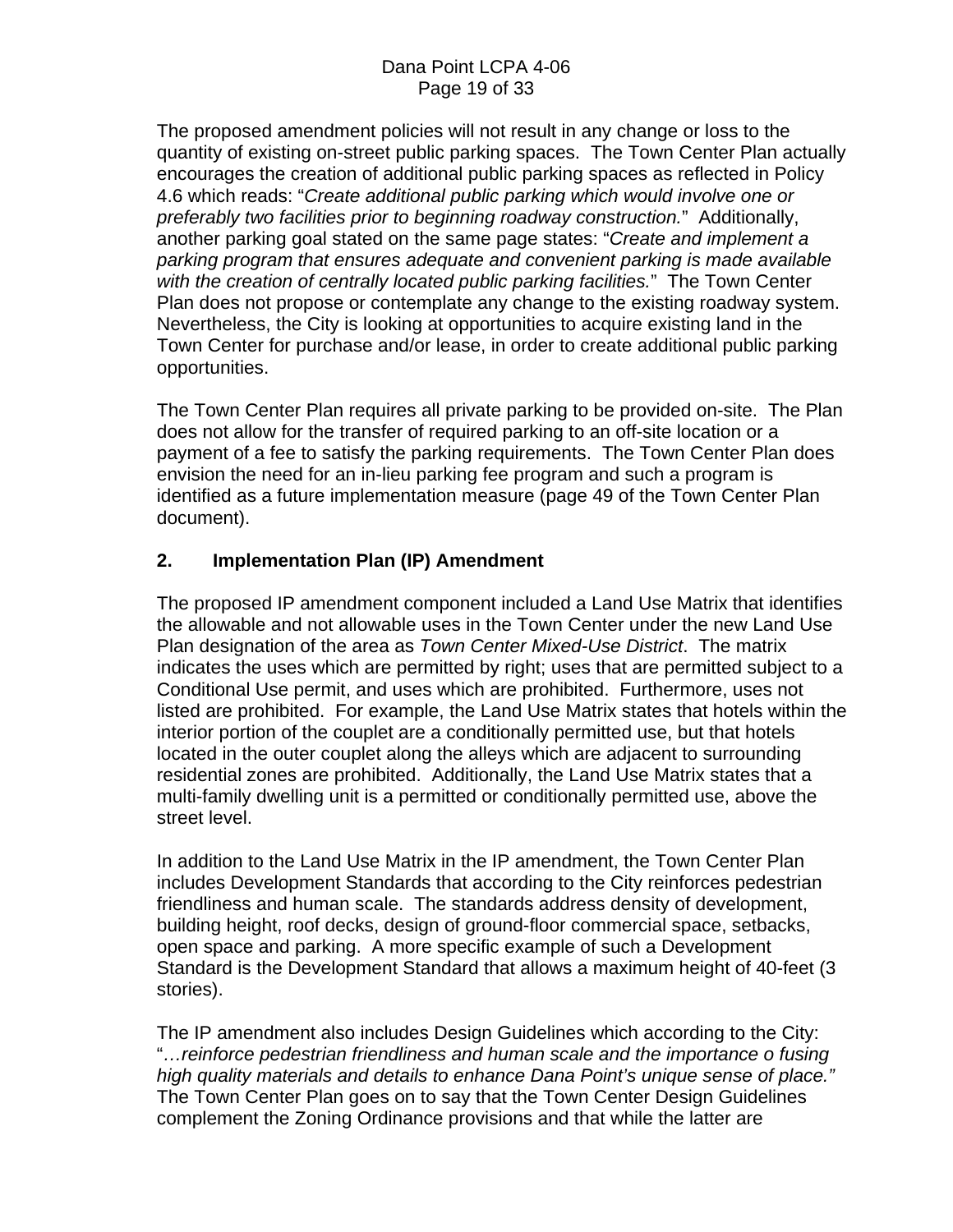The proposed amendment policies will not result in any change or loss to the quantity of existing on-street public parking spaces. The Town Center Plan actually encourages the creation of additional public parking spaces as reflected in Policy 4.6 which reads: "*Create additional public parking which would involve one or preferably two facilities prior to beginning roadway construction.*" Additionally, another parking goal stated on the same page states: "*Create and implement a parking program that ensures adequate and convenient parking is made available with the creation of centrally located public parking facilities.*" The Town Center Plan does not propose or contemplate any change to the existing roadway system. Nevertheless, the City is looking at opportunities to acquire existing land in the Town Center for purchase and/or lease, in order to create additional public parking opportunities.

The Town Center Plan requires all private parking to be provided on-site. The Plan does not allow for the transfer of required parking to an off-site location or a payment of a fee to satisfy the parking requirements. The Town Center Plan does envision the need for an in-lieu parking fee program and such a program is identified as a future implementation measure (page 49 of the Town Center Plan document).

## 2. Implementation Plan (IP) Amendment

The proposed IP amendment component included a Land Use Matrix that identifies the allowable and not allowable uses in the Town Center under the new Land Use Plan designation of the area as *Town Center Mixed-Use District*. The matrix indicates the uses which are permitted by right; uses that are permitted subject to a Conditional Use permit, and uses which are prohibited. Furthermore, uses not listed are prohibited. For example, the Land Use Matrix states that hotels within the interior portion of the couplet are a conditionally permitted use, but that hotels located in the outer couplet along the alleys which are adjacent to surrounding residential zones are prohibited. Additionally, the Land Use Matrix states that a multi-family dwelling unit is a permitted or conditionally permitted use, above the street level.

In addition to the Land Use Matrix in the IP amendment, the Town Center Plan includes Development Standards that according to the City reinforces pedestrian friendliness and human scale. The standards address density of development, building height, roof decks, design of ground-floor commercial space, setbacks, open space and parking. A more specific example of such a Development Standard is the Development Standard that allows a maximum height of 40-feet (3 stories).

The IP amendment also includes Design Guidelines which according to the City: "*…reinforce pedestrian friendliness and human scale and the importance o fusing high quality materials and details to enhance Dana Point's unique sense of place."* The Town Center Plan goes on to say that the Town Center Design Guidelines complement the Zoning Ordinance provisions and that while the latter are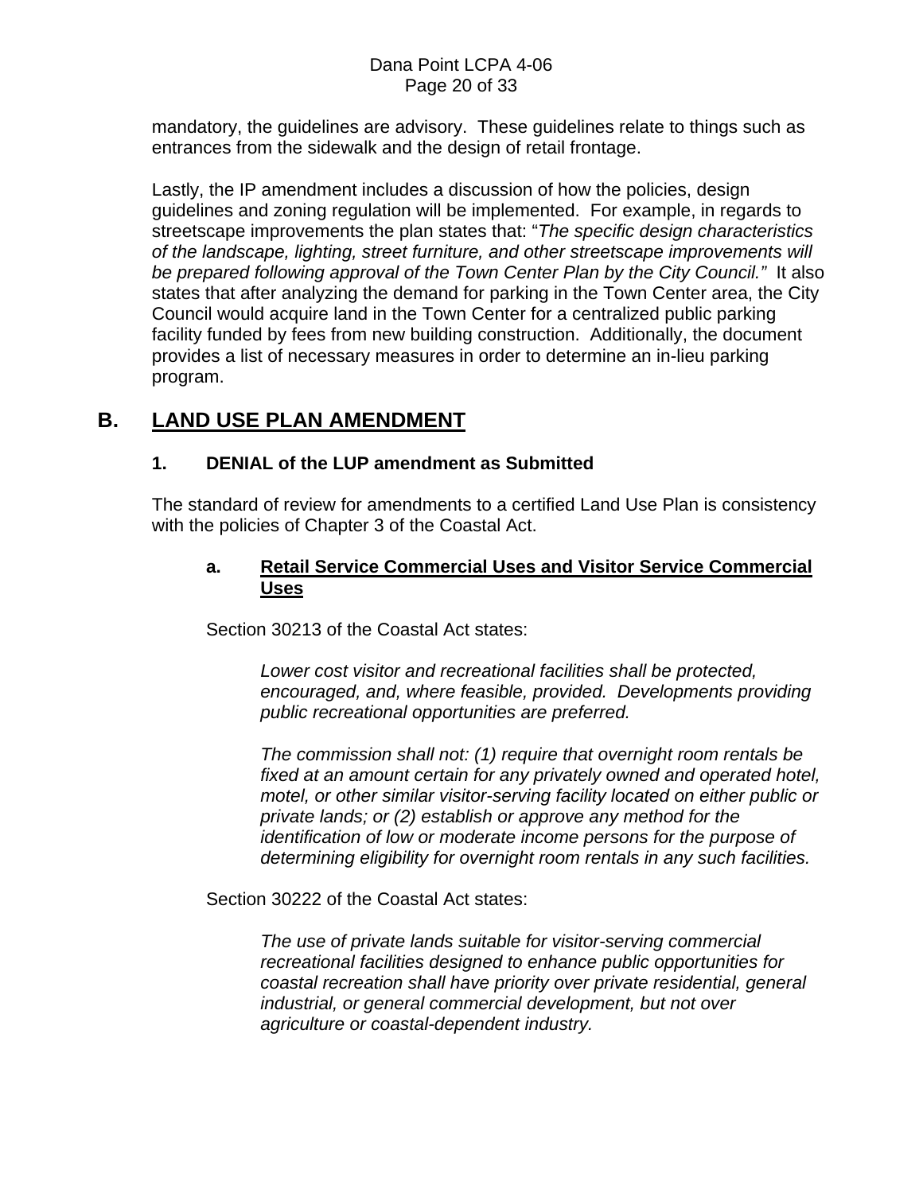mandatory, the guidelines are advisory. These guidelines relate to things such as entrances from the sidewalk and the design of retail frontage.

Lastly, the IP amendment includes a discussion of how the policies, design guidelines and zoning regulation will be implemented. For example, in regards to streetscape improvements the plan states that: "*The specific design characteristics of the landscape, lighting, street furniture, and other streetscape improvements will be prepared following approval of the Town Center Plan by the City Council.*" It also states that after analyzing the demand for parking in the Town Center area, the City Council would acquire land in the Town Center for a centralized public parking facility funded by fees from new building construction. Additionally, the document provides a list of necessary measures in order to determine an in-lieu parking program.

## B. LAND USE PLAN AMENDMENT

### 1. DENIAL of the LUP amendment as Submitted

The standard of review for amendments to a certified Land Use Plan is consistency with the policies of Chapter 3 of the Coastal Act.

#### a. Retail Service Commercial Uses and Visitor Service Commercial Uses

Section 30213 of the Coastal Act states:

> *Lower cost visitor and recreational facilities shall be protected, encouraged, and, where feasible, provided. Developments providing public recreational opportunities are preferred.*
>
> *The commission shall not: (1) require that overnight room rentals be fixed at an amount certain for any privately owned and operated hotel, motel, or other similar visitor-serving facility located on either public or private lands; or (2) establish or approve any method for the identification of low or moderate income persons for the purpose of determining eligibility for overnight room rentals in any such facilities.*

Section 30222 of the Coastal Act states:

> *The use of private lands suitable for visitor-serving commercial recreational facilities designed to enhance public opportunities for coastal recreation shall have priority over private residential, general industrial, or general commercial development, but not over agriculture or coastal-dependent industry.*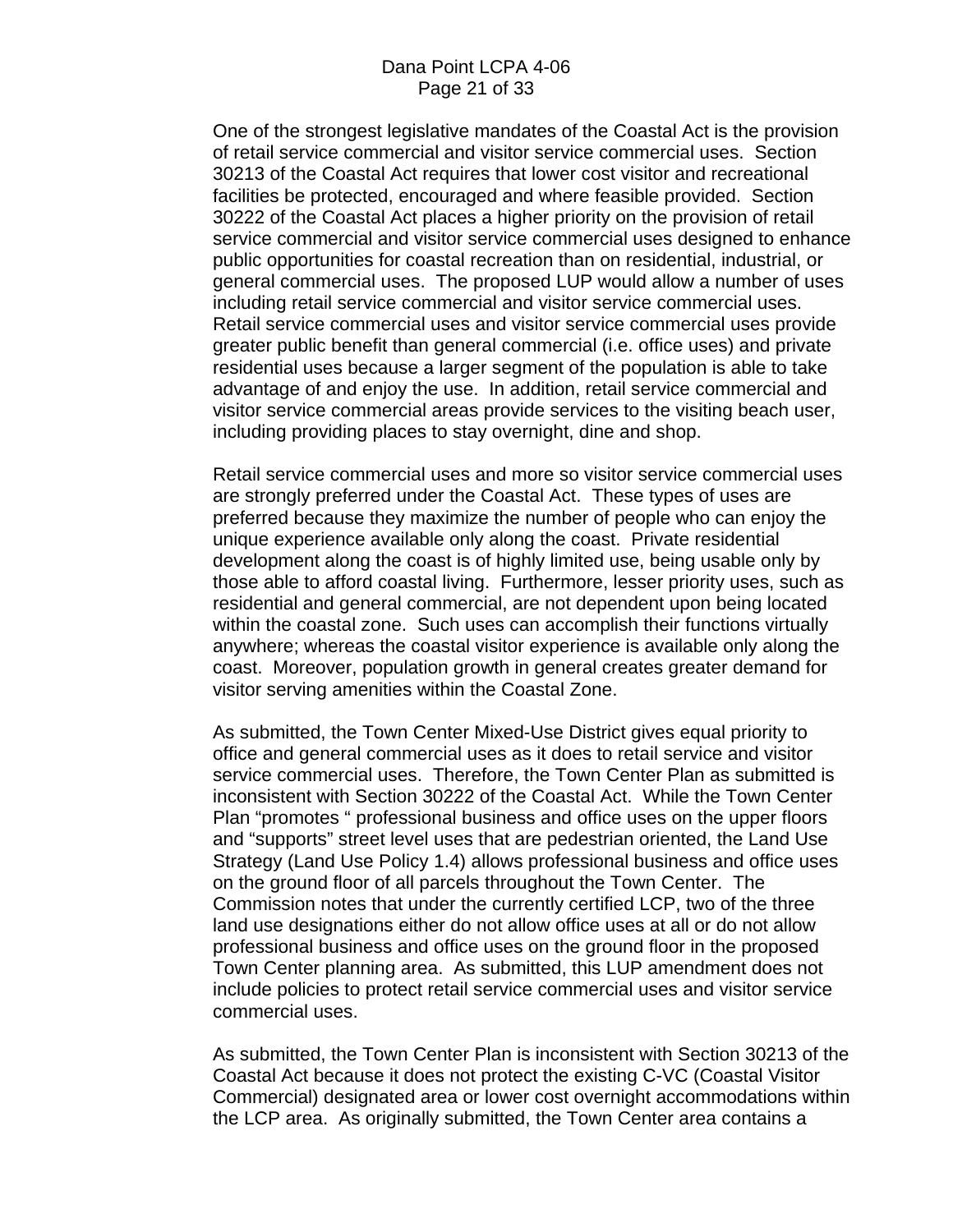One of the strongest legislative mandates of the Coastal Act is the provision of retail service commercial and visitor service commercial uses. Section 30213 of the Coastal Act requires that lower cost visitor and recreational facilities be protected, encouraged and where feasible provided. Section 30222 of the Coastal Act places a higher priority on the provision of retail service commercial and visitor service commercial uses designed to enhance public opportunities for coastal recreation than on residential, industrial, or general commercial uses. The proposed LUP would allow a number of uses including retail service commercial and visitor service commercial uses. Retail service commercial uses and visitor service commercial uses provide greater public benefit than general commercial (i.e. office uses) and private residential uses because a larger segment of the population is able to take advantage of and enjoy the use. In addition, retail service commercial and visitor service commercial areas provide services to the visiting beach user, including providing places to stay overnight, dine and shop.

Retail service commercial uses and more so visitor service commercial uses are strongly preferred under the Coastal Act. These types of uses are preferred because they maximize the number of people who can enjoy the unique experience available only along the coast. Private residential development along the coast is of highly limited use, being usable only by those able to afford coastal living. Furthermore, lesser priority uses, such as residential and general commercial, are not dependent upon being located within the coastal zone. Such uses can accomplish their functions virtually anywhere; whereas the coastal visitor experience is available only along the coast. Moreover, population growth in general creates greater demand for visitor serving amenities within the Coastal Zone.

As submitted, the Town Center Mixed-Use District gives equal priority to office and general commercial uses as it does to retail service and visitor service commercial uses. Therefore, the Town Center Plan as submitted is inconsistent with Section 30222 of the Coastal Act. While the Town Center Plan "promotes " professional business and office uses on the upper floors and "supports" street level uses that are pedestrian oriented, the Land Use Strategy (Land Use Policy 1.4) allows professional business and office uses on the ground floor of all parcels throughout the Town Center. The Commission notes that under the currently certified LCP, two of the three land use designations either do not allow office uses at all or do not allow professional business and office uses on the ground floor in the proposed Town Center planning area. As submitted, this LUP amendment does not include policies to protect retail service commercial uses and visitor service commercial uses.

As submitted, the Town Center Plan is inconsistent with Section 30213 of the Coastal Act because it does not protect the existing C-VC (Coastal Visitor Commercial) designated area or lower cost overnight accommodations within the LCP area. As originally submitted, the Town Center area contains a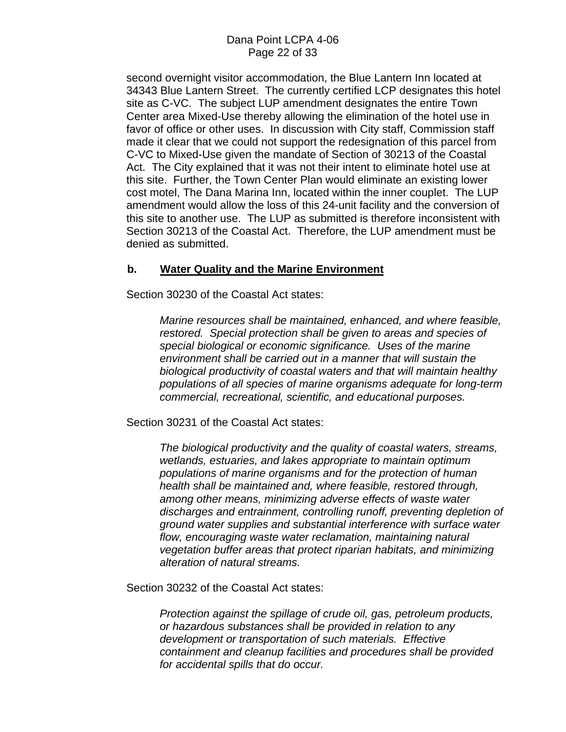second overnight visitor accommodation, the Blue Lantern Inn located at 34343 Blue Lantern Street. The currently certified LCP designates this hotel site as C-VC. The subject LUP amendment designates the entire Town Center area Mixed-Use thereby allowing the elimination of the hotel use in favor of office or other uses. In discussion with City staff, Commission staff made it clear that we could not support the redesignation of this parcel from C-VC to Mixed-Use given the mandate of Section of 30213 of the Coastal Act. The City explained that it was not their intent to eliminate hotel use at this site. Further, the Town Center Plan would eliminate an existing lower cost motel, The Dana Marina Inn, located within the inner couplet. The LUP amendment would allow the loss of this 24-unit facility and the conversion of this site to another use. The LUP as submitted is therefore inconsistent with Section 30213 of the Coastal Act. Therefore, the LUP amendment must be denied as submitted.

**b. <u>Water Quality and the Marine Environment</u>**

Section 30230 of the Coastal Act states:

> *Marine resources shall be maintained, enhanced, and where feasible, restored. Special protection shall be given to areas and species of special biological or economic significance. Uses of the marine environment shall be carried out in a manner that will sustain the biological productivity of coastal waters and that will maintain healthy populations of all species of marine organisms adequate for long-term commercial, recreational, scientific, and educational purposes.*

Section 30231 of the Coastal Act states:

> *The biological productivity and the quality of coastal waters, streams, wetlands, estuaries, and lakes appropriate to maintain optimum populations of marine organisms and for the protection of human health shall be maintained and, where feasible, restored through, among other means, minimizing adverse effects of waste water discharges and entrainment, controlling runoff, preventing depletion of ground water supplies and substantial interference with surface water flow, encouraging waste water reclamation, maintaining natural vegetation buffer areas that protect riparian habitats, and minimizing alteration of natural streams.*

Section 30232 of the Coastal Act states:

> *Protection against the spillage of crude oil, gas, petroleum products, or hazardous substances shall be provided in relation to any development or transportation of such materials. Effective containment and cleanup facilities and procedures shall be provided for accidental spills that do occur.*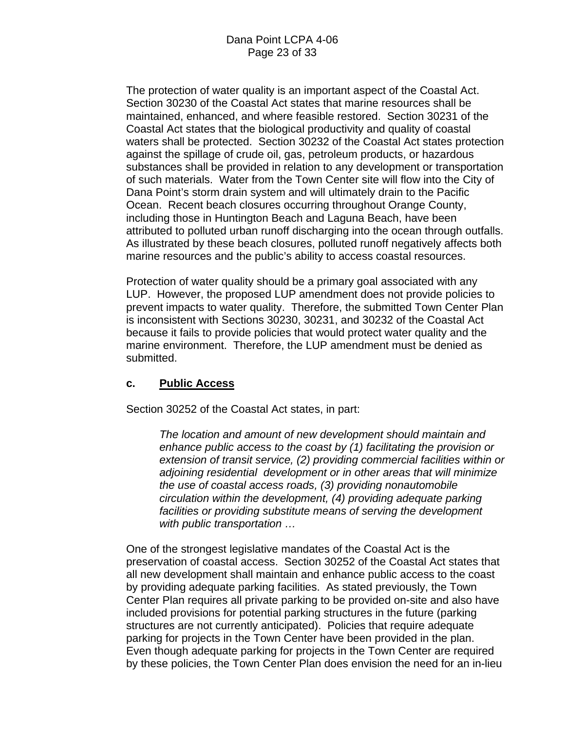The protection of water quality is an important aspect of the Coastal Act. Section 30230 of the Coastal Act states that marine resources shall be maintained, enhanced, and where feasible restored. Section 30231 of the Coastal Act states that the biological productivity and quality of coastal waters shall be protected. Section 30232 of the Coastal Act states protection against the spillage of crude oil, gas, petroleum products, or hazardous substances shall be provided in relation to any development or transportation of such materials. Water from the Town Center site will flow into the City of Dana Point's storm drain system and will ultimately drain to the Pacific Ocean. Recent beach closures occurring throughout Orange County, including those in Huntington Beach and Laguna Beach, have been attributed to polluted urban runoff discharging into the ocean through outfalls. As illustrated by these beach closures, polluted runoff negatively affects both marine resources and the public's ability to access coastal resources.

Protection of water quality should be a primary goal associated with any LUP. However, the proposed LUP amendment does not provide policies to prevent impacts to water quality. Therefore, the submitted Town Center Plan is inconsistent with Sections 30230, 30231, and 30232 of the Coastal Act because it fails to provide policies that would protect water quality and the marine environment. Therefore, the LUP amendment must be denied as submitted.

### c. <u>Public Access</u>

Section 30252 of the Coastal Act states, in part:

> *The location and amount of new development should maintain and enhance public access to the coast by (1) facilitating the provision or extension of transit service, (2) providing commercial facilities within or adjoining residential development or in other areas that will minimize the use of coastal access roads, (3) providing nonautomobile circulation within the development, (4) providing adequate parking facilities or providing substitute means of serving the development with public transportation …*

One of the strongest legislative mandates of the Coastal Act is the preservation of coastal access. Section 30252 of the Coastal Act states that all new development shall maintain and enhance public access to the coast by providing adequate parking facilities. As stated previously, the Town Center Plan requires all private parking to be provided on-site and also have included provisions for potential parking structures in the future (parking structures are not currently anticipated). Policies that require adequate parking for projects in the Town Center have been provided in the plan. Even though adequate parking for projects in the Town Center are required by these policies, the Town Center Plan does envision the need for an in-lieu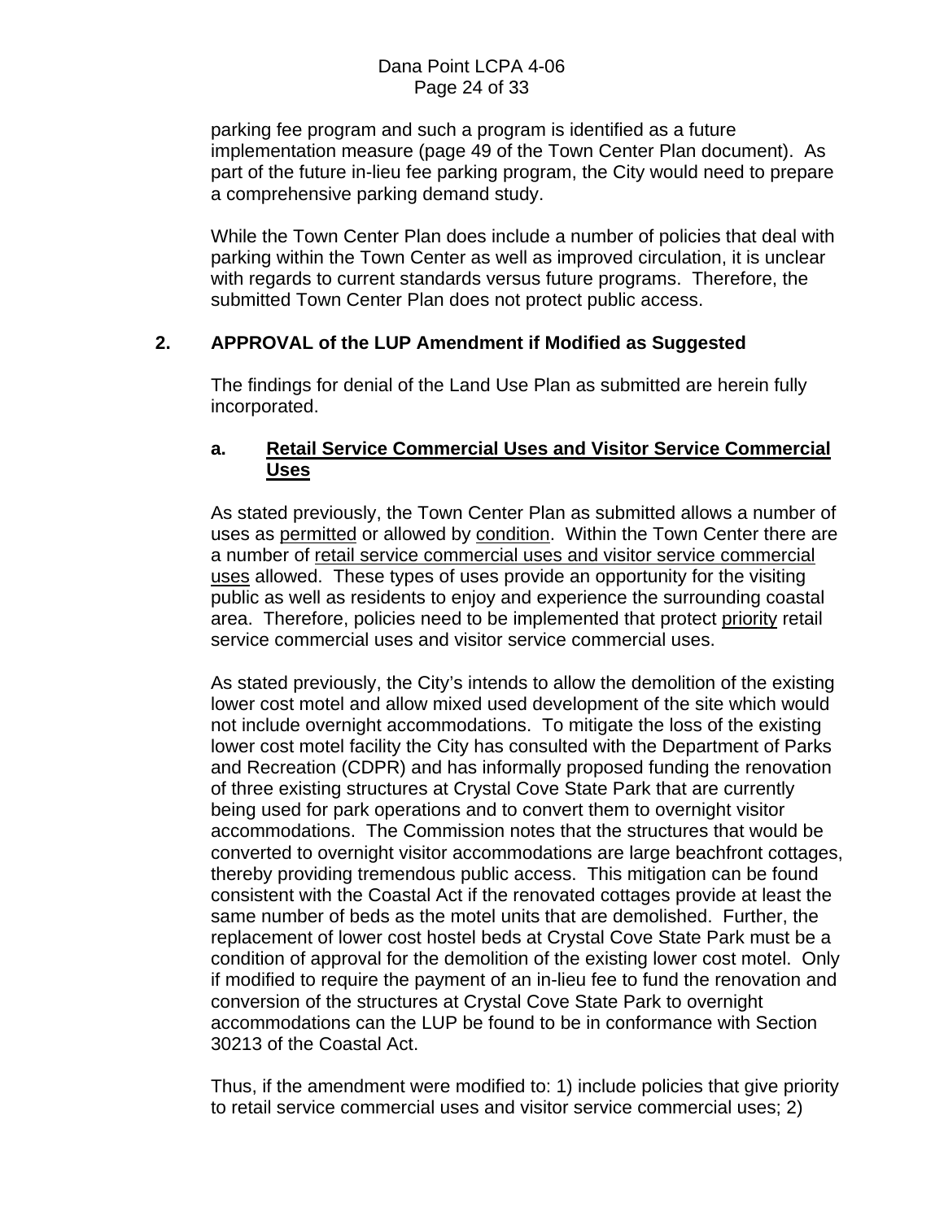parking fee program and such a program is identified as a future implementation measure (page 49 of the Town Center Plan document). As part of the future in-lieu fee parking program, the City would need to prepare a comprehensive parking demand study.

While the Town Center Plan does include a number of policies that deal with parking within the Town Center as well as improved circulation, it is unclear with regards to current standards versus future programs. Therefore, the submitted Town Center Plan does not protect public access.

## 2. APPROVAL of the LUP Amendment if Modified as Suggested

The findings for denial of the Land Use Plan as submitted are herein fully incorporated.

### a. <u>Retail Service Commercial Uses and Visitor Service Commercial Uses</u>

As stated previously, the Town Center Plan as submitted allows a number of uses as <u>permitted</u> or allowed by <u>condition</u>. Within the Town Center there are a number of <u>retail service commercial uses and visitor service commercial uses</u> allowed. These types of uses provide an opportunity for the visiting public as well as residents to enjoy and experience the surrounding coastal area. Therefore, policies need to be implemented that protect <u>priority</u> retail service commercial uses and visitor service commercial uses.

As stated previously, the City's intends to allow the demolition of the existing lower cost motel and allow mixed used development of the site which would not include overnight accommodations. To mitigate the loss of the existing lower cost motel facility the City has consulted with the Department of Parks and Recreation (CDPR) and has informally proposed funding the renovation of three existing structures at Crystal Cove State Park that are currently being used for park operations and to convert them to overnight visitor accommodations. The Commission notes that the structures that would be converted to overnight visitor accommodations are large beachfront cottages, thereby providing tremendous public access. This mitigation can be found consistent with the Coastal Act if the renovated cottages provide at least the same number of beds as the motel units that are demolished. Further, the replacement of lower cost hostel beds at Crystal Cove State Park must be a condition of approval for the demolition of the existing lower cost motel. Only if modified to require the payment of an in-lieu fee to fund the renovation and conversion of the structures at Crystal Cove State Park to overnight accommodations can the LUP be found to be in conformance with Section 30213 of the Coastal Act.

Thus, if the amendment were modified to: 1) include policies that give priority to retail service commercial uses and visitor service commercial uses; 2)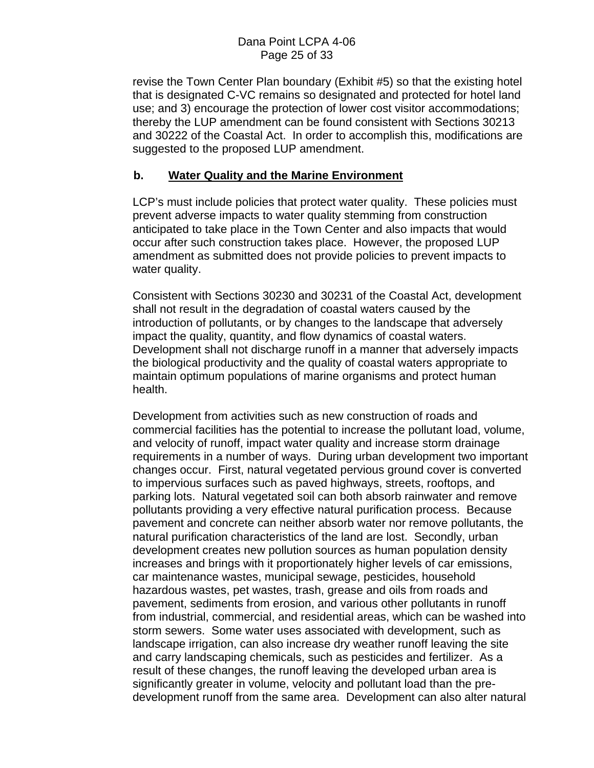revise the Town Center Plan boundary (Exhibit #5) so that the existing hotel that is designated C-VC remains so designated and protected for hotel land use; and 3) encourage the protection of lower cost visitor accommodations; thereby the LUP amendment can be found consistent with Sections 30213 and 30222 of the Coastal Act. In order to accomplish this, modifications are suggested to the proposed LUP amendment.

### b. Water Quality and the Marine Environment

LCP's must include policies that protect water quality. These policies must prevent adverse impacts to water quality stemming from construction anticipated to take place in the Town Center and also impacts that would occur after such construction takes place. However, the proposed LUP amendment as submitted does not provide policies to prevent impacts to water quality.

Consistent with Sections 30230 and 30231 of the Coastal Act, development shall not result in the degradation of coastal waters caused by the introduction of pollutants, or by changes to the landscape that adversely impact the quality, quantity, and flow dynamics of coastal waters. Development shall not discharge runoff in a manner that adversely impacts the biological productivity and the quality of coastal waters appropriate to maintain optimum populations of marine organisms and protect human health.

Development from activities such as new construction of roads and commercial facilities has the potential to increase the pollutant load, volume, and velocity of runoff, impact water quality and increase storm drainage requirements in a number of ways. During urban development two important changes occur. First, natural vegetated pervious ground cover is converted to impervious surfaces such as paved highways, streets, rooftops, and parking lots. Natural vegetated soil can both absorb rainwater and remove pollutants providing a very effective natural purification process. Because pavement and concrete can neither absorb water nor remove pollutants, the natural purification characteristics of the land are lost. Secondly, urban development creates new pollution sources as human population density increases and brings with it proportionately higher levels of car emissions, car maintenance wastes, municipal sewage, pesticides, household hazardous wastes, pet wastes, trash, grease and oils from roads and pavement, sediments from erosion, and various other pollutants in runoff from industrial, commercial, and residential areas, which can be washed into storm sewers. Some water uses associated with development, such as landscape irrigation, can also increase dry weather runoff leaving the site and carry landscaping chemicals, such as pesticides and fertilizer. As a result of these changes, the runoff leaving the developed urban area is significantly greater in volume, velocity and pollutant load than the pre-development runoff from the same area. Development can also alter natural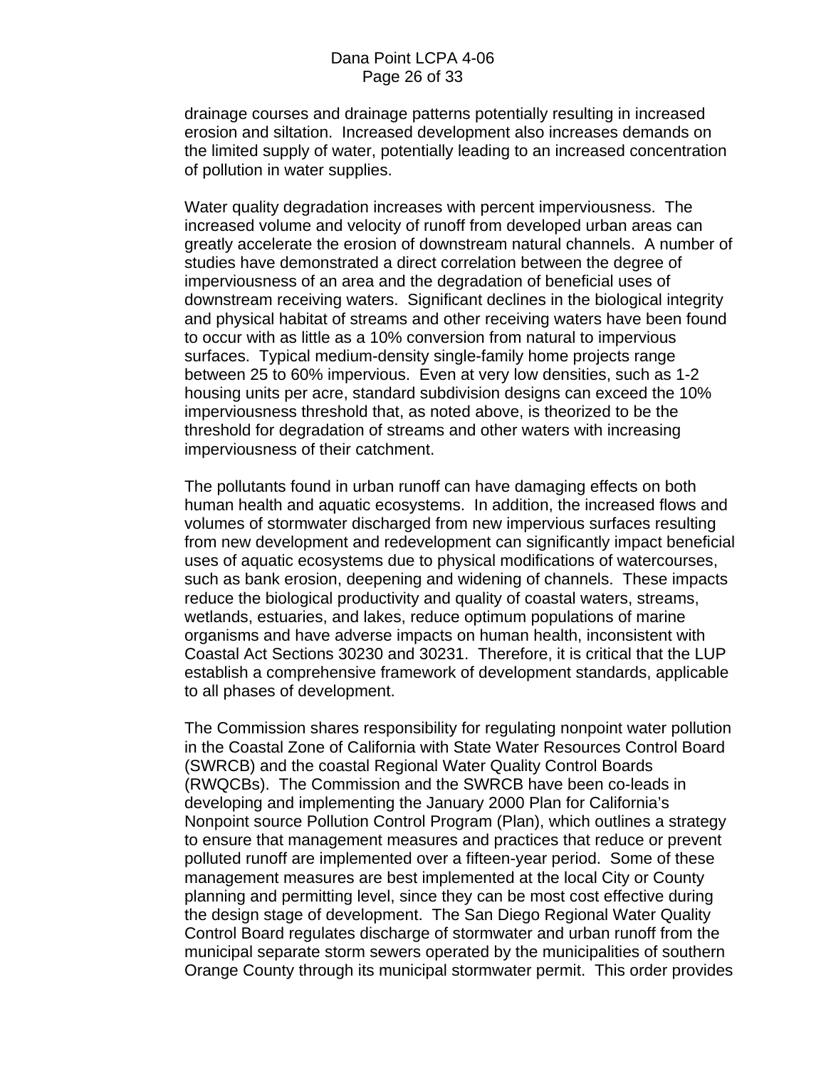drainage courses and drainage patterns potentially resulting in increased erosion and siltation. Increased development also increases demands on the limited supply of water, potentially leading to an increased concentration of pollution in water supplies.

Water quality degradation increases with percent imperviousness. The increased volume and velocity of runoff from developed urban areas can greatly accelerate the erosion of downstream natural channels. A number of studies have demonstrated a direct correlation between the degree of imperviousness of an area and the degradation of beneficial uses of downstream receiving waters. Significant declines in the biological integrity and physical habitat of streams and other receiving waters have been found to occur with as little as a 10% conversion from natural to impervious surfaces. Typical medium-density single-family home projects range between 25 to 60% impervious. Even at very low densities, such as 1-2 housing units per acre, standard subdivision designs can exceed the 10% imperviousness threshold that, as noted above, is theorized to be the threshold for degradation of streams and other waters with increasing imperviousness of their catchment.

The pollutants found in urban runoff can have damaging effects on both human health and aquatic ecosystems. In addition, the increased flows and volumes of stormwater discharged from new impervious surfaces resulting from new development and redevelopment can significantly impact beneficial uses of aquatic ecosystems due to physical modifications of watercourses, such as bank erosion, deepening and widening of channels. These impacts reduce the biological productivity and quality of coastal waters, streams, wetlands, estuaries, and lakes, reduce optimum populations of marine organisms and have adverse impacts on human health, inconsistent with Coastal Act Sections 30230 and 30231. Therefore, it is critical that the LUP establish a comprehensive framework of development standards, applicable to all phases of development.

The Commission shares responsibility for regulating nonpoint water pollution in the Coastal Zone of California with State Water Resources Control Board (SWRCB) and the coastal Regional Water Quality Control Boards (RWQCBs). The Commission and the SWRCB have been co-leads in developing and implementing the January 2000 Plan for California's Nonpoint source Pollution Control Program (Plan), which outlines a strategy to ensure that management measures and practices that reduce or prevent polluted runoff are implemented over a fifteen-year period. Some of these management measures are best implemented at the local City or County planning and permitting level, since they can be most cost effective during the design stage of development. The San Diego Regional Water Quality Control Board regulates discharge of stormwater and urban runoff from the municipal separate storm sewers operated by the municipalities of southern Orange County through its municipal stormwater permit. This order provides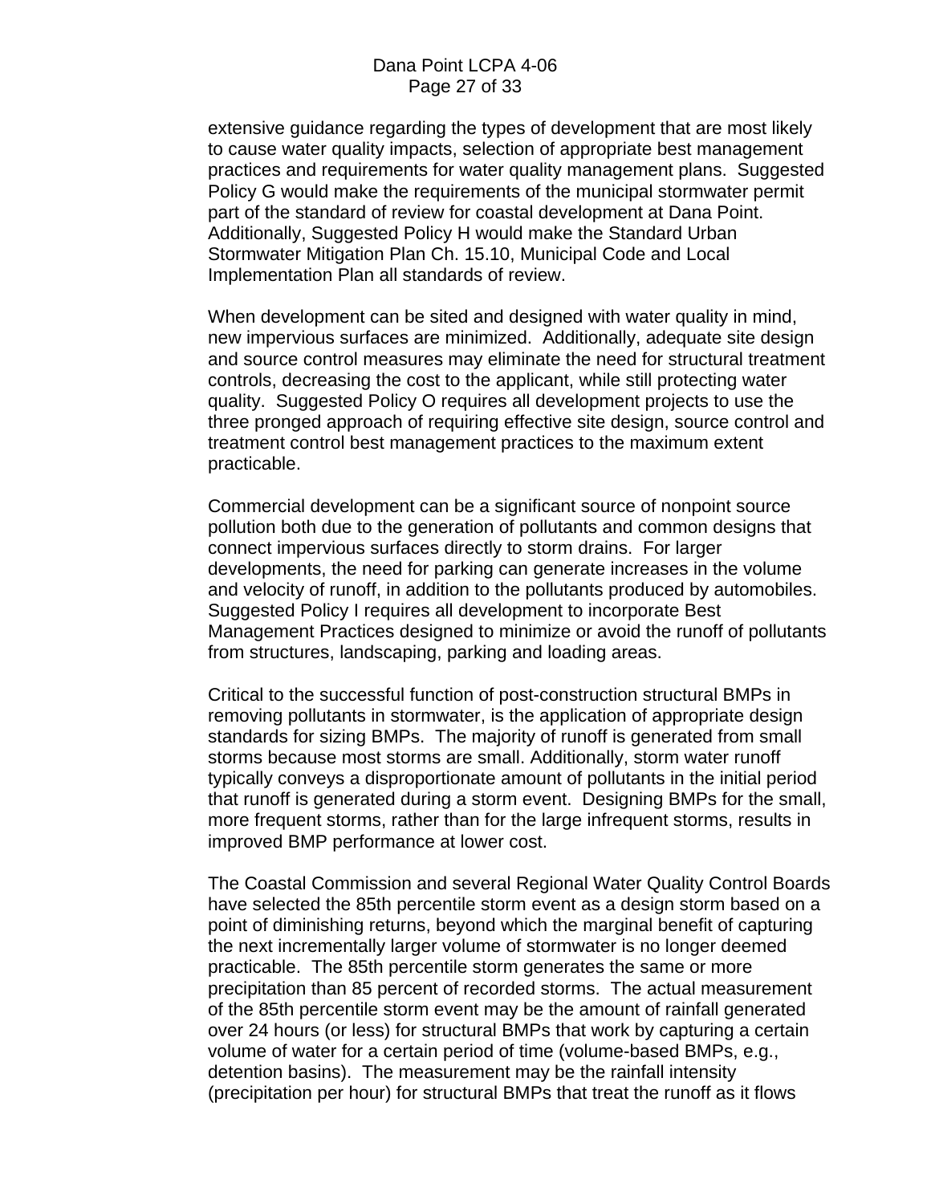extensive guidance regarding the types of development that are most likely to cause water quality impacts, selection of appropriate best management practices and requirements for water quality management plans. Suggested Policy G would make the requirements of the municipal stormwater permit part of the standard of review for coastal development at Dana Point. Additionally, Suggested Policy H would make the Standard Urban Stormwater Mitigation Plan Ch. 15.10, Municipal Code and Local Implementation Plan all standards of review.

When development can be sited and designed with water quality in mind, new impervious surfaces are minimized. Additionally, adequate site design and source control measures may eliminate the need for structural treatment controls, decreasing the cost to the applicant, while still protecting water quality. Suggested Policy O requires all development projects to use the three pronged approach of requiring effective site design, source control and treatment control best management practices to the maximum extent practicable.

Commercial development can be a significant source of nonpoint source pollution both due to the generation of pollutants and common designs that connect impervious surfaces directly to storm drains. For larger developments, the need for parking can generate increases in the volume and velocity of runoff, in addition to the pollutants produced by automobiles. Suggested Policy I requires all development to incorporate Best Management Practices designed to minimize or avoid the runoff of pollutants from structures, landscaping, parking and loading areas.

Critical to the successful function of post-construction structural BMPs in removing pollutants in stormwater, is the application of appropriate design standards for sizing BMPs. The majority of runoff is generated from small storms because most storms are small. Additionally, storm water runoff typically conveys a disproportionate amount of pollutants in the initial period that runoff is generated during a storm event. Designing BMPs for the small, more frequent storms, rather than for the large infrequent storms, results in improved BMP performance at lower cost.

The Coastal Commission and several Regional Water Quality Control Boards have selected the 85th percentile storm event as a design storm based on a point of diminishing returns, beyond which the marginal benefit of capturing the next incrementally larger volume of stormwater is no longer deemed practicable. The 85th percentile storm generates the same or more precipitation than 85 percent of recorded storms. The actual measurement of the 85th percentile storm event may be the amount of rainfall generated over 24 hours (or less) for structural BMPs that work by capturing a certain volume of water for a certain period of time (volume-based BMPs, e.g., detention basins). The measurement may be the rainfall intensity (precipitation per hour) for structural BMPs that treat the runoff as it flows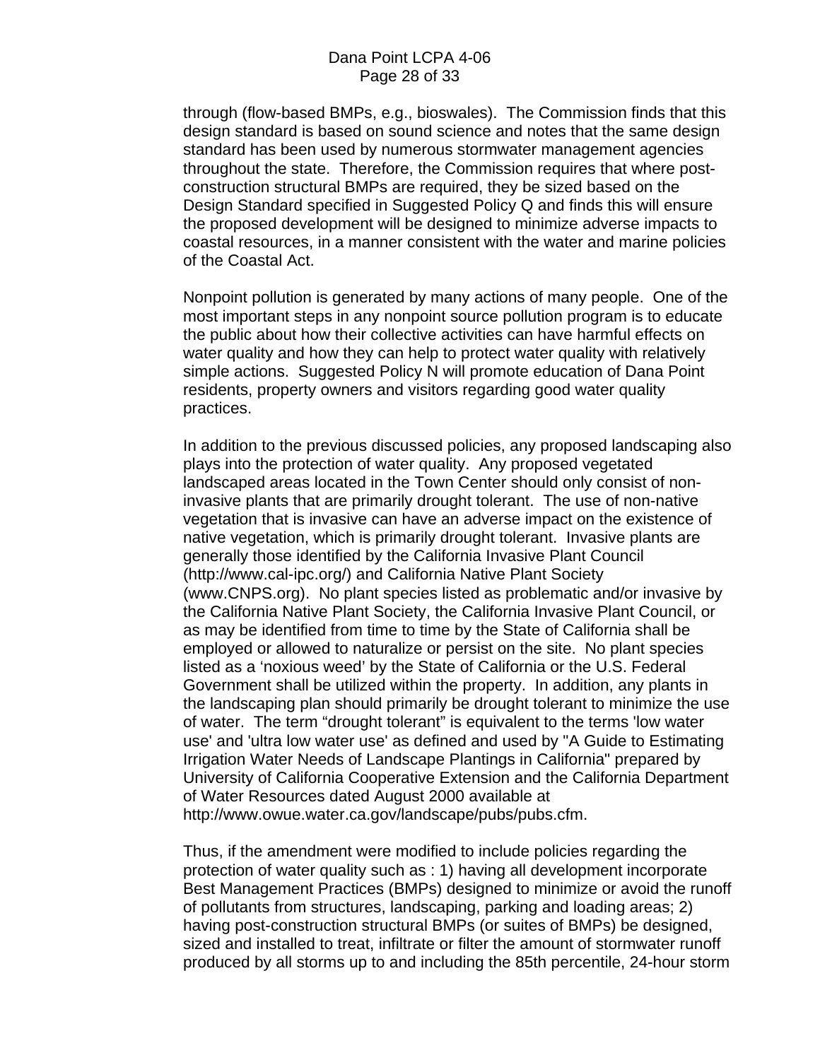through (flow-based BMPs, e.g., bioswales). The Commission finds that this design standard is based on sound science and notes that the same design standard has been used by numerous stormwater management agencies throughout the state. Therefore, the Commission requires that where post-construction structural BMPs are required, they be sized based on the Design Standard specified in Suggested Policy Q and finds this will ensure the proposed development will be designed to minimize adverse impacts to coastal resources, in a manner consistent with the water and marine policies of the Coastal Act.

Nonpoint pollution is generated by many actions of many people. One of the most important steps in any nonpoint source pollution program is to educate the public about how their collective activities can have harmful effects on water quality and how they can help to protect water quality with relatively simple actions. Suggested Policy N will promote education of Dana Point residents, property owners and visitors regarding good water quality practices.

In addition to the previous discussed policies, any proposed landscaping also plays into the protection of water quality. Any proposed vegetated landscaped areas located in the Town Center should only consist of non-invasive plants that are primarily drought tolerant. The use of non-native vegetation that is invasive can have an adverse impact on the existence of native vegetation, which is primarily drought tolerant. Invasive plants are generally those identified by the California Invasive Plant Council (http://www.cal-ipc.org/) and California Native Plant Society (www.CNPS.org). No plant species listed as problematic and/or invasive by the California Native Plant Society, the California Invasive Plant Council, or as may be identified from time to time by the State of California shall be employed or allowed to naturalize or persist on the site. No plant species listed as a 'noxious weed' by the State of California or the U.S. Federal Government shall be utilized within the property. In addition, any plants in the landscaping plan should primarily be drought tolerant to minimize the use of water. The term "drought tolerant" is equivalent to the terms 'low water use' and 'ultra low water use' as defined and used by "A Guide to Estimating Irrigation Water Needs of Landscape Plantings in California" prepared by University of California Cooperative Extension and the California Department of Water Resources dated August 2000 available at http://www.owue.water.ca.gov/landscape/pubs/pubs.cfm.

Thus, if the amendment were modified to include policies regarding the protection of water quality such as : 1) having all development incorporate Best Management Practices (BMPs) designed to minimize or avoid the runoff of pollutants from structures, landscaping, parking and loading areas; 2) having post-construction structural BMPs (or suites of BMPs) be designed, sized and installed to treat, infiltrate or filter the amount of stormwater runoff produced by all storms up to and including the 85th percentile, 24-hour storm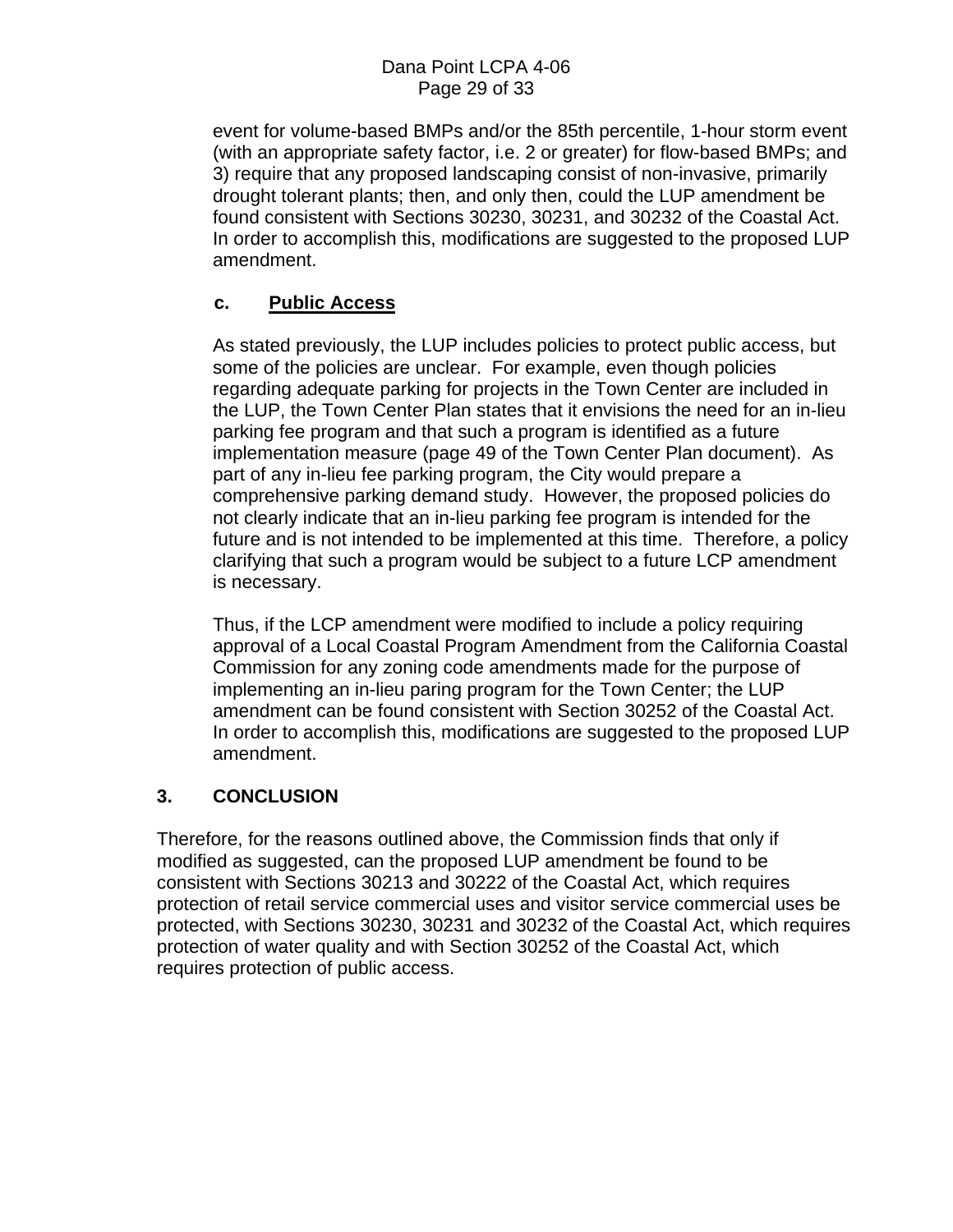event for volume-based BMPs and/or the 85th percentile, 1-hour storm event (with an appropriate safety factor, i.e. 2 or greater) for flow-based BMPs; and 3) require that any proposed landscaping consist of non-invasive, primarily drought tolerant plants; then, and only then, could the LUP amendment be found consistent with Sections 30230, 30231, and 30232 of the Coastal Act. In order to accomplish this, modifications are suggested to the proposed LUP amendment.

### c. Public Access

As stated previously, the LUP includes policies to protect public access, but some of the policies are unclear. For example, even though policies regarding adequate parking for projects in the Town Center are included in the LUP, the Town Center Plan states that it envisions the need for an in-lieu parking fee program and that such a program is identified as a future implementation measure (page 49 of the Town Center Plan document). As part of any in-lieu fee parking program, the City would prepare a comprehensive parking demand study. However, the proposed policies do not clearly indicate that an in-lieu parking fee program is intended for the future and is not intended to be implemented at this time. Therefore, a policy clarifying that such a program would be subject to a future LCP amendment is necessary.

Thus, if the LCP amendment were modified to include a policy requiring approval of a Local Coastal Program Amendment from the California Coastal Commission for any zoning code amendments made for the purpose of implementing an in-lieu paring program for the Town Center; the LUP amendment can be found consistent with Section 30252 of the Coastal Act. In order to accomplish this, modifications are suggested to the proposed LUP amendment.

## 3. CONCLUSION

Therefore, for the reasons outlined above, the Commission finds that only if modified as suggested, can the proposed LUP amendment be found to be consistent with Sections 30213 and 30222 of the Coastal Act, which requires protection of retail service commercial uses and visitor service commercial uses be protected, with Sections 30230, 30231 and 30232 of the Coastal Act, which requires protection of water quality and with Section 30252 of the Coastal Act, which requires protection of public access.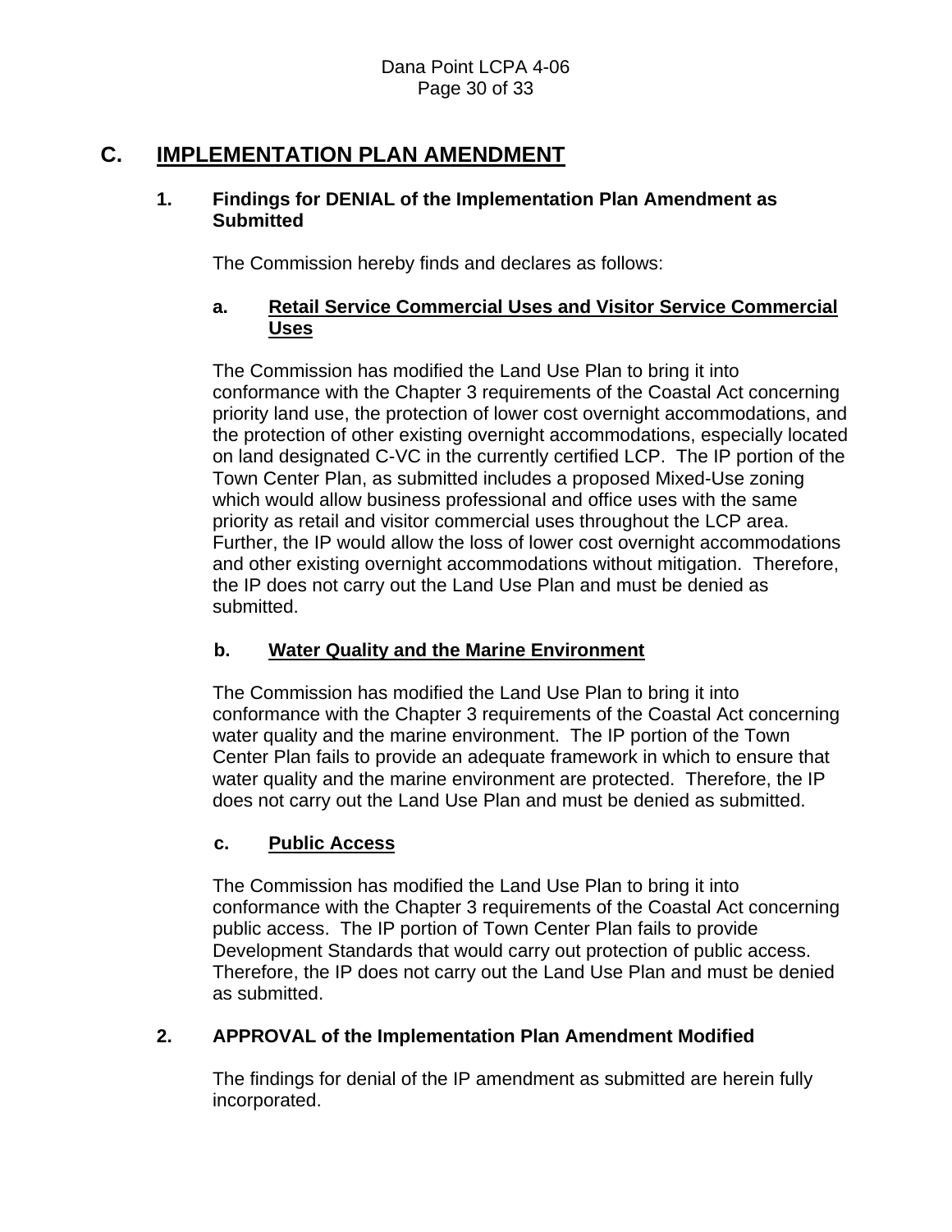## C. IMPLEMENTATION PLAN AMENDMENT

### 1. Findings for DENIAL of the Implementation Plan Amendment as Submitted

The Commission hereby finds and declares as follows:

#### a. Retail Service Commercial Uses and Visitor Service Commercial Uses

The Commission has modified the Land Use Plan to bring it into conformance with the Chapter 3 requirements of the Coastal Act concerning priority land use, the protection of lower cost overnight accommodations, and the protection of other existing overnight accommodations, especially located on land designated C-VC in the currently certified LCP. The IP portion of the Town Center Plan, as submitted includes a proposed Mixed-Use zoning which would allow business professional and office uses with the same priority as retail and visitor commercial uses throughout the LCP area. Further, the IP would allow the loss of lower cost overnight accommodations and other existing overnight accommodations without mitigation. Therefore, the IP does not carry out the Land Use Plan and must be denied as submitted.

#### b. Water Quality and the Marine Environment

The Commission has modified the Land Use Plan to bring it into conformance with the Chapter 3 requirements of the Coastal Act concerning water quality and the marine environment. The IP portion of the Town Center Plan fails to provide an adequate framework in which to ensure that water quality and the marine environment are protected. Therefore, the IP does not carry out the Land Use Plan and must be denied as submitted.

#### c. Public Access

The Commission has modified the Land Use Plan to bring it into conformance with the Chapter 3 requirements of the Coastal Act concerning public access. The IP portion of Town Center Plan fails to provide Development Standards that would carry out protection of public access. Therefore, the IP does not carry out the Land Use Plan and must be denied as submitted.

### 2. APPROVAL of the Implementation Plan Amendment Modified

The findings for denial of the IP amendment as submitted are herein fully incorporated.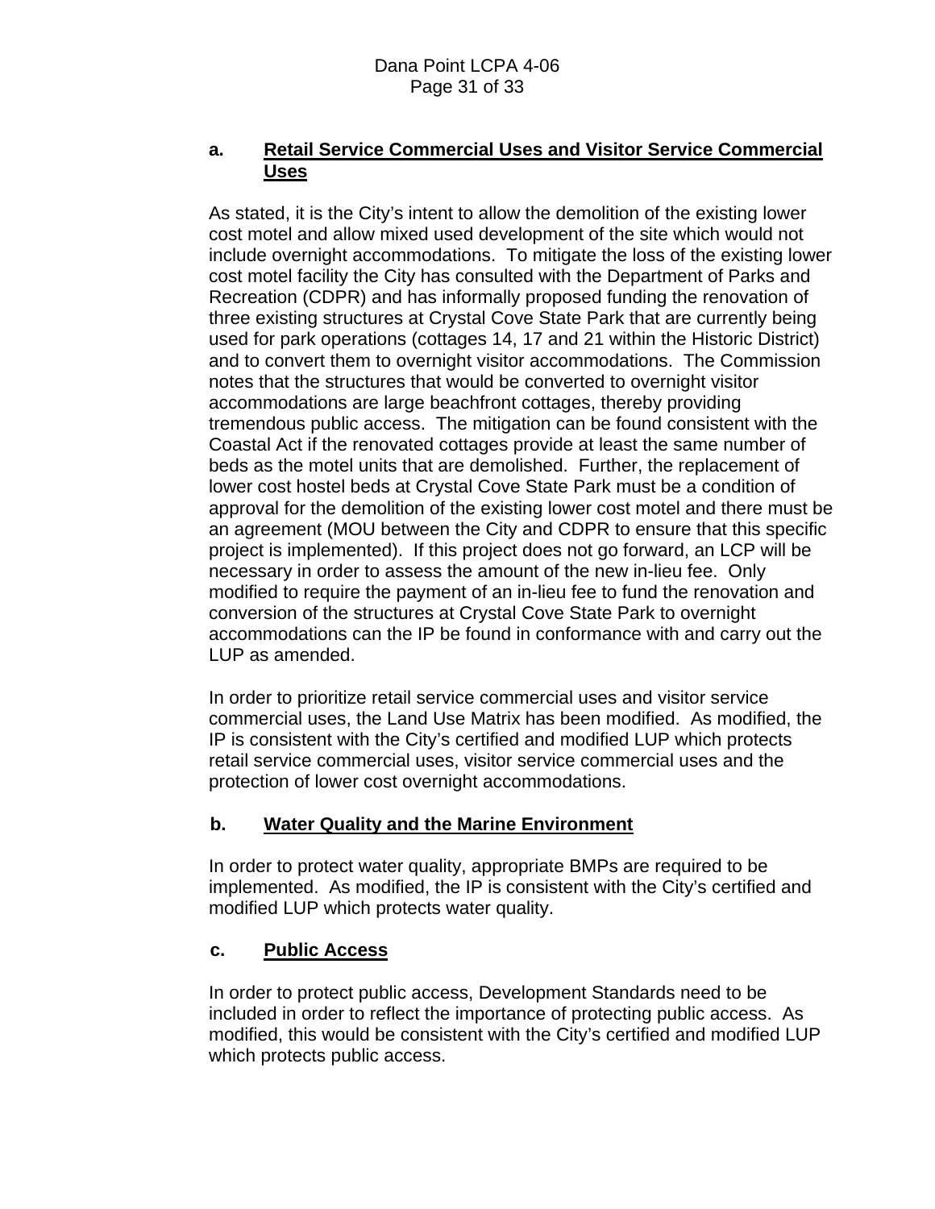### a. Retail Service Commercial Uses and Visitor Service Commercial Uses

As stated, it is the City's intent to allow the demolition of the existing lower cost motel and allow mixed used development of the site which would not include overnight accommodations. To mitigate the loss of the existing lower cost motel facility the City has consulted with the Department of Parks and Recreation (CDPR) and has informally proposed funding the renovation of three existing structures at Crystal Cove State Park that are currently being used for park operations (cottages 14, 17 and 21 within the Historic District) and to convert them to overnight visitor accommodations. The Commission notes that the structures that would be converted to overnight visitor accommodations are large beachfront cottages, thereby providing tremendous public access. The mitigation can be found consistent with the Coastal Act if the renovated cottages provide at least the same number of beds as the motel units that are demolished. Further, the replacement of lower cost hostel beds at Crystal Cove State Park must be a condition of approval for the demolition of the existing lower cost motel and there must be an agreement (MOU between the City and CDPR to ensure that this specific project is implemented). If this project does not go forward, an LCP will be necessary in order to assess the amount of the new in-lieu fee. Only modified to require the payment of an in-lieu fee to fund the renovation and conversion of the structures at Crystal Cove State Park to overnight accommodations can the IP be found in conformance with and carry out the LUP as amended.

In order to prioritize retail service commercial uses and visitor service commercial uses, the Land Use Matrix has been modified. As modified, the IP is consistent with the City's certified and modified LUP which protects retail service commercial uses, visitor service commercial uses and the protection of lower cost overnight accommodations.

### b. Water Quality and the Marine Environment

In order to protect water quality, appropriate BMPs are required to be implemented. As modified, the IP is consistent with the City's certified and modified LUP which protects water quality.

### c. Public Access

In order to protect public access, Development Standards need to be included in order to reflect the importance of protecting public access. As modified, this would be consistent with the City's certified and modified LUP which protects public access.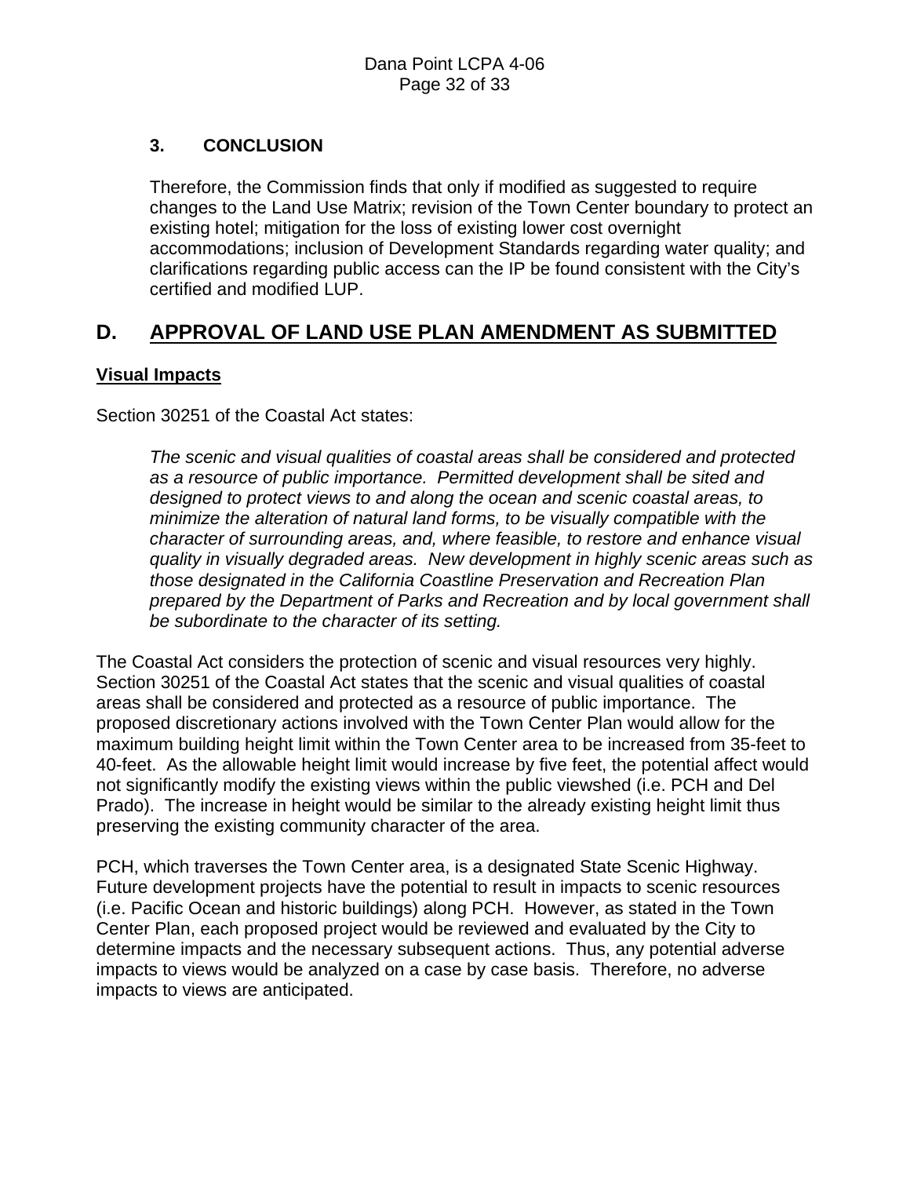### 3. CONCLUSION

Therefore, the Commission finds that only if modified as suggested to require changes to the Land Use Matrix; revision of the Town Center boundary to protect an existing hotel; mitigation for the loss of existing lower cost overnight accommodations; inclusion of Development Standards regarding water quality; and clarifications regarding public access can the IP be found consistent with the City's certified and modified LUP.

## D. APPROVAL OF LAND USE PLAN AMENDMENT AS SUBMITTED

**Visual Impacts**

Section 30251 of the Coastal Act states:

> *The scenic and visual qualities of coastal areas shall be considered and protected as a resource of public importance. Permitted development shall be sited and designed to protect views to and along the ocean and scenic coastal areas, to minimize the alteration of natural land forms, to be visually compatible with the character of surrounding areas, and, where feasible, to restore and enhance visual quality in visually degraded areas. New development in highly scenic areas such as those designated in the California Coastline Preservation and Recreation Plan prepared by the Department of Parks and Recreation and by local government shall be subordinate to the character of its setting.*

The Coastal Act considers the protection of scenic and visual resources very highly. Section 30251 of the Coastal Act states that the scenic and visual qualities of coastal areas shall be considered and protected as a resource of public importance. The proposed discretionary actions involved with the Town Center Plan would allow for the maximum building height limit within the Town Center area to be increased from 35-feet to 40-feet. As the allowable height limit would increase by five feet, the potential affect would not significantly modify the existing views within the public viewshed (i.e. PCH and Del Prado). The increase in height would be similar to the already existing height limit thus preserving the existing community character of the area.

PCH, which traverses the Town Center area, is a designated State Scenic Highway. Future development projects have the potential to result in impacts to scenic resources (i.e. Pacific Ocean and historic buildings) along PCH. However, as stated in the Town Center Plan, each proposed project would be reviewed and evaluated by the City to determine impacts and the necessary subsequent actions. Thus, any potential adverse impacts to views would be analyzed on a case by case basis. Therefore, no adverse impacts to views are anticipated.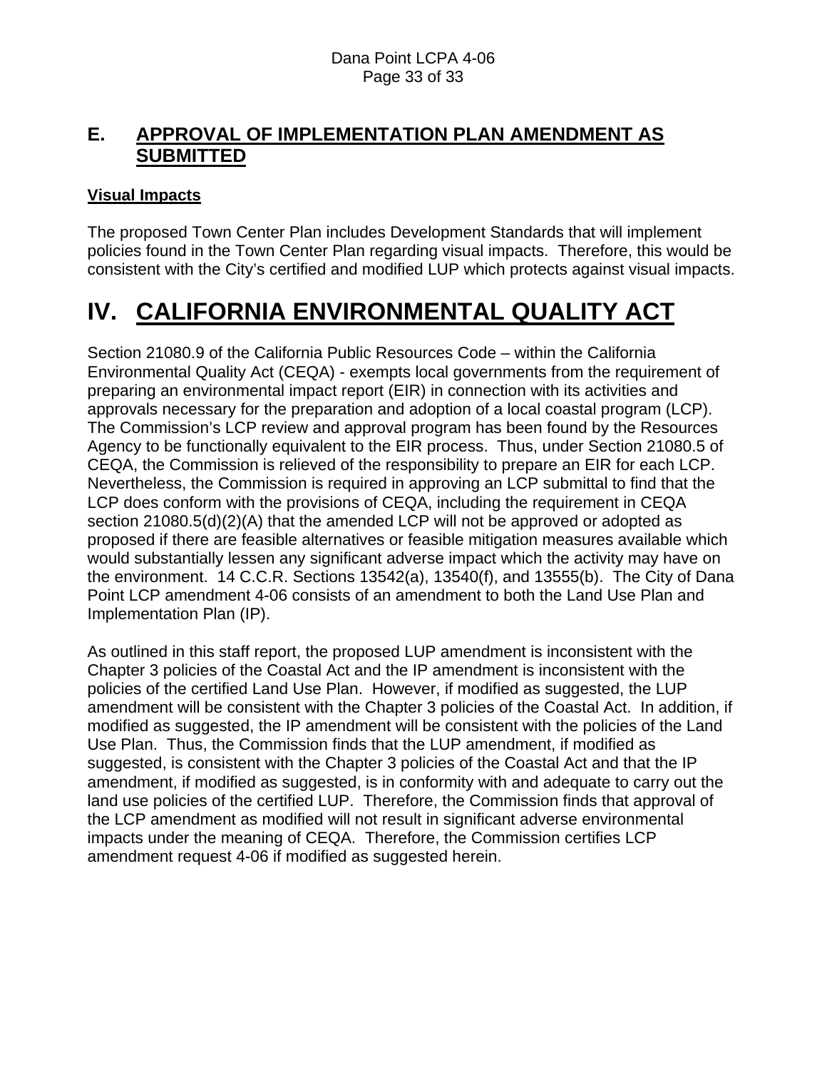## E. APPROVAL OF IMPLEMENTATION PLAN AMENDMENT AS SUBMITTED

**Visual Impacts**

The proposed Town Center Plan includes Development Standards that will implement policies found in the Town Center Plan regarding visual impacts. Therefore, this would be consistent with the City's certified and modified LUP which protects against visual impacts.

# IV. CALIFORNIA ENVIRONMENTAL QUALITY ACT

Section 21080.9 of the California Public Resources Code – within the California Environmental Quality Act (CEQA) - exempts local governments from the requirement of preparing an environmental impact report (EIR) in connection with its activities and approvals necessary for the preparation and adoption of a local coastal program (LCP). The Commission's LCP review and approval program has been found by the Resources Agency to be functionally equivalent to the EIR process. Thus, under Section 21080.5 of CEQA, the Commission is relieved of the responsibility to prepare an EIR for each LCP. Nevertheless, the Commission is required in approving an LCP submittal to find that the LCP does conform with the provisions of CEQA, including the requirement in CEQA section 21080.5(d)(2)(A) that the amended LCP will not be approved or adopted as proposed if there are feasible alternatives or feasible mitigation measures available which would substantially lessen any significant adverse impact which the activity may have on the environment. 14 C.C.R. Sections 13542(a), 13540(f), and 13555(b). The City of Dana Point LCP amendment 4-06 consists of an amendment to both the Land Use Plan and Implementation Plan (IP).

As outlined in this staff report, the proposed LUP amendment is inconsistent with the Chapter 3 policies of the Coastal Act and the IP amendment is inconsistent with the policies of the certified Land Use Plan. However, if modified as suggested, the LUP amendment will be consistent with the Chapter 3 policies of the Coastal Act. In addition, if modified as suggested, the IP amendment will be consistent with the policies of the Land Use Plan. Thus, the Commission finds that the LUP amendment, if modified as suggested, is consistent with the Chapter 3 policies of the Coastal Act and that the IP amendment, if modified as suggested, is in conformity with and adequate to carry out the land use policies of the certified LUP. Therefore, the Commission finds that approval of the LCP amendment as modified will not result in significant adverse environmental impacts under the meaning of CEQA. Therefore, the Commission certifies LCP amendment request 4-06 if modified as suggested herein.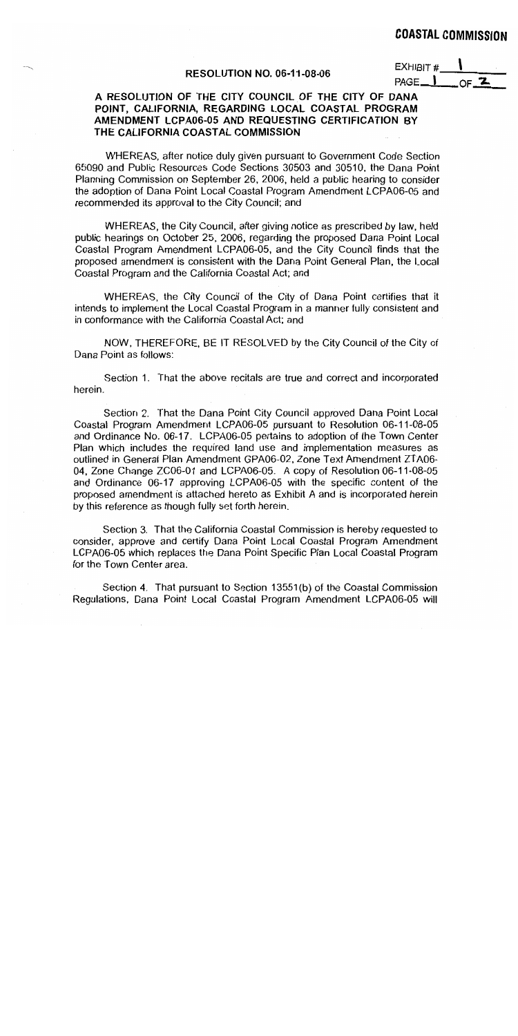**COASTAL COMMISSION**

EXHIBIT # 1
PAGE 1 OF 2

**RESOLUTION NO. 06-11-08-06**

**A RESOLUTION OF THE CITY COUNCIL OF THE CITY OF DANA POINT, CALIFORNIA, REGARDING LOCAL COASTAL PROGRAM AMENDMENT LCPA06-05 AND REQUESTING CERTIFICATION BY THE CALIFORNIA COASTAL COMMISSION**

WHEREAS, after notice duly given pursuant to Government Code Section 65090 and Public Resources Code Sections 30503 and 30510, the Dana Point Planning Commission on September 26, 2006, held a public hearing to consider the adoption of Dana Point Local Coastal Program Amendment LCPA06-05 and recommended its approval to the City Council; and

WHEREAS, the City Council, after giving notice as prescribed by law, held public hearings on October 25, 2006, regarding the proposed Dana Point Local Coastal Program Amendment LCPA06-05, and the City Council finds that the proposed amendment is consistent with the Dana Point General Plan, the Local Coastal Program and the California Coastal Act; and

WHEREAS, the City Council of the City of Dana Point certifies that it intends to implement the Local Coastal Program in a manner fully consistent and in conformance with the California Coastal Act; and

NOW, THEREFORE, BE IT RESOLVED by the City Council of the City of Dana Point as follows:

Section 1. That the above recitals are true and correct and incorporated herein.

Section 2. That the Dana Point City Council approved Dana Point Local Coastal Program Amendment LCPA06-05 pursuant to Resolution 06-11-08-05 and Ordinance No. 06-17. LCPA06-05 pertains to adoption of the Town Center Plan which includes the required land use and implementation measures as outlined in General Plan Amendment GPA06-02, Zone Text Amendment ZTA06-04, Zone Change ZC06-01 and LCPA06-05. A copy of Resolution 06-11-08-05 and Ordinance 06-17 approving LCPA06-05 with the specific content of the proposed amendment is attached hereto as Exhibit A and is incorporated herein by this reference as though fully set forth herein.

Section 3. That the California Coastal Commission is hereby requested to consider, approve and certify Dana Point Local Coastal Program Amendment LCPA06-05 which replaces the Dana Point Specific Plan Local Coastal Program for the Town Center area.

Section 4. That pursuant to Section 13551(b) of the Coastal Commission Regulations, Dana Point Local Coastal Program Amendment LCPA06-05 will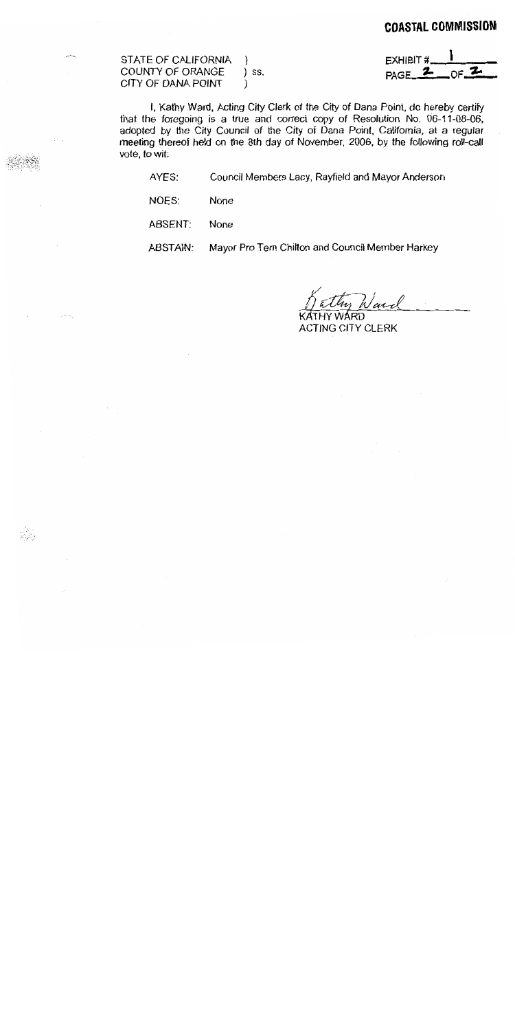**COASTAL COMMISSION**

EXHIBIT # 1

PAGE 2 OF 2

STATE OF CALIFORNIA )
COUNTY OF ORANGE ) ss.
CITY OF DANA POINT )

I, Kathy Ward, Acting City Clerk of the City of Dana Point, do hereby certify that the foregoing is a true and correct copy of Resolution No. 06-11-08-06, adopted by the City Council of the City of Dana Point, California, at a regular meeting thereof held on the 8th day of November, 2006, by the following roll-call vote, to wit:

AYES: Council Members Lacy, Rayfield and Mayor Anderson

NOES: None

ABSENT: None

ABSTAIN: Mayor Pro Tem Chilton and Council Member Harkey

Kathy Ward

KATHY WARD
ACTING CITY CLERK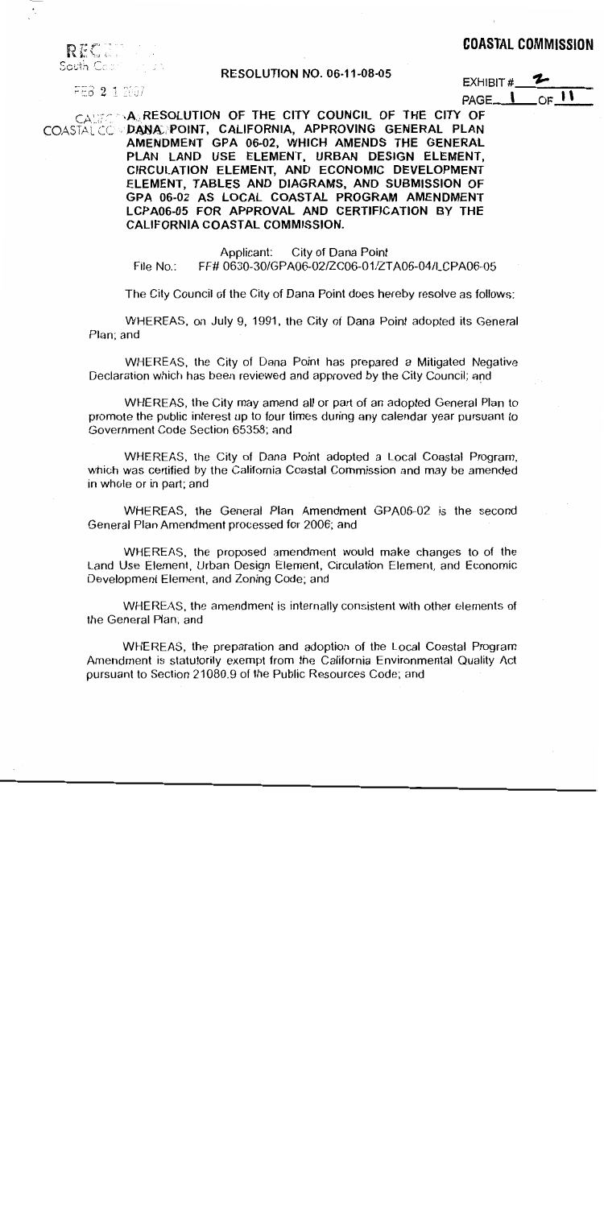**COASTAL COMMISSION**

EXHIBIT # 2
PAGE 1 OF 11

RECEIVED
South Coast Region

FEB 2 1 2007

CALIFORNIA
COASTAL COMMISSION

**RESOLUTION NO. 06-11-08-05**

**A RESOLUTION OF THE CITY COUNCIL OF THE CITY OF DANA POINT, CALIFORNIA, APPROVING GENERAL PLAN AMENDMENT GPA 06-02, WHICH AMENDS THE GENERAL PLAN LAND USE ELEMENT, URBAN DESIGN ELEMENT, CIRCULATION ELEMENT, AND ECONOMIC DEVELOPMENT ELEMENT, TABLES AND DIAGRAMS, AND SUBMISSION OF GPA 06-02 AS LOCAL COASTAL PROGRAM AMENDMENT LCPA06-05 FOR APPROVAL AND CERTIFICATION BY THE CALIFORNIA COASTAL COMMISSION.**

Applicant: City of Dana Point
File No.: FF# 0630-30/GPA06-02/ZC06-01/ZTA06-04/LCPA06-05

The City Council of the City of Dana Point does hereby resolve as follows:

WHEREAS, on July 9, 1991, the City of Dana Point adopted its General Plan; and

WHEREAS, the City of Dana Point has prepared a Mitigated Negative Declaration which has been reviewed and approved by the City Council; and

WHEREAS, the City may amend all or part of an adopted General Plan to promote the public interest up to four times during any calendar year pursuant to Government Code Section 65358; and

WHEREAS, the City of Dana Point adopted a Local Coastal Program, which was certified by the California Coastal Commission and may be amended in whole or in part; and

WHEREAS, the General Plan Amendment GPA06-02 is the second General Plan Amendment processed for 2006; and

WHEREAS, the proposed amendment would make changes to of the Land Use Element, Urban Design Element, Circulation Element, and Economic Development Element, and Zoning Code; and

WHEREAS, the amendment is internally consistent with other elements of the General Plan, and

WHEREAS, the preparation and adoption of the Local Coastal Program Amendment is statutorily exempt from the California Environmental Quality Act pursuant to Section 21080.9 of the Public Resources Code; and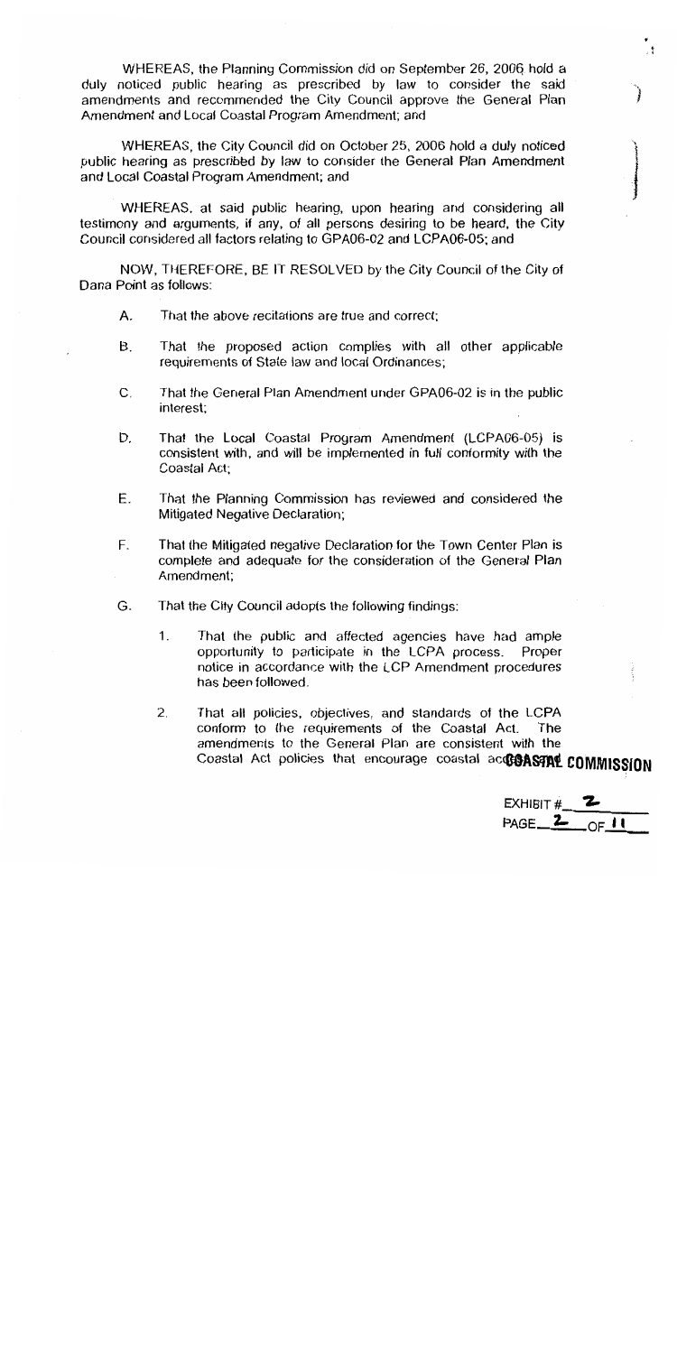WHEREAS, the Planning Commission did on September 26, 2006 hold a duly noticed public hearing as prescribed by law to consider the said amendments and recommended the City Council approve the General Plan Amendment and Local Coastal Program Amendment; and

WHEREAS, the City Council did on October 25, 2006 hold a duly noticed public hearing as prescribed by law to consider the General Plan Amendment and Local Coastal Program Amendment; and

WHEREAS, at said public hearing, upon hearing and considering all testimony and arguments, if any, of all persons desiring to be heard, the City Council considered all factors relating to GPA06-02 and LCPA06-05; and

NOW, THEREFORE, BE IT RESOLVED by the City Council of the City of Dana Point as follows:

A. That the above recitations are true and correct;

B. That the proposed action complies with all other applicable requirements of State law and local Ordinances;

C. That the General Plan Amendment under GPA06-02 is in the public interest;

D. That the Local Coastal Program Amendment (LCPA06-05) is consistent with, and will be implemented in full conformity with the Coastal Act;

E. That the Planning Commission has reviewed and considered the Mitigated Negative Declaration;

F. That the Mitigated negative Declaration for the Town Center Plan is complete and adequate for the consideration of the General Plan Amendment;

G. That the City Council adopts the following findings:

1. That the public and affected agencies have had ample opportunity to participate in the LCPA process. Proper notice in accordance with the LCP Amendment procedures has been followed.

2. That all policies, objectives, and standards of the LCPA conform to the requirements of the Coastal Act. The amendments to the General Plan are consistent with the Coastal Act policies that encourage coastal ac

**COASTAL COMMISSION**

EXHIBIT # 2

PAGE 2 OF 11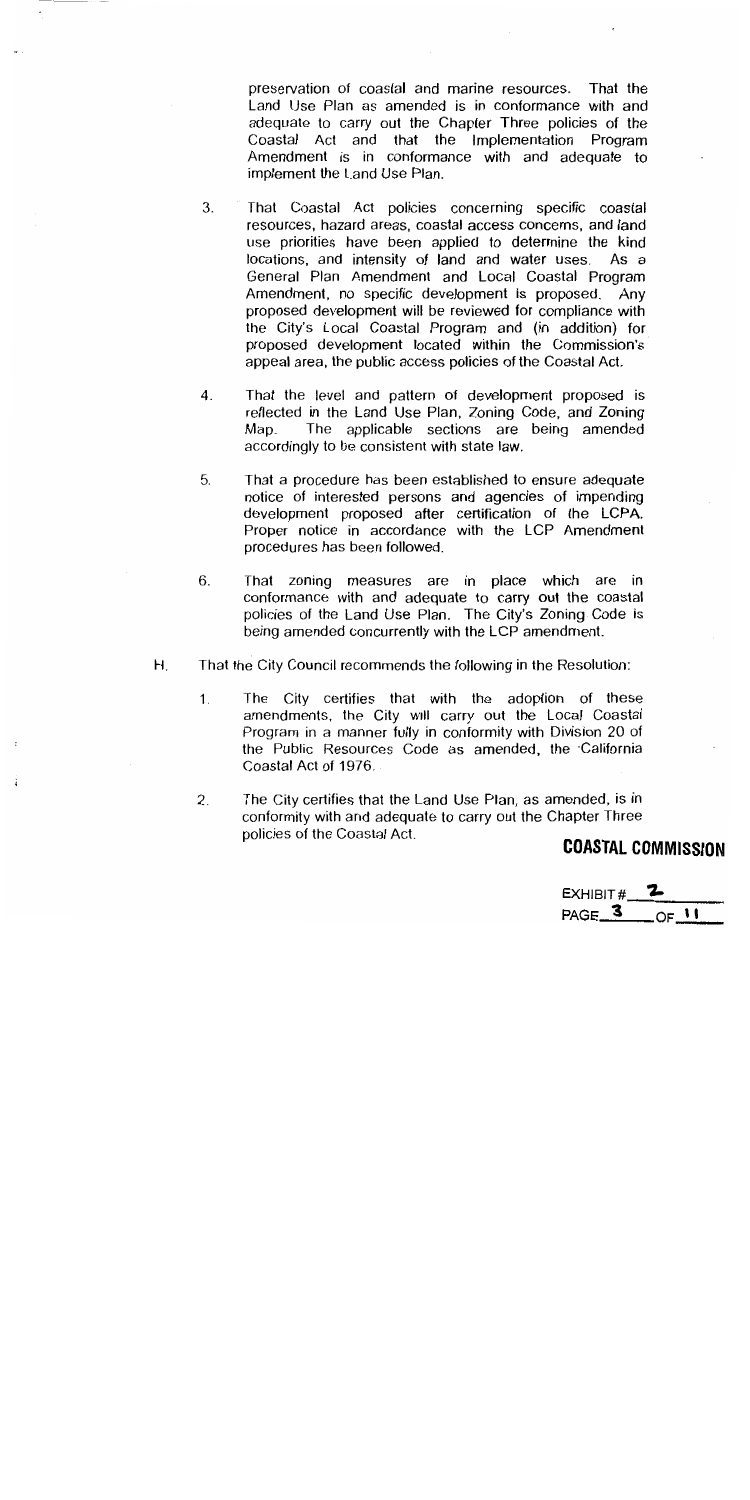preservation of coastal and marine resources. That the Land Use Plan as amended is in conformance with and adequate to carry out the Chapter Three policies of the Coastal Act and that the Implementation Program Amendment is in conformance with and adequate to implement the Land Use Plan.

3. That Coastal Act policies concerning specific coastal resources, hazard areas, coastal access concerns, and land use priorities have been applied to determine the kind locations, and intensity of land and water uses. As a General Plan Amendment and Local Coastal Program Amendment, no specific development is proposed. Any proposed development will be reviewed for compliance with the City's Local Coastal Program and (in addition) for proposed development located within the Commission's appeal area, the public access policies of the Coastal Act.

4. That the level and pattern of development proposed is reflected in the Land Use Plan, Zoning Code, and Zoning Map. The applicable sections are being amended accordingly to be consistent with state law.

5. That a procedure has been established to ensure adequate notice of interested persons and agencies of impending development proposed after certification of the LCPA. Proper notice in accordance with the LCP Amendment procedures has been followed.

6. That zoning measures are in place which are in conformance with and adequate to carry out the coastal policies of the Land Use Plan. The City's Zoning Code is being amended concurrently with the LCP amendment.

H. That the City Council recommends the following in the Resolution:

1. The City certifies that with the adoption of these amendments, the City will carry out the Local Coastal Program in a manner fully in conformity with Division 20 of the Public Resources Code as amended, the California Coastal Act of 1976.

2. The City certifies that the Land Use Plan, as amended, is in conformity with and adequate to carry out the Chapter Three policies of the Coastal Act.

**COASTAL COMMISSION**

EXHIBIT # 2
PAGE 3 OF 11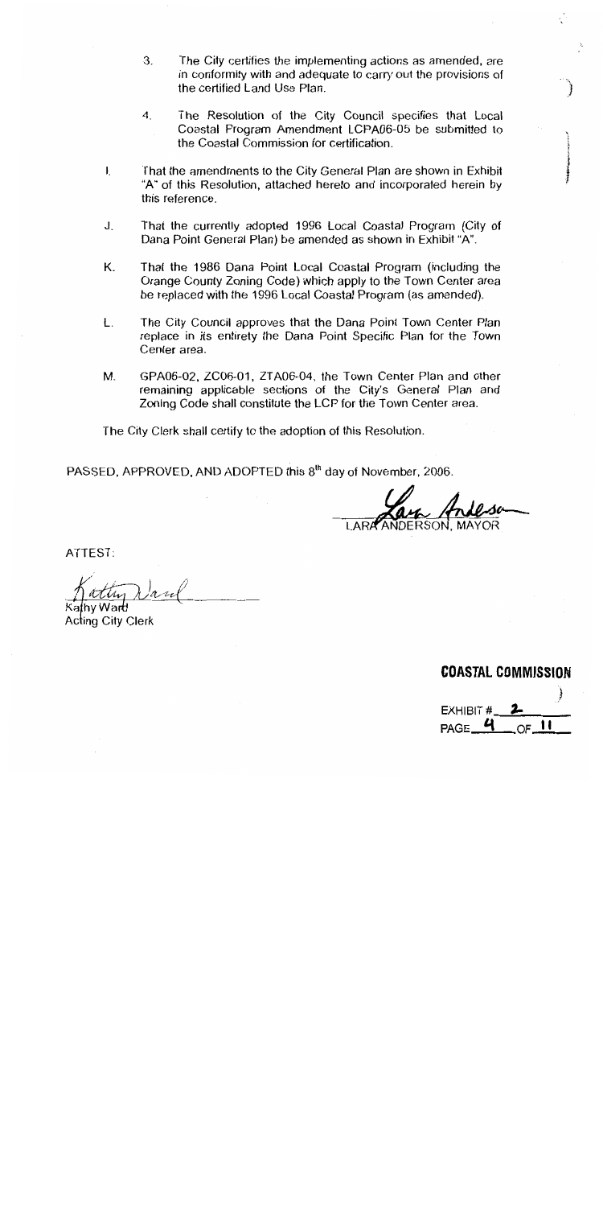3. The City certifies the implementing actions as amended, are in conformity with and adequate to carry out the provisions of the certified Land Use Plan.

4. The Resolution of the City Council specifies that Local Coastal Program Amendment LCPA06-05 be submitted to the Coastal Commission for certification.

I. That the amendments to the City General Plan are shown in Exhibit "A" of this Resolution, attached hereto and incorporated herein by this reference.

J. That the currently adopted 1996 Local Coastal Program (City of Dana Point General Plan) be amended as shown in Exhibit "A".

K. That the 1986 Dana Point Local Coastal Program (including the Orange County Zoning Code) which apply to the Town Center area be replaced with the 1996 Local Coastal Program (as amended).

L. The City Council approves that the Dana Point Town Center Plan replace in its entirety the Dana Point Specific Plan for the Town Center area.

M. GPA06-02, ZC06-01, ZTA06-04, the Town Center Plan and other remaining applicable sections of the City's General Plan and Zoning Code shall constitute the LCP for the Town Center area.

The City Clerk shall certify to the adoption of this Resolution.

PASSED, APPROVED, AND ADOPTED this 8th day of November, 2006.

LARA ANDERSON, MAYOR

ATTEST:

Kathy Ward
Acting City Clerk

**COASTAL COMMISSION**

EXHIBIT # 2
PAGE 4 OF 11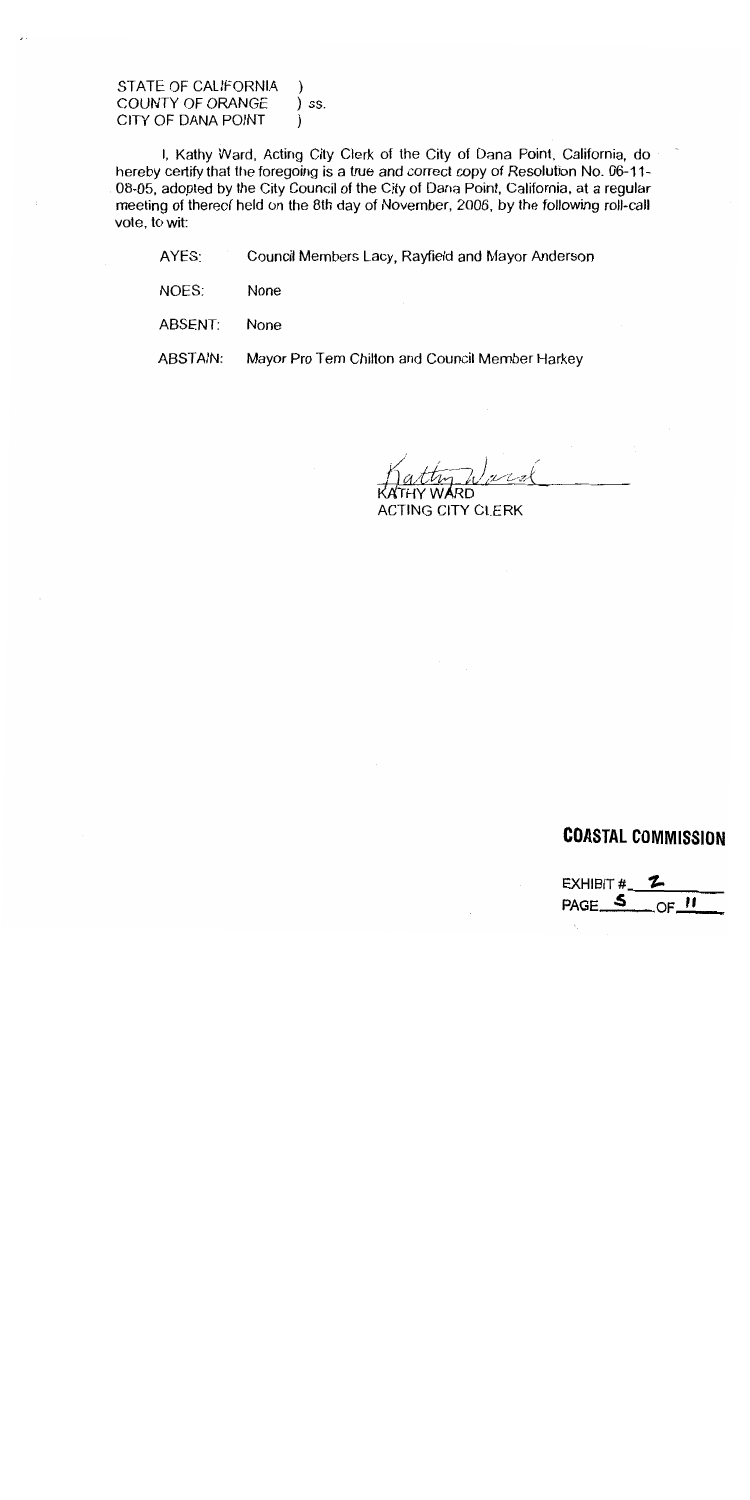STATE OF CALIFORNIA )
COUNTY OF ORANGE ) ss.
CITY OF DANA POINT )

I, Kathy Ward, Acting City Clerk of the City of Dana Point, California, do hereby certify that the foregoing is a true and correct copy of Resolution No. 06-11-08-05, adopted by the City Council of the City of Dana Point, California, at a regular meeting of thereof held on the 8th day of November, 2006, by the following roll-call vote, to wit:

| | |
|---|---|
| AYES: | Council Members Lacy, Rayfield and Mayor Anderson |
| NOES: | None |
| ABSENT: | None |
| ABSTAIN: | Mayor Pro Tem Chilton and Council Member Harkey |

Kathy Ward

KATHY WARD
ACTING CITY CLERK

**COASTAL COMMISSION**

EXHIBIT # 2
PAGE 5 OF 11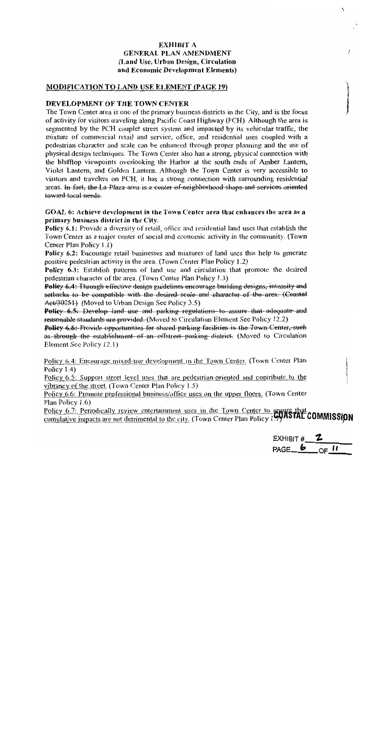# EXHIBIT A
## GENERAL PLAN AMENDMENT
### (Land Use, Urban Design, Circulation and Economic Development Elements)

**MODIFICATION TO LAND USE ELEMENT (PAGE 19)**

**DEVELOPMENT OF THE TOWN CENTER**

The Town Center area is one of the primary business districts in the City, and is the focus of activity for visitors traveling along Pacific Coast Highway (PCH). Although the area is segmented by the PCH couplet street system and impacted by its vehicular traffic, the mixture of commercial retail and service, office, and residential uses coupled with a pedestrian character and scale can be enhanced through proper planning and the use of physical design techniques. The Town Center also has a strong, physical connection with the blufftop viewpoints overlooking the Harbor at the south ends of Amber Lantern, Violet Lantern, and Golden Lantern. Although the Town Center is very accessible to visitors and travelers on PCH, it has a strong connection with surrounding residential areas. ~~In fact, the La Plaza area is a center of neighborhood shops and services oriented toward local needs.~~

**GOAL 6: Achieve development in the Town Center area that enhances the area as a primary business district in the City.**

**Policy 6.1:** Provide a diversity of retail, office and residential land uses that establish the Town Center as a major center of social and economic activity in the community. (Town Center Plan Policy 1.1)

**Policy 6.2:** Encourage retail businesses and mixtures of land uses that help to generate positive pedestrian activity in the area. (Town Center Plan Policy 1.2)

**Policy 6.3:** Establish patterns of land use and circulation that promote the desired pedestrian character of the area. (Town Center Plan Policy 1.3)

~~**Policy 6.4:** Through effective design guidelines encourage building designs, intensity and setbacks to be compatible with the desired scale and character of the area. (Coastal Act/30251)~~ (Moved to Urban Design See Policy 3.5)

~~**Policy 6.5:** Develop land use and parking regulations to assure that adequate and reasonable standards are provided.~~ (Moved to Circulation Element See Policy 12.2)

~~**Policy 6.6:** Provide opportunities for shared parking facilities in the Town Center, such as through the establishment of an offstreet parking district.~~ (Moved to Circulation Element See Policy 12.1)

<u>Policy 6.4: Encourage mixed-use development in the Town Center.</u> (Town Center Plan Policy 1.4)

<u>Policy 6.5: Support street level uses that are pedestrian-oriented and contribute to the vibrancy of the street.</u> (Town Center Plan Policy 1.5)

<u>Policy 6.6: Promote professional business/office uses on the upper floors.</u> (Town Center Plan Policy 1.6)

<u>Policy 6.7: Periodically review entertainment uses in the Town Center to ensure that cumulative impacts are not detrimental to the city.</u> (Town Center Plan Policy 1.7)

COASTAL COMMISSION

EXHIBIT # 2
PAGE 6 OF 11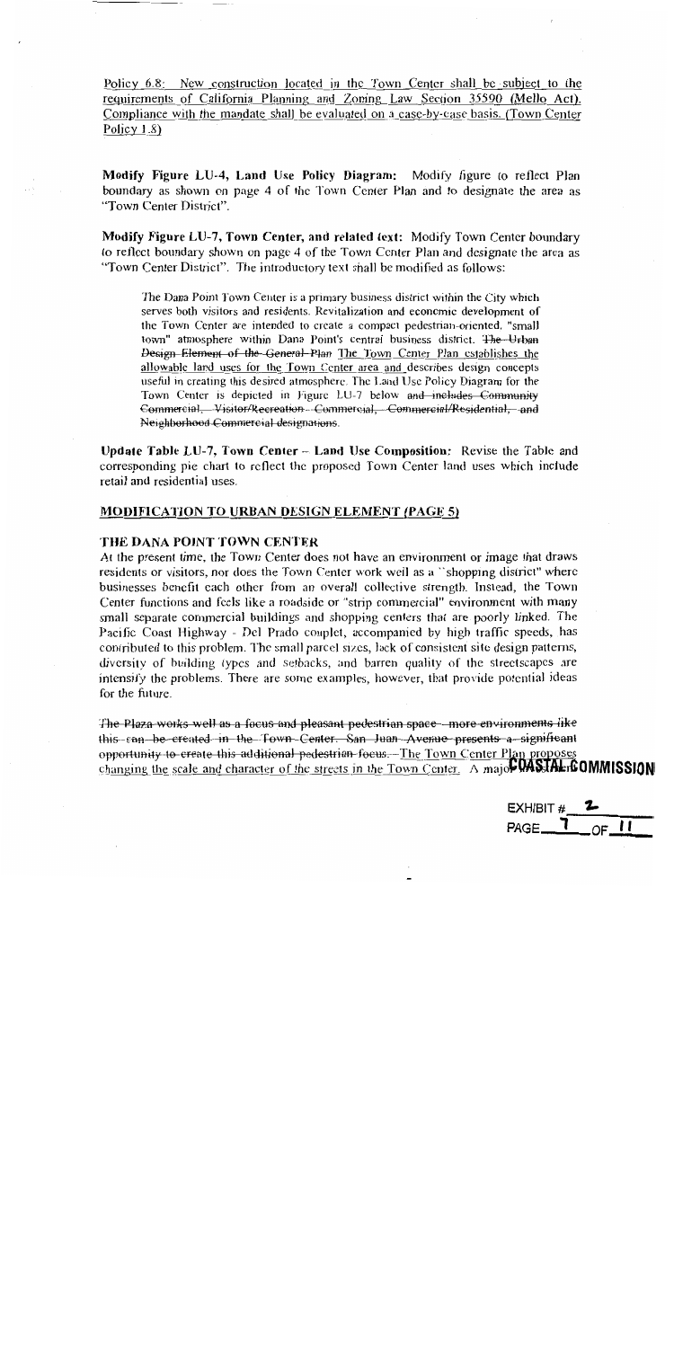Policy 6.8: New construction located in the Town Center shall be subject to the requirements of California Planning and Zoning Law Section 35590 (Mello Act). Compliance with the mandate shall be evaluated on a case-by-case basis. (Town Center Policy 1.8)

**Modify Figure LU-4, Land Use Policy Diagram:** Modify figure to reflect Plan boundary as shown on page 4 of the Town Center Plan and to designate the area as "Town Center District".

**Modify Figure LU-7, Town Center, and related text:** Modify Town Center boundary to reflect boundary shown on page 4 of the Town Center Plan and designate the area as "Town Center District". The introductory text shall be modified as follows:

> The Dana Point Town Center is a primary business district within the City which serves both visitors and residents. Revitalization and economic development of the Town Center are intended to create a compact pedestrian-oriented, "small town" atmosphere within Dana Point's central business district. ~~The Urban Design Element of the General Plan~~ The Town Center Plan establishes the allowable land uses for the Town Center area and describes design concepts useful in creating this desired atmosphere. The Land Use Policy Diagram for the Town Center is depicted in Figure LU-7 below ~~and includes Community Commercial, Visitor/Recreation Commercial, Commercial/Residential, and Neighborhood Commercial designations.~~

**Update Table LU-7, Town Center – Land Use Composition:** Revise the Table and corresponding pie chart to reflect the proposed Town Center land uses which include retail and residential uses.

## MODIFICATION TO URBAN DESIGN ELEMENT (PAGE 5)

### THE DANA POINT TOWN CENTER

At the present time, the Town Center does not have an environment or image that draws residents or visitors, nor does the Town Center work well as a "shopping district" where businesses benefit each other from an overall collective strength. Instead, the Town Center functions and feels like a roadside or "strip commercial" environment with many small separate commercial buildings and shopping centers that are poorly linked. The Pacific Coast Highway - Del Prado couplet, accompanied by high traffic speeds, has contributed to this problem. The small parcel sizes, lack of consistent site design patterns, diversity of building types and setbacks, and barren quality of the streetscapes are intensify the problems. There are some examples, however, that provide potential ideas for the future.

~~The Plaza works well as a focus and pleasant pedestrian space - more environments like this can be created in the Town Center. San Juan Avenue presents a significant opportunity to create this additional pedestrian focus.~~ The Town Center Plan proposes changing the scale and character of the streets in the Town Center. A major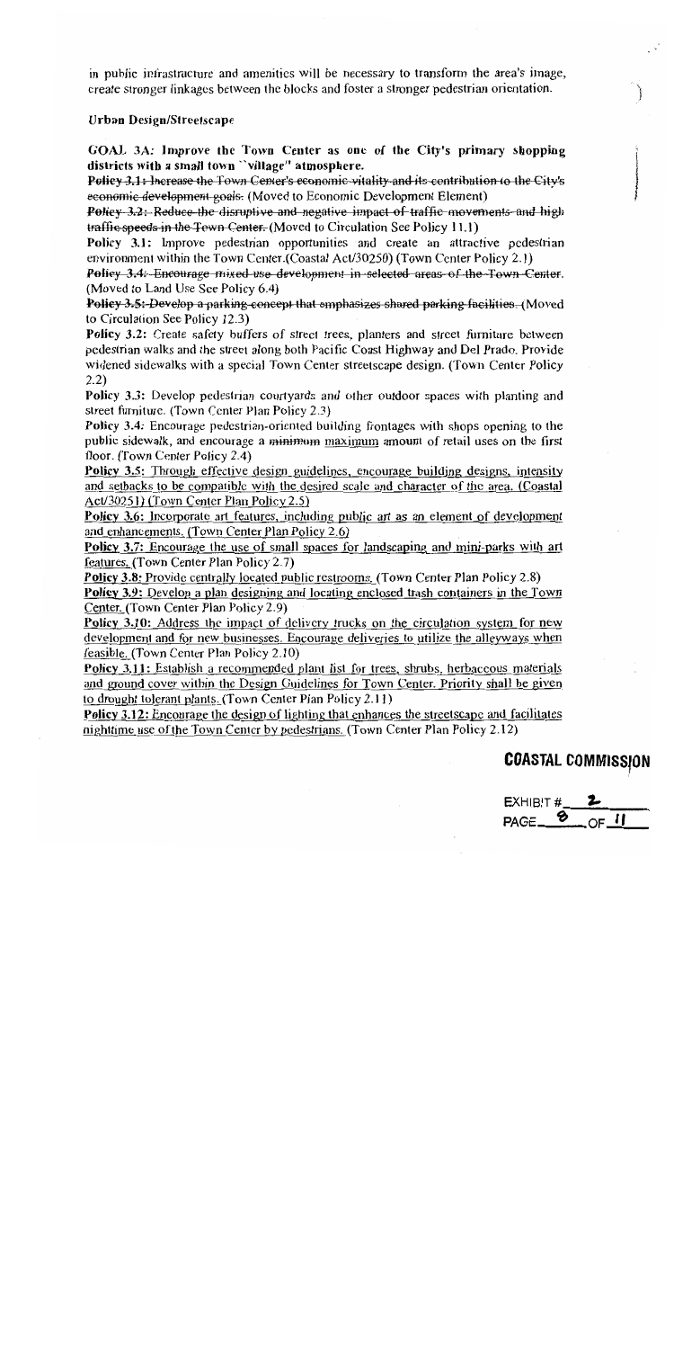in public infrastructure and amenities will be necessary to transform the area's image, create stronger linkages between the blocks and foster a stronger pedestrian orientation.

**Urban Design/Streetscape**

**GOAL 3A: Improve the Town Center as one of the City's primary shopping districts with a small town "village" atmosphere.**

~~**Policy 3.1:** Increase the Town Center's economic vitality and its contribution to the City's economic development goals.~~ (Moved to Economic Development Element)

~~**Policy 3.2:** Reduce the disruptive and negative impact of traffic movements and high traffic speeds in the Town Center.~~ (Moved to Circulation See Policy 11.1)

**Policy 3.1:** Improve pedestrian opportunities and create an attractive pedestrian environment within the Town Center.(Coastal Act/30250) (Town Center Policy 2.1)

~~**Policy 3.4:** Encourage mixed use development in selected areas of the Town Center.~~ (Moved to Land Use See Policy 6.4)

~~**Policy 3.5:** Develop a parking concept that emphasizes shared parking facilities.~~ (Moved to Circulation See Policy 12.3)

**Policy 3.2:** Create safety buffers of street trees, planters and street furniture between pedestrian walks and the street along both Pacific Coast Highway and Del Prado. Provide widened sidewalks with a special Town Center streetscape design. (Town Center Policy 2.2)

**Policy 3.3:** Develop pedestrian courtyards and other outdoor spaces with planting and street furniture. (Town Center Plan Policy 2.3)

**Policy 3.4:** Encourage pedestrian-oriented building frontages with shops opening to the public sidewalk, and encourage a ~~minimum~~ maximum amount of retail uses on the first floor. (Town Center Policy 2.4)

<u>**Policy 3.5:** Through effective design guidelines, encourage building designs, intensity and setbacks to be compatible with the desired scale and character of the area. (Coastal Act/30251) (Town Center Plan Policy 2.5)</u>

<u>**Policy 3.6:** Incorporate art features, including public art as an element of development and enhancements. (Town Center Plan Policy 2.6)</u>

<u>**Policy 3.7:** Encourage the use of small spaces for landscaping and mini-parks with art features.</u> (Town Center Plan Policy 2.7)

<u>**Policy 3.8:** Provide centrally located public restrooms.</u> (Town Center Plan Policy 2.8)

<u>**Policy 3.9:** Develop a plan designing and locating enclosed trash containers in the Town Center.</u> (Town Center Plan Policy 2.9)

<u>**Policy 3.10:** Address the impact of delivery trucks on the circulation system for new development and for new businesses. Encourage deliveries to utilize the alleyways when feasible.</u> (Town Center Plan Policy 2.10)

<u>**Policy 3.11:** Establish a recommended plant list for trees, shrubs, herbaceous materials and ground cover within the Design Guidelines for Town Center. Priority shall be given to drought tolerant plants.</u> (Town Center Plan Policy 2.11)

<u>**Policy 3.12:** Encourage the design of lighting that enhances the streetscape and facilitates nighttime use of the Town Center by pedestrians.</u> (Town Center Plan Policy 2.12)

**COASTAL COMMISSION**

EXHIBIT # 2
PAGE 8 OF 11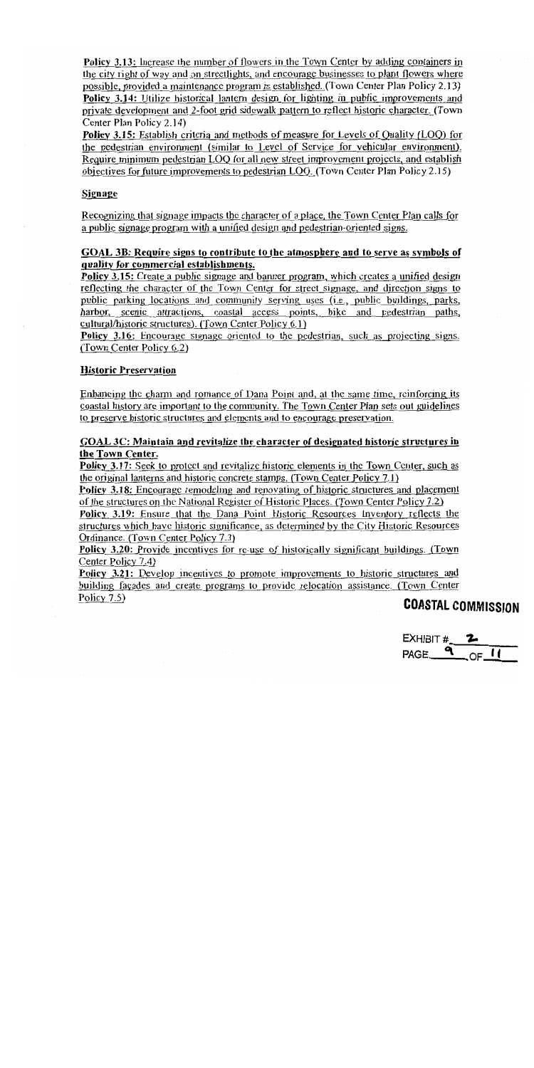**Policy 3.13:** Increase the number of flowers in the Town Center by adding containers in the city right of way and on streetlights, and encourage businesses to plant flowers where possible, provided a maintenance program is established. (Town Center Plan Policy 2.13)

**Policy 3.14:** Utilize historical lantern design for lighting in public improvements and private development and 2-foot grid sidewalk pattern to reflect historic character. (Town Center Plan Policy 2.14)

**Policy 3.15:** Establish criteria and methods of measure for Levels of Quality (LOQ) for the pedestrian environment (similar to Level of Service for vehicular environment). Require minimum pedestrian LOQ for all new street improvement projects, and establish objectives for future improvements to pedestrian LOQ. (Town Center Plan Policy 2.15)

### Signage

Recognizing that signage impacts the character of a place, the Town Center Plan calls for a public signage program with a unified design and pedestrian-oriented signs.

#### GOAL 3B: Require signs to contribute to the atmosphere and to serve as symbols of quality for commercial establishments.

**Policy 3.15:** Create a public signage and banner program, which creates a unified design reflecting the character of the Town Center for street signage, and direction signs to public parking locations and community serving uses (i.e., public buildings, parks, harbor, scenic attractions, coastal access points, bike and pedestrian paths, cultural/historic structures). (Town Center Policy 6.1)

**Policy 3.16:** Encourage signage oriented to the pedestrian, such as projecting signs. (Town Center Policy 6.2)

### Historic Preservation

Enhancing the charm and romance of Dana Point and, at the same time, reinforcing its coastal history are important to the community. The Town Center Plan sets out guidelines to preserve historic structures and elements and to encourage preservation.

#### GOAL 3C: Maintain and revitalize the character of designated historic structures in the Town Center.

**Policy 3.17:** Seek to protect and revitalize historic elements in the Town Center, such as the original lanterns and historic concrete stamps. (Town Center Policy 7.1)

**Policy 3.18:** Encourage remodeling and renovating of historic structures and placement of the structures on the National Register of Historic Places. (Town Center Policy 7.2)

**Policy 3.19:** Ensure that the Dana Point Historic Resources Inventory reflects the structures which have historic significance, as determined by the City Historic Resources Ordinance. (Town Center Policy 7.3)

**Policy 3.20:** Provide incentives for re-use of historically significant buildings. (Town Center Policy 7.4)

**Policy 3.21:** Develop incentives to promote improvements to historic structures and building façades and create programs to provide relocation assistance. (Town Center Policy 7.5)

**COASTAL COMMISSION**

EXHIBIT # 2
PAGE 9 OF 11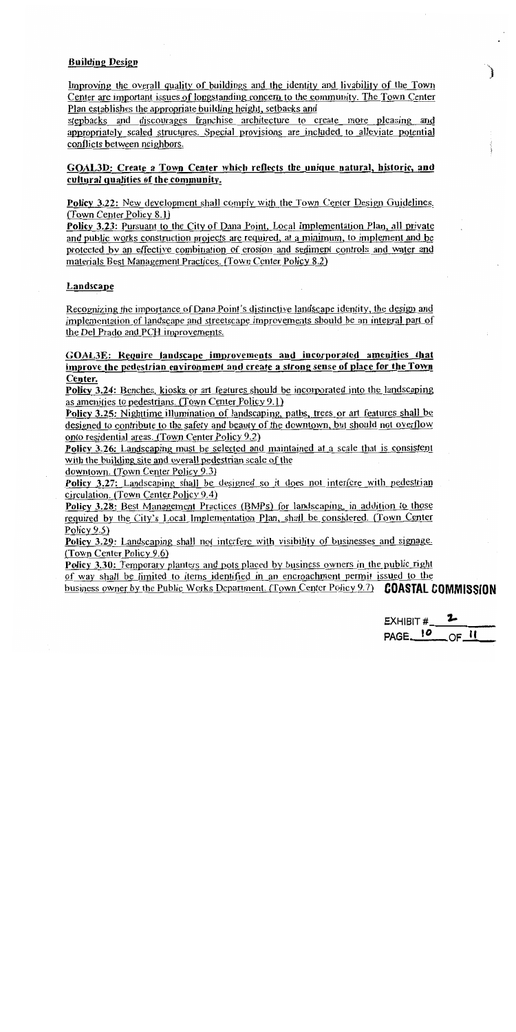**Building Design**

Improving the overall quality of buildings and the identity and livability of the Town Center are important issues of longstanding concern to the community. The Town Center Plan establishes the appropriate building height, setbacks and stepbacks and discourages franchise architecture to create more pleasing and appropriately scaled structures. Special provisions are included to alleviate potential conflicts between neighbors.

**GOAL3D: Create a Town Center which reflects the unique natural, historic, and cultural qualities of the community.**

**Policy 3.22:** New development shall comply with the Town Center Design Guidelines. (Town Center Policy 8.1)

**Policy 3.23:** Pursuant to the City of Dana Point, Local Implementation Plan, all private and public works construction projects are required, at a minimum, to implement and be protected by an effective combination of erosion and sediment controls and water and materials Best Management Practices. (Town Center Policy 8.2)

**Landscape**

Recognizing the importance of Dana Point's distinctive landscape identity, the design and implementation of landscape and streetscape improvements should be an integral part of the Del Prado and PCH improvements.

**GOAL3E: Require landscape improvements and incorporated amenities that improve the pedestrian environment and create a strong sense of place for the Town Center.**

**Policy 3.24:** Benches, kiosks or art features should be incorporated into the landscaping as amenities to pedestrians. (Town Center Policy 9.1)

**Policy 3.25:** Nighttime illumination of landscaping, paths, trees or art features shall be designed to contribute to the safety and beauty of the downtown, but should not overflow onto residential areas. (Town Center Policy 9.2)

**Policy 3.26:** Landscaping must be selected and maintained at a scale that is consistent with the building site and overall pedestrian scale of the downtown. (Town Center Policy 9.3)

**Policy 3.27:** Landscaping shall be designed so it does not interfere with pedestrian circulation. (Town Center Policy 9.4)

**Policy 3.28:** Best Management Practices (BMPs) for landscaping, in addition to those required by the City's Local Implementation Plan, shall be considered. (Town Center Policy 9.5)

**Policy 3.29:** Landscaping shall not interfere with visibility of businesses and signage. (Town Center Policy 9.6)

**Policy 3.30:** Temporary planters and pots placed by business owners in the public right of way shall be limited to items identified in an encroachment permit issued to the business owner by the Public Works Department. (Town Center Policy 9.7)

**COASTAL COMMISSION**

EXHIBIT # 2
PAGE 10 OF 11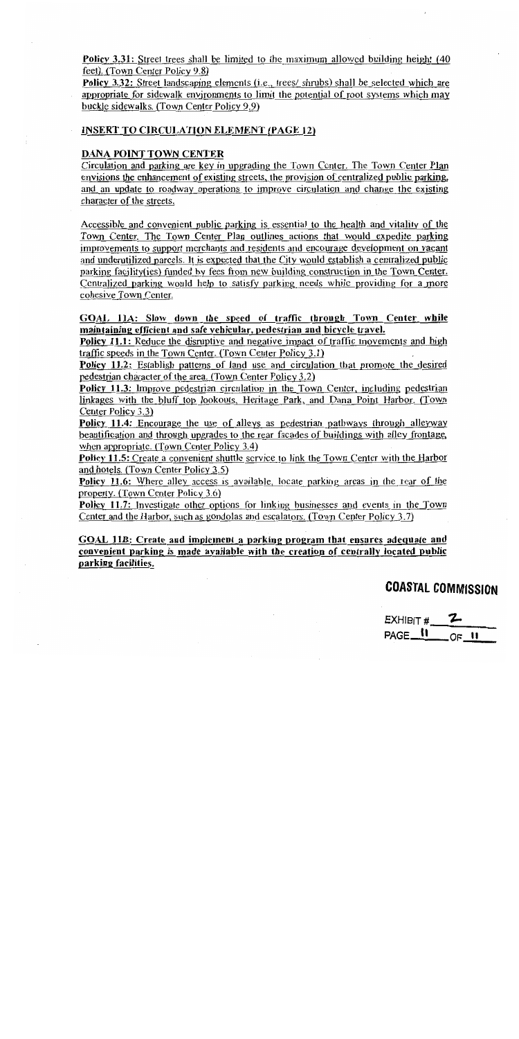**Policy 3.31:** Street trees shall be limited to the maximum allowed building height (40 feet). (Town Center Policy 9.8)

**Policy 3.32:** Street landscaping elements (i.e., trees/ shrubs) shall be selected which are appropriate for sidewalk environments to limit the potential of root systems which may buckle sidewalks. (Town Center Policy 9.9)

## INSERT TO CIRCULATION ELEMENT (PAGE 12)

### DANA POINT TOWN CENTER

Circulation and parking are key in upgrading the Town Center. The Town Center Plan envisions the enhancement of existing streets, the provision of centralized public parking, and an update to roadway operations to improve circulation and change the existing character of the streets.

Accessible and convenient public parking is essential to the health and vitality of the Town Center. The Town Center Plan outlines actions that would expedite parking improvements to support merchants and residents and encourage development on vacant and underutilized parcels. It is expected that the City would establish a centralized public parking facility(ies) funded by fees from new building construction in the Town Center. Centralized parking would help to satisfy parking needs while providing for a more cohesive Town Center.

**GOAL 11A: Slow down the speed of traffic through Town Center while maintaining efficient and safe vehicular, pedestrian and bicycle travel.**

**Policy 11.1:** Reduce the disruptive and negative impact of traffic movements and high traffic speeds in the Town Center. (Town Center Policy 3.1)

**Policy 11.2:** Establish patterns of land use and circulation that promote the desired pedestrian character of the area. (Town Center Policy 3.2)

**Policy 11.3:** Improve pedestrian circulation in the Town Center, including pedestrian linkages with the bluff top lookouts, Heritage Park, and Dana Point Harbor. (Town Center Policy 3.3)

**Policy 11.4:** Encourage the use of alleys as pedestrian pathways through alleyway beautification and through upgrades to the rear facades of buildings with alley frontage, when appropriate. (Town Center Policy 3.4)

**Policy 11.5:** Create a convenient shuttle service to link the Town Center with the Harbor and hotels. (Town Center Policy 3.5)

**Policy 11.6:** Where alley access is available, locate parking areas in the rear of the property. (Town Center Policy 3.6)

**Policy 11.7:** Investigate other options for linking businesses and events in the Town Center and the Harbor, such as gondolas and escalators. (Town Center Policy 3.7)

**GOAL 11B: Create and implement a parking program that ensures adequate and convenient parking is made available with the creation of centrally located public parking facilities.**

**COASTAL COMMISSION**

EXHIBIT # 2
PAGE 11 OF 11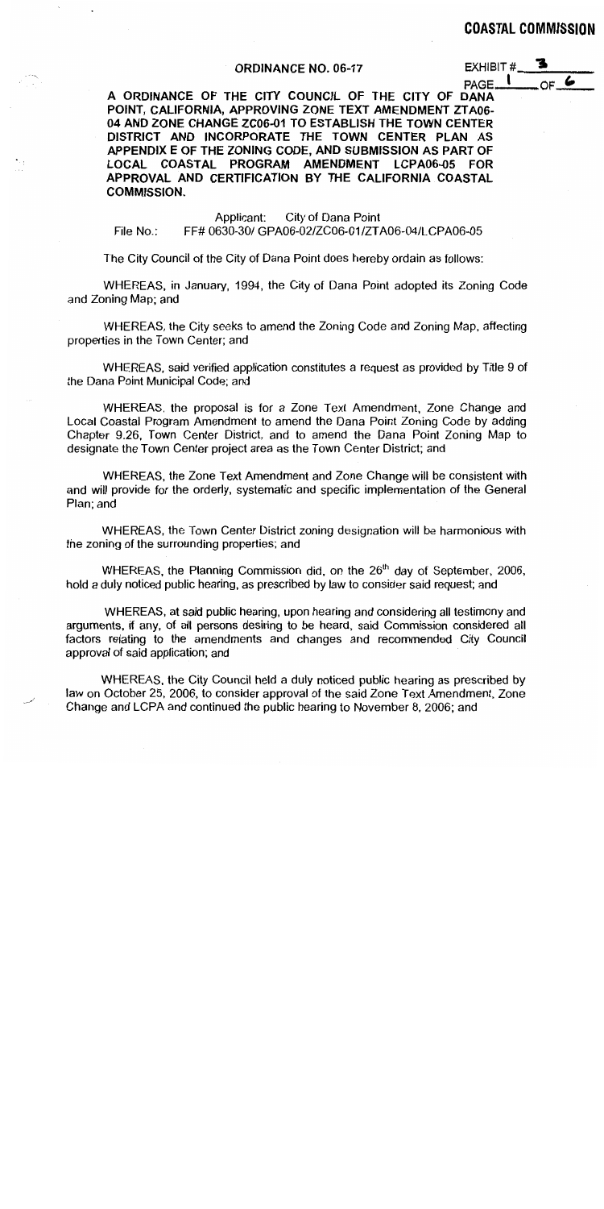**COASTAL COMMISSION**

**ORDINANCE NO. 06-17**

EXHIBIT # 3
PAGE 1 OF 6

**A ORDINANCE OF THE CITY COUNCIL OF THE CITY OF DANA POINT, CALIFORNIA, APPROVING ZONE TEXT AMENDMENT ZTA06-04 AND ZONE CHANGE ZC06-01 TO ESTABLISH THE TOWN CENTER DISTRICT AND INCORPORATE THE TOWN CENTER PLAN AS APPENDIX E OF THE ZONING CODE, AND SUBMISSION AS PART OF LOCAL COASTAL PROGRAM AMENDMENT LCPA06-05 FOR APPROVAL AND CERTIFICATION BY THE CALIFORNIA COASTAL COMMISSION.**

Applicant: City of Dana Point

File No.: FF# 0630-30/ GPA06-02/ZC06-01/ZTA06-04/LCPA06-05

The City Council of the City of Dana Point does hereby ordain as follows:

WHEREAS, in January, 1994, the City of Dana Point adopted its Zoning Code and Zoning Map; and

WHEREAS, the City seeks to amend the Zoning Code and Zoning Map, affecting properties in the Town Center; and

WHEREAS, said verified application constitutes a request as provided by Title 9 of the Dana Point Municipal Code; and

WHEREAS, the proposal is for a Zone Text Amendment, Zone Change and Local Coastal Program Amendment to amend the Dana Point Zoning Code by adding Chapter 9.26, Town Center District, and to amend the Dana Point Zoning Map to designate the Town Center project area as the Town Center District; and

WHEREAS, the Zone Text Amendment and Zone Change will be consistent with and will provide for the orderly, systematic and specific implementation of the General Plan; and

WHEREAS, the Town Center District zoning designation will be harmonious with the zoning of the surrounding properties; and

WHEREAS, the Planning Commission did, on the 26th day of September, 2006, hold a duly noticed public hearing, as prescribed by law to consider said request; and

WHEREAS, at said public hearing, upon hearing and considering all testimony and arguments, if any, of all persons desiring to be heard, said Commission considered all factors relating to the amendments and changes and recommended City Council approval of said application; and

WHEREAS, the City Council held a duly noticed public hearing as prescribed by law on October 25, 2006, to consider approval of the said Zone Text Amendment, Zone Change and LCPA and continued the public hearing to November 8, 2006; and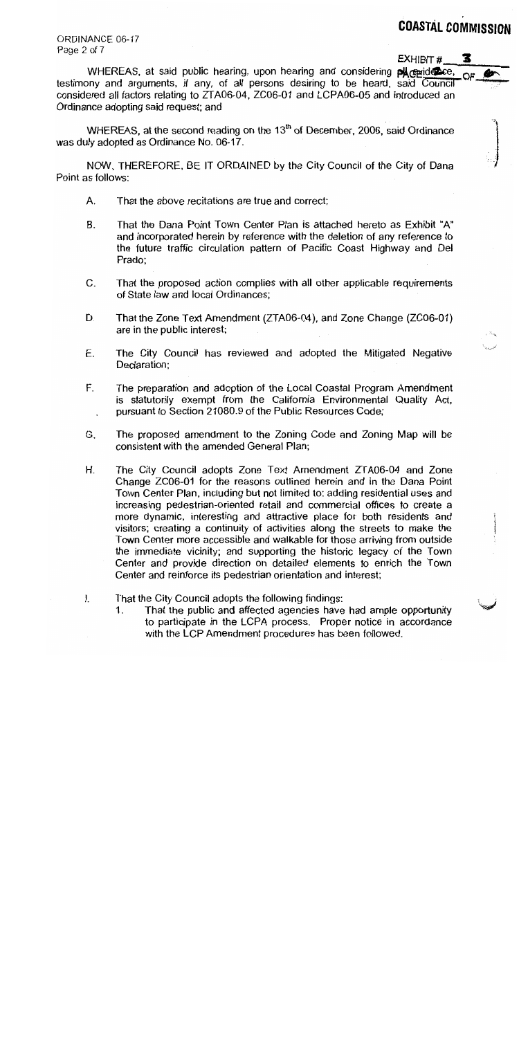WHEREAS, at said public hearing, upon hearing and considering all evidence, testimony and arguments, if any, of all persons desiring to be heard, said Council considered all factors relating to ZTA06-04, ZC06-01 and LCPA06-05 and introduced an Ordinance adopting said request; and

WHEREAS, at the second reading on the 13th of December, 2006, said Ordinance was duly adopted as Ordinance No. 06-17.

NOW, THEREFORE, BE IT ORDAINED by the City Council of the City of Dana Point as follows:

A. That the above recitations are true and correct;

B. That the Dana Point Town Center Plan is attached hereto as Exhibit "A" and incorporated herein by reference with the deletion of any reference to the future traffic circulation pattern of Pacific Coast Highway and Del Prado;

C. That the proposed action complies with all other applicable requirements of State law and local Ordinances;

D. That the Zone Text Amendment (ZTA06-04), and Zone Change (ZC06-01) are in the public interest;

E. The City Council has reviewed and adopted the Mitigated Negative Declaration;

F. The preparation and adoption of the Local Coastal Program Amendment is statutorily exempt from the California Environmental Quality Act, pursuant to Section 21080.9 of the Public Resources Code;

G. The proposed amendment to the Zoning Code and Zoning Map will be consistent with the amended General Plan;

H. The City Council adopts Zone Text Amendment ZTA06-04 and Zone Change ZC06-01 for the reasons outlined herein and in the Dana Point Town Center Plan, including but not limited to: adding residential uses and increasing pedestrian-oriented retail and commercial offices to create a more dynamic, interesting and attractive place for both residents and visitors; creating a continuity of activities along the streets to make the Town Center more accessible and walkable for those arriving from outside the immediate vicinity; and supporting the historic legacy of the Town Center and provide direction on detailed elements to enrich the Town Center and reinforce its pedestrian orientation and interest;

I. That the City Council adopts the following findings:
   1. That the public and affected agencies have had ample opportunity to participate in the LCPA process. Proper notice in accordance with the LCP Amendment procedures has been followed.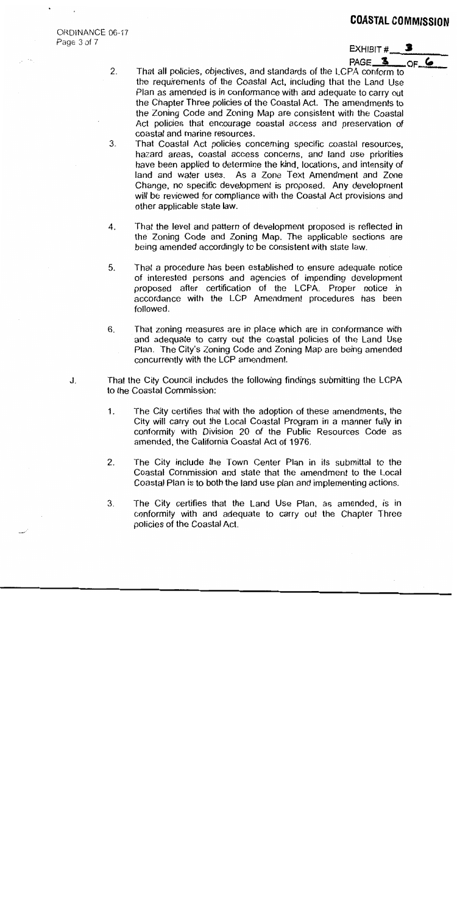2. That all policies, objectives, and standards of the LCPA conform to the requirements of the Coastal Act, including that the Land Use Plan as amended is in conformance with and adequate to carry out the Chapter Three policies of the Coastal Act. The amendments to the Zoning Code and Zoning Map are consistent with the Coastal Act policies that encourage coastal access and preservation of coastal and marine resources.

3. That Coastal Act policies concerning specific coastal resources, hazard areas, coastal access concerns, and land use priorities have been applied to determine the kind, locations, and intensity of land and water uses. As a Zone Text Amendment and Zone Change, no specific development is proposed. Any development will be reviewed for compliance with the Coastal Act provisions and other applicable state law.

4. That the level and pattern of development proposed is reflected in the Zoning Code and Zoning Map. The applicable sections are being amended accordingly to be consistent with state law.

5. That a procedure has been established to ensure adequate notice of interested persons and agencies of impending development proposed after certification of the LCPA. Proper notice in accordance with the LCP Amendment procedures has been followed.

6. That zoning measures are in place which are in conformance with and adequate to carry out the coastal policies of the Land Use Plan. The City's Zoning Code and Zoning Map are being amended concurrently with the LCP amendment.

J. That the City Council includes the following findings submitting the LCPA to the Coastal Commission:

1. The City certifies that with the adoption of these amendments, the City will carry out the Local Coastal Program in a manner fully in conformity with Division 20 of the Public Resources Code as amended, the California Coastal Act of 1976.

2. The City include the Town Center Plan in its submittal to the Coastal Commission and state that the amendment to the Local Coastal Plan is to both the land use plan and implementing actions.

3. The City certifies that the Land Use Plan, as amended, is in conformity with and adequate to carry out the Chapter Three policies of the Coastal Act.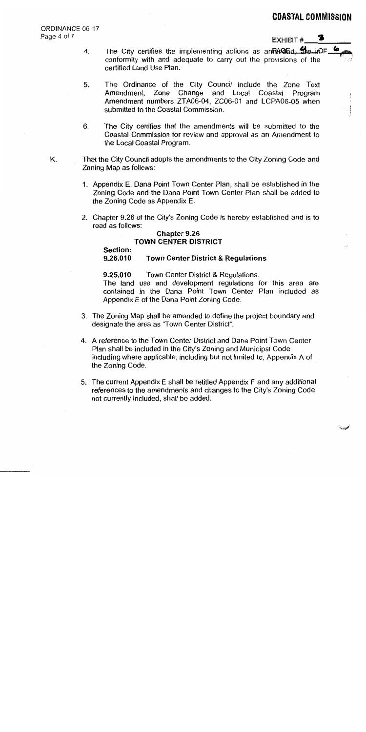**COASTAL COMMISSION**

EXHIBIT # 3

PAGE 4 OF 6

ORDINANCE 06-17

4. The City certifies the implementing actions as amended, are in conformity with and adequate to carry out the provisions of the certified Land Use Plan.

5. The Ordinance of the City Council include the Zone Text Amendment, Zone Change and Local Coastal Program Amendment numbers ZTA06-04, ZC06-01 and LCPA06-05 when submitted to the Coastal Commission.

6. The City certifies that the amendments will be submitted to the Coastal Commission for review and approval as an Amendment to the Local Coastal Program.

K. That the City Council adopts the amendments to the City Zoning Code and Zoning Map as follows:

1. Appendix E, Dana Point Town Center Plan, shall be established in the Zoning Code and the Dana Point Town Center Plan shall be added to the Zoning Code as Appendix E.

2. Chapter 9.26 of the City's Zoning Code is hereby established and is to read as follows:

**Chapter 9.26**
**TOWN CENTER DISTRICT**

**Section:**
**9.26.010 Town Center District & Regulations**

**9.25.010** Town Center District & Regulations.
The land use and development regulations for this area are contained in the Dana Point Town Center Plan included as Appendix E of the Dana Point Zoning Code.

3. The Zoning Map shall be amended to define the project boundary and designate the area as "Town Center District".

4. A reference to the Town Center District and Dana Point Town Center Plan shall be included in the City's Zoning and Municipal Code including where applicable, including but not limited to, Appendix A of the Zoning Code.

5. The current Appendix E shall be retitled Appendix F and any additional references to the amendments and changes to the City's Zoning Code not currently included, shall be added.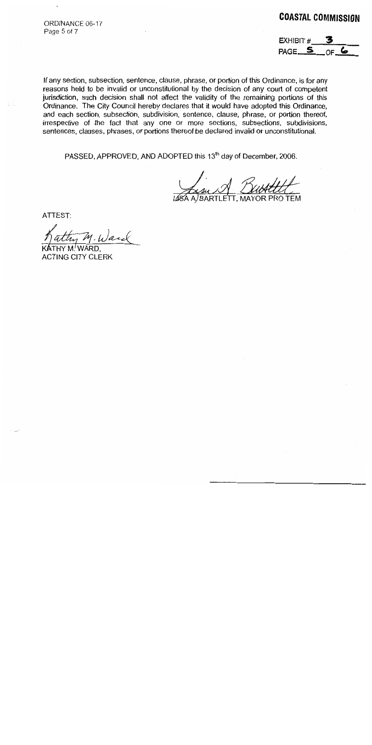COASTAL COMMISSION

EXHIBIT # 3
PAGE 5 OF 6

If any section, subsection, sentence, clause, phrase, or portion of this Ordinance, is for any reasons held to be invalid or unconstitutional by the decision of any court of competent jurisdiction, such decision shall not affect the validity of the remaining portions of this Ordinance. The City Council hereby declares that it would have adopted this Ordinance, and each section, subsection, subdivision, sentence, clause, phrase, or portion thereof, irrespective of the fact that any one or more sections, subsections, subdivisions, sentences, clauses, phrases, or portions thereof be declared invalid or unconstitutional.

PASSED, APPROVED, AND ADOPTED this 13th day of December, 2006.

LISA A. BARTLETT, MAYOR PRO TEM

ATTEST:

KATHY M. WARD,
ACTING CITY CLERK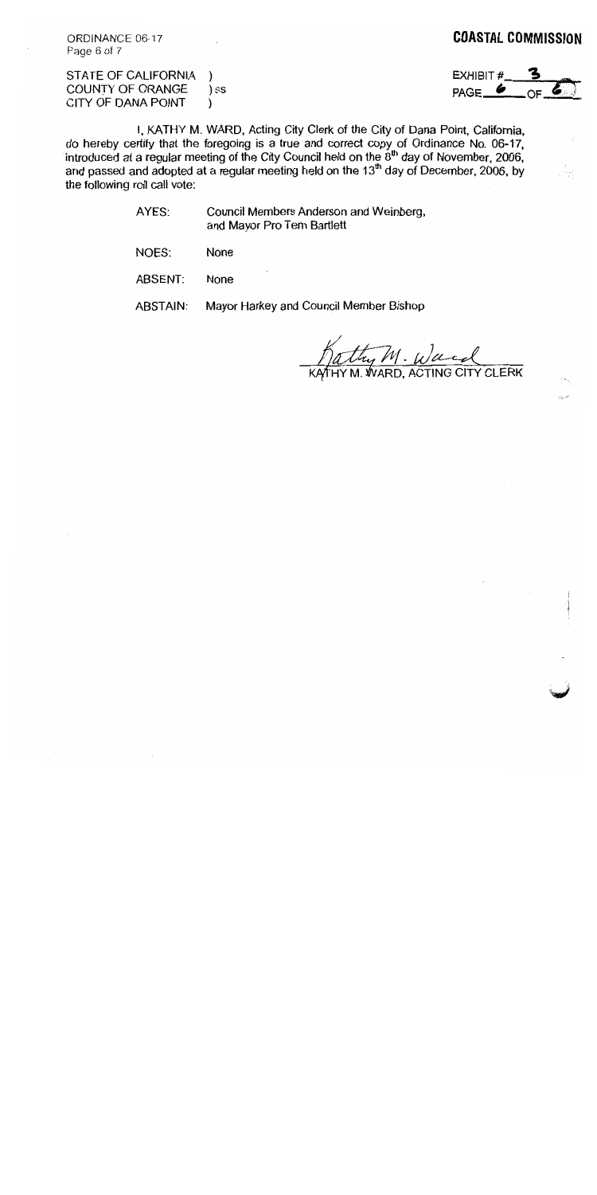**COASTAL COMMISSION**

EXHIBIT # 3
PAGE 6 OF 6

STATE OF CALIFORNIA )
COUNTY OF ORANGE ) ss
CITY OF DANA POINT )

I, KATHY M. WARD, Acting City Clerk of the City of Dana Point, California, do hereby certify that the foregoing is a true and correct copy of Ordinance No. 06-17, introduced at a regular meeting of the City Council held on the 8th day of November, 2006, and passed and adopted at a regular meeting held on the 13th day of December, 2006, by the following roll call vote:

AYES: Council Members Anderson and Weinberg, and Mayor Pro Tem Bartlett

NOES: None

ABSENT: None

ABSTAIN: Mayor Harkey and Council Member Bishop

Kathy M. Ward
KATHY M. WARD, ACTING CITY CLERK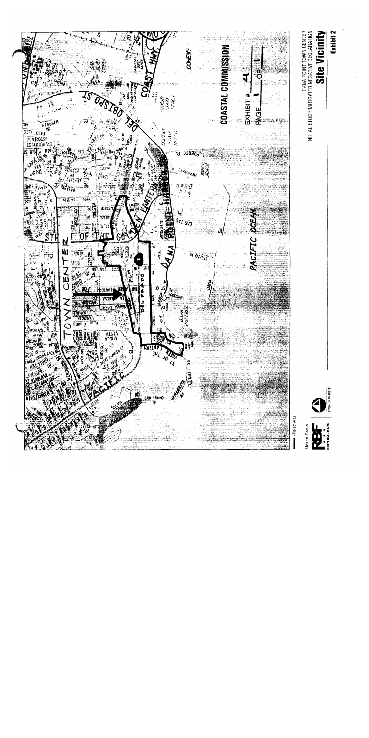COASTAL COMMISSION

EXHIBIT # 4

PAGE 1 OF 1

- Project Area

Not to Scale

DANA POINT TOWN CENTER
INITIAL STUDY/MITIGATED NEGATIVE DECLARATION

**Site Vicinity**

**Exhibit 2**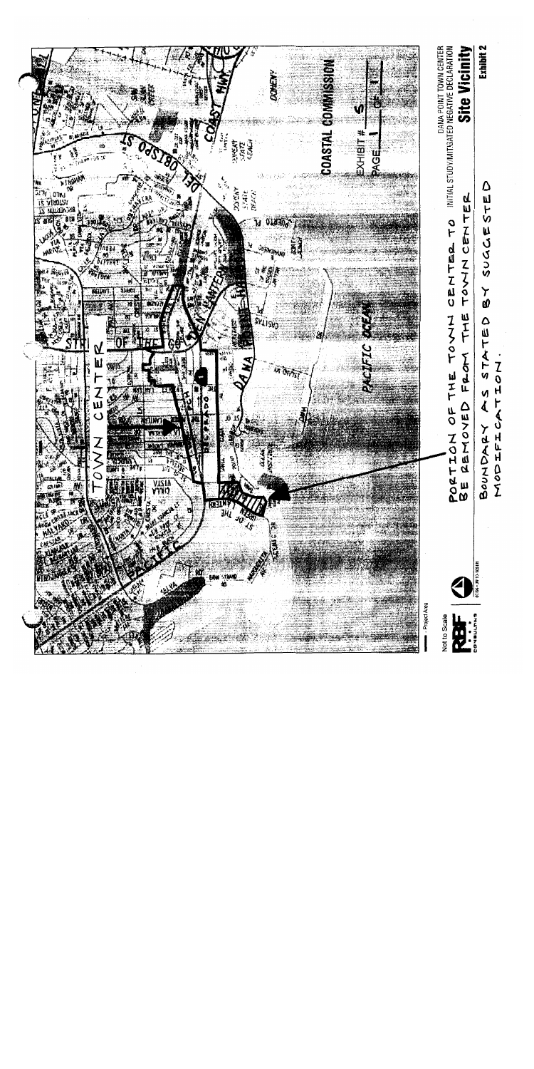COASTAL COMMISSION

EXHIBIT # 5

PAGE 1 OF 1

PORTION OF THE TOWN CENTER TO BE REMOVED FROM THE TOWN CENTER BOUNDARY AS STATED BY SUGGESTED MODIFICATION.

— Project Area

Not to Scale

RBF CONSULTING

DANA POINT TOWN CENTER
INITIAL STUDY/MITIGATED NEGATIVE DECLARATION

**Site Vicinity**

Exhibit 2